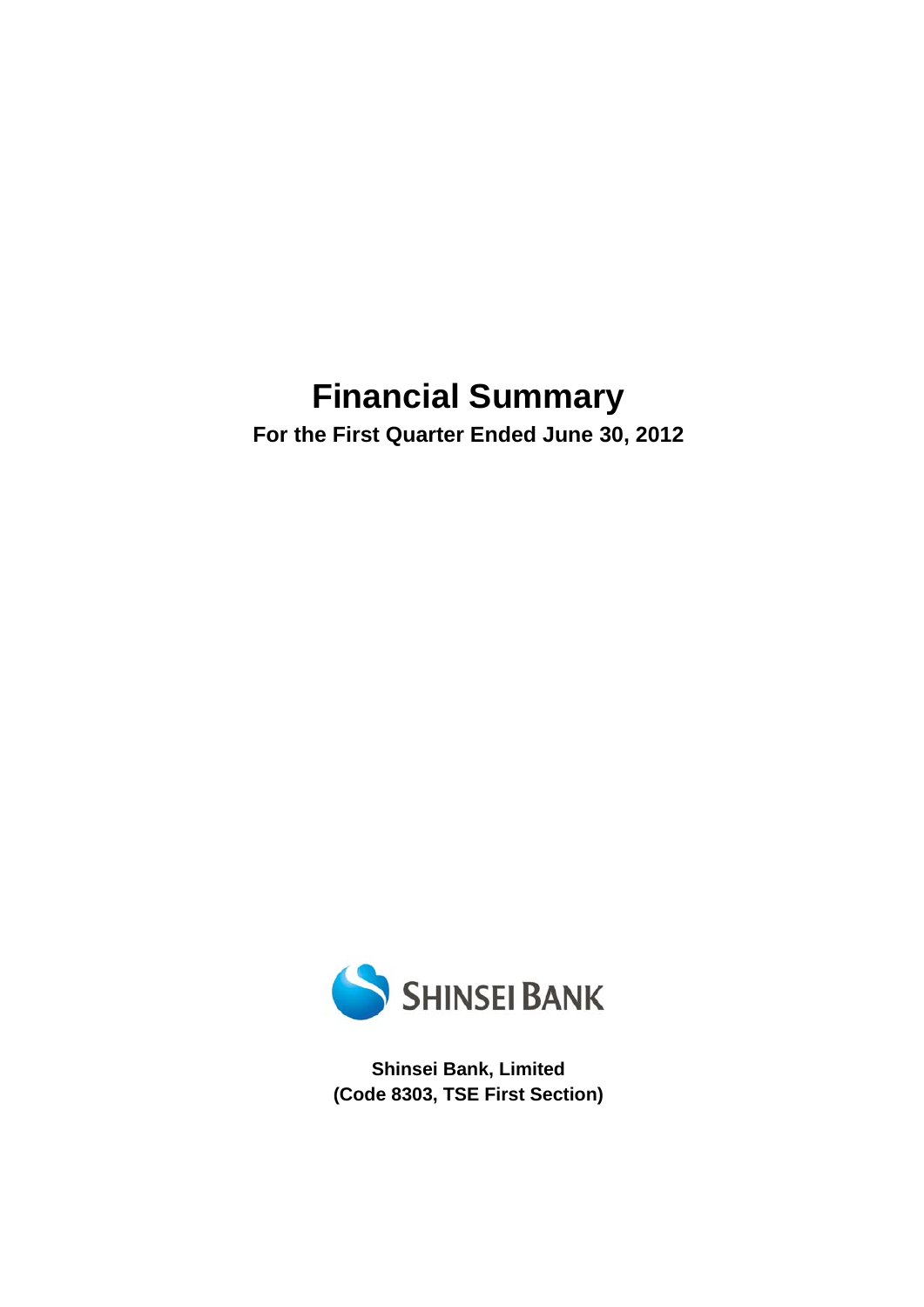# Financial Summary

**For the First Quarter Ended June 30, 2012**

SHINSEI BANK

**Shinsei Bank, Limited**
**(Code 8303, TSE First Section)**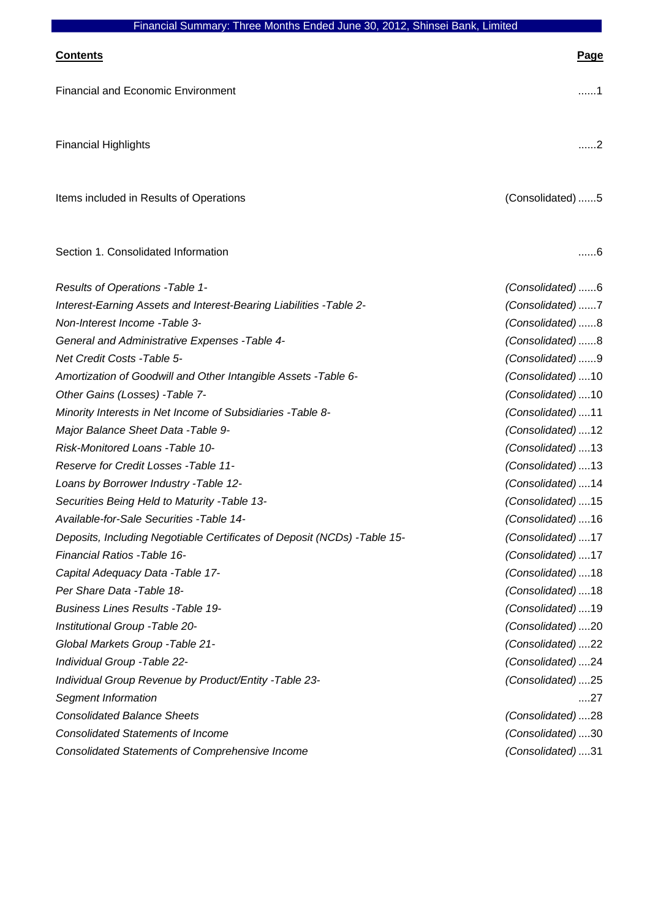Financial Summary: Three Months Ended June 30, 2012, Shinsei Bank, Limited

| **Contents** | | **Page** |
|---|---|---|
| Financial and Economic Environment | | ......1 |
| Financial Highlights | | ......2 |
| Items included in Results of Operations | (Consolidated) | ......5 |
| Section 1. Consolidated Information | | ......6 |
| *Results of Operations -Table 1-* | *(Consolidated)* | ......6 |
| *Interest-Earning Assets and Interest-Bearing Liabilities -Table 2-* | *(Consolidated)* | ......7 |
| *Non-Interest Income -Table 3-* | *(Consolidated)* | ......8 |
| *General and Administrative Expenses -Table 4-* | *(Consolidated)* | ......8 |
| *Net Credit Costs -Table 5-* | *(Consolidated)* | ......9 |
| *Amortization of Goodwill and Other Intangible Assets -Table 6-* | *(Consolidated)* | ....10 |
| *Other Gains (Losses) -Table 7-* | *(Consolidated)* | ....10 |
| *Minority Interests in Net Income of Subsidiaries -Table 8-* | *(Consolidated)* | ....11 |
| *Major Balance Sheet Data -Table 9-* | *(Consolidated)* | ....12 |
| *Risk-Monitored Loans -Table 10-* | *(Consolidated)* | ....13 |
| *Reserve for Credit Losses -Table 11-* | *(Consolidated)* | ....13 |
| *Loans by Borrower Industry -Table 12-* | *(Consolidated)* | ....14 |
| *Securities Being Held to Maturity -Table 13-* | *(Consolidated)* | ....15 |
| *Available-for-Sale Securities -Table 14-* | *(Consolidated)* | ....16 |
| *Deposits, Including Negotiable Certificates of Deposit (NCDs) -Table 15-* | *(Consolidated)* | ....17 |
| *Financial Ratios -Table 16-* | *(Consolidated)* | ....17 |
| *Capital Adequacy Data -Table 17-* | *(Consolidated)* | ....18 |
| *Per Share Data -Table 18-* | *(Consolidated)* | ....18 |
| *Business Lines Results -Table 19-* | *(Consolidated)* | ....19 |
| *Institutional Group -Table 20-* | *(Consolidated)* | ....20 |
| *Global Markets Group -Table 21-* | *(Consolidated)* | ....22 |
| *Individual Group -Table 22-* | *(Consolidated)* | ....24 |
| *Individual Group Revenue by Product/Entity -Table 23-* | *(Consolidated)* | ....25 |
| *Segment Information* | | ....27 |
| *Consolidated Balance Sheets* | *(Consolidated)* | ....28 |
| *Consolidated Statements of Income* | *(Consolidated)* | ....30 |
| *Consolidated Statements of Comprehensive Income* | *(Consolidated)* | ....31 |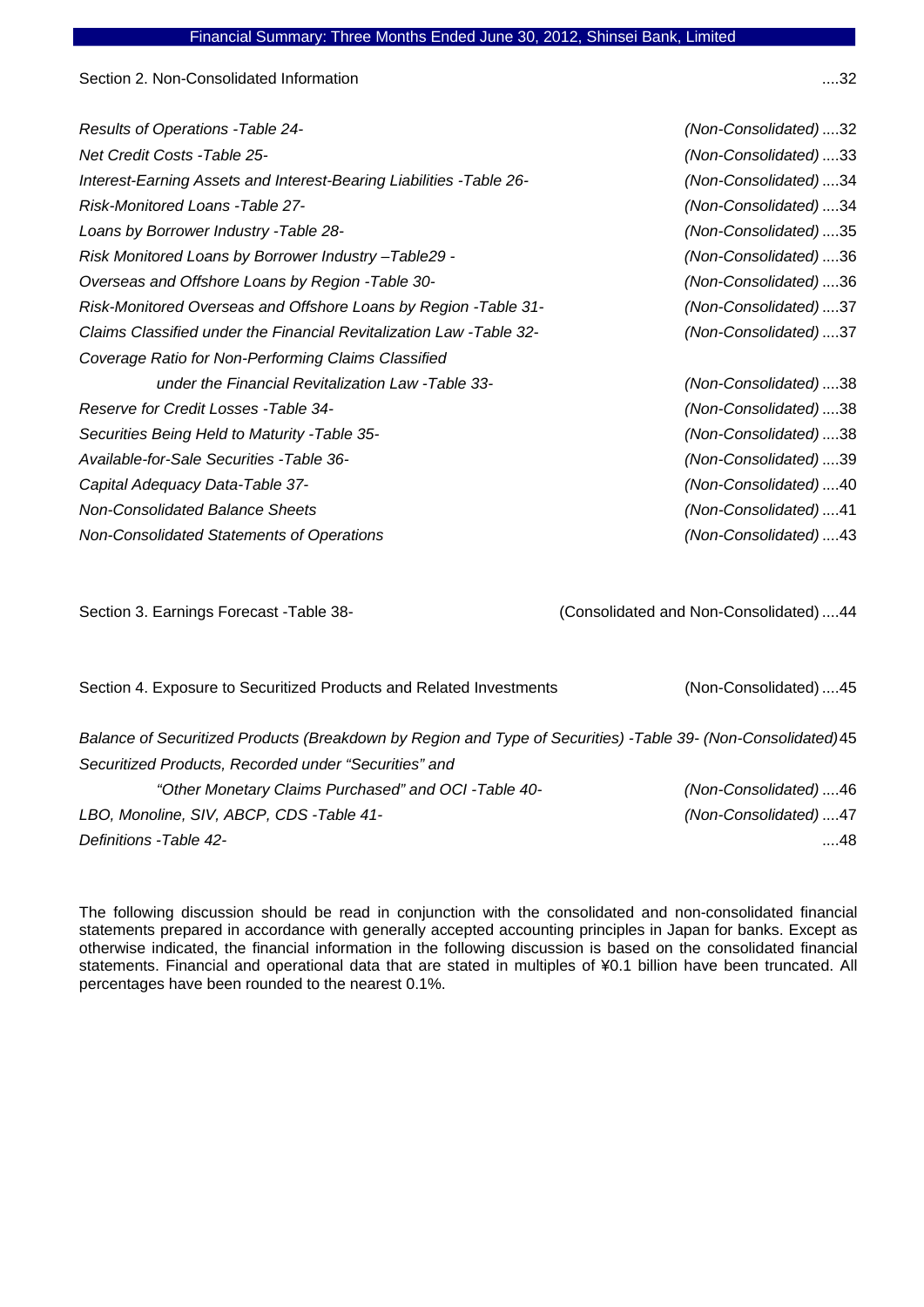Section 2. Non-Consolidated Information ....32

*Results of Operations -Table 24-* *(Non-Consolidated) ....32*

*Net Credit Costs -Table 25-* *(Non-Consolidated) ....33*

*Interest-Earning Assets and Interest-Bearing Liabilities -Table 26-* *(Non-Consolidated) ....34*

*Risk-Monitored Loans -Table 27-* *(Non-Consolidated) ....34*

*Loans by Borrower Industry -Table 28-* *(Non-Consolidated) ....35*

*Risk Monitored Loans by Borrower Industry –Table29 -* *(Non-Consolidated) ....36*

*Overseas and Offshore Loans by Region -Table 30-* *(Non-Consolidated) ....36*

*Risk-Monitored Overseas and Offshore Loans by Region -Table 31-* *(Non-Consolidated) ....37*

*Claims Classified under the Financial Revitalization Law -Table 32-* *(Non-Consolidated) ....37*

*Coverage Ratio for Non-Performing Claims Classified under the Financial Revitalization Law -Table 33-* *(Non-Consolidated) ....38*

*Reserve for Credit Losses -Table 34-* *(Non-Consolidated) ....38*

*Securities Being Held to Maturity -Table 35-* *(Non-Consolidated) ....38*

*Available-for-Sale Securities -Table 36-* *(Non-Consolidated) ....39*

*Capital Adequacy Data-Table 37-* *(Non-Consolidated) ....40*

*Non-Consolidated Balance Sheets* *(Non-Consolidated) ....41*

*Non-Consolidated Statements of Operations* *(Non-Consolidated) ....43*

Section 3. Earnings Forecast -Table 38- (Consolidated and Non-Consolidated) ....44

Section 4. Exposure to Securitized Products and Related Investments (Non-Consolidated) ....45

*Balance of Securitized Products (Breakdown by Region and Type of Securities) -Table 39- (Non-Consolidated)* 45

*Securitized Products, Recorded under "Securities" and "Other Monetary Claims Purchased" and OCI -Table 40-* *(Non-Consolidated) ....46*

*LBO, Monoline, SIV, ABCP, CDS -Table 41-* *(Non-Consolidated) ....47*

*Definitions -Table 42-* ....48

The following discussion should be read in conjunction with the consolidated and non-consolidated financial statements prepared in accordance with generally accepted accounting principles in Japan for banks. Except as otherwise indicated, the financial information in the following discussion is based on the consolidated financial statements. Financial and operational data that are stated in multiples of ¥0.1 billion have been truncated. All percentages have been rounded to the nearest 0.1%.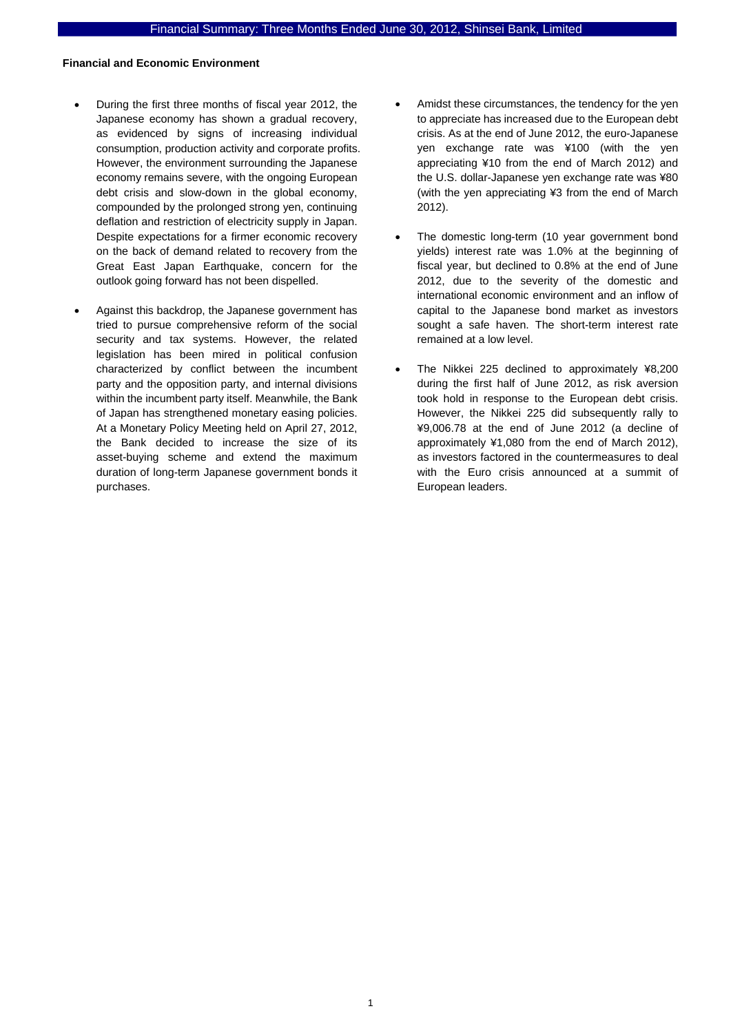**Financial and Economic Environment**

- During the first three months of fiscal year 2012, the Japanese economy has shown a gradual recovery, as evidenced by signs of increasing individual consumption, production activity and corporate profits. However, the environment surrounding the Japanese economy remains severe, with the ongoing European debt crisis and slow-down in the global economy, compounded by the prolonged strong yen, continuing deflation and restriction of electricity supply in Japan. Despite expectations for a firmer economic recovery on the back of demand related to recovery from the Great East Japan Earthquake, concern for the outlook going forward has not been dispelled.

- Against this backdrop, the Japanese government has tried to pursue comprehensive reform of the social security and tax systems. However, the related legislation has been mired in political confusion characterized by conflict between the incumbent party and the opposition party, and internal divisions within the incumbent party itself. Meanwhile, the Bank of Japan has strengthened monetary easing policies. At a Monetary Policy Meeting held on April 27, 2012, the Bank decided to increase the size of its asset-buying scheme and extend the maximum duration of long-term Japanese government bonds it purchases.

- Amidst these circumstances, the tendency for the yen to appreciate has increased due to the European debt crisis. As at the end of June 2012, the euro-Japanese yen exchange rate was ¥100 (with the yen appreciating ¥10 from the end of March 2012) and the U.S. dollar-Japanese yen exchange rate was ¥80 (with the yen appreciating ¥3 from the end of March 2012).

- The domestic long-term (10 year government bond yields) interest rate was 1.0% at the beginning of fiscal year, but declined to 0.8% at the end of June 2012, due to the severity of the domestic and international economic environment and an inflow of capital to the Japanese bond market as investors sought a safe haven. The short-term interest rate remained at a low level.

- The Nikkei 225 declined to approximately ¥8,200 during the first half of June 2012, as risk aversion took hold in response to the European debt crisis. However, the Nikkei 225 did subsequently rally to ¥9,006.78 at the end of June 2012 (a decline of approximately ¥1,080 from the end of March 2012), as investors factored in the countermeasures to deal with the Euro crisis announced at a summit of European leaders.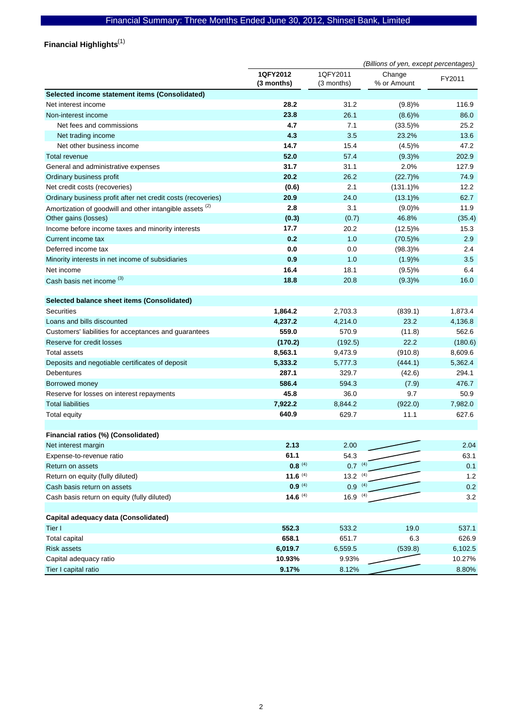# Financial Summary: Three Months Ended June 30, 2012, Shinsei Bank, Limited

## Financial Highlights[1]

*(Billions of yen, except percentages)*

| | 1QFY2012 (3 months) | 1QFY2011 (3 months) | Change % or Amount | FY2011 |
|---|---|---|---|---|
| **Selected income statement items (Consolidated)** | | | | |
| Net interest income | **28.2** | 31.2 | (9.8)% | 116.9 |
| Non-interest income | **23.8** | 26.1 | (8.6)% | 86.0 |
| Net fees and commissions | **4.7** | 7.1 | (33.5)% | 25.2 |
| Net trading income | **4.3** | 3.5 | 23.2% | 13.6 |
| Net other business income | **14.7** | 15.4 | (4.5)% | 47.2 |
| Total revenue | **52.0** | 57.4 | (9.3)% | 202.9 |
| General and administrative expenses | **31.7** | 31.1 | 2.0% | 127.9 |
| Ordinary business profit | **20.2** | 26.2 | (22.7)% | 74.9 |
| Net credit costs (recoveries) | **(0.6)** | 2.1 | (131.1)% | 12.2 |
| Ordinary business profit after net credit costs (recoveries) | **20.9** | 24.0 | (13.1)% | 62.7 |
| Amortization of goodwill and other intangible assets [2] | **2.8** | 3.1 | (9.0)% | 11.9 |
| Other gains (losses) | **(0.3)** | (0.7) | 46.8% | (35.4) |
| Income before income taxes and minority interests | **17.7** | 20.2 | (12.5)% | 15.3 |
| Current income tax | **0.2** | 1.0 | (70.5)% | 2.9 |
| Deferred income tax | **0.0** | 0.0 | (98.3)% | 2.4 |
| Minority interests in net income of subsidiaries | **0.9** | 1.0 | (1.9)% | 3.5 |
| Net income | **16.4** | 18.1 | (9.5)% | 6.4 |
| Cash basis net income [3] | **18.8** | 20.8 | (9.3)% | 16.0 |
| **Selected balance sheet items (Consolidated)** | | | | |
| Securities | **1,864.2** | 2,703.3 | (839.1) | 1,873.4 |
| Loans and bills discounted | **4,237.2** | 4,214.0 | 23.2 | 4,136.8 |
| Customers' liabilities for acceptances and guarantees | **559.0** | 570.9 | (11.8) | 562.6 |
| Reserve for credit losses | **(170.2)** | (192.5) | 22.2 | (180.6) |
| Total assets | **8,563.1** | 9,473.9 | (910.8) | 8,609.6 |
| Deposits and negotiable certificates of deposit | **5,333.2** | 5,777.3 | (444.1) | 5,362.4 |
| Debentures | **287.1** | 329.7 | (42.6) | 294.1 |
| Borrowed money | **586.4** | 594.3 | (7.9) | 476.7 |
| Reserve for losses on interest repayments | **45.8** | 36.0 | 9.7 | 50.9 |
| Total liabilities | **7,922.2** | 8,844.2 | (922.0) | 7,982.0 |
| Total equity | **640.9** | 629.7 | 11.1 | 627.6 |
| **Financial ratios (%) (Consolidated)** | | | | |
| Net interest margin | **2.13** | 2.00 | | 2.04 |
| Expense-to-revenue ratio | **61.1** | 54.3 | | 63.1 |
| Return on assets | **0.8** [4] | 0.7 [4] | | 0.1 |
| Return on equity (fully diluted) | **11.6** [4] | 13.2 [4] | | 1.2 |
| Cash basis return on assets | **0.9** [4] | 0.9 [4] | | 0.2 |
| Cash basis return on equity (fully diluted) | **14.6** [4] | 16.9 [4] | | 3.2 |
| **Capital adequacy data (Consolidated)** | | | | |
| Tier I | **552.3** | 533.2 | 19.0 | 537.1 |
| Total capital | **658.1** | 651.7 | 6.3 | 626.9 |
| Risk assets | **6,019.7** | 6,559.5 | (539.8) | 6,102.5 |
| Capital adequacy ratio | **10.93%** | 9.93% | | 10.27% |
| Tier I capital ratio | **9.17%** | 8.12% | | 8.80% |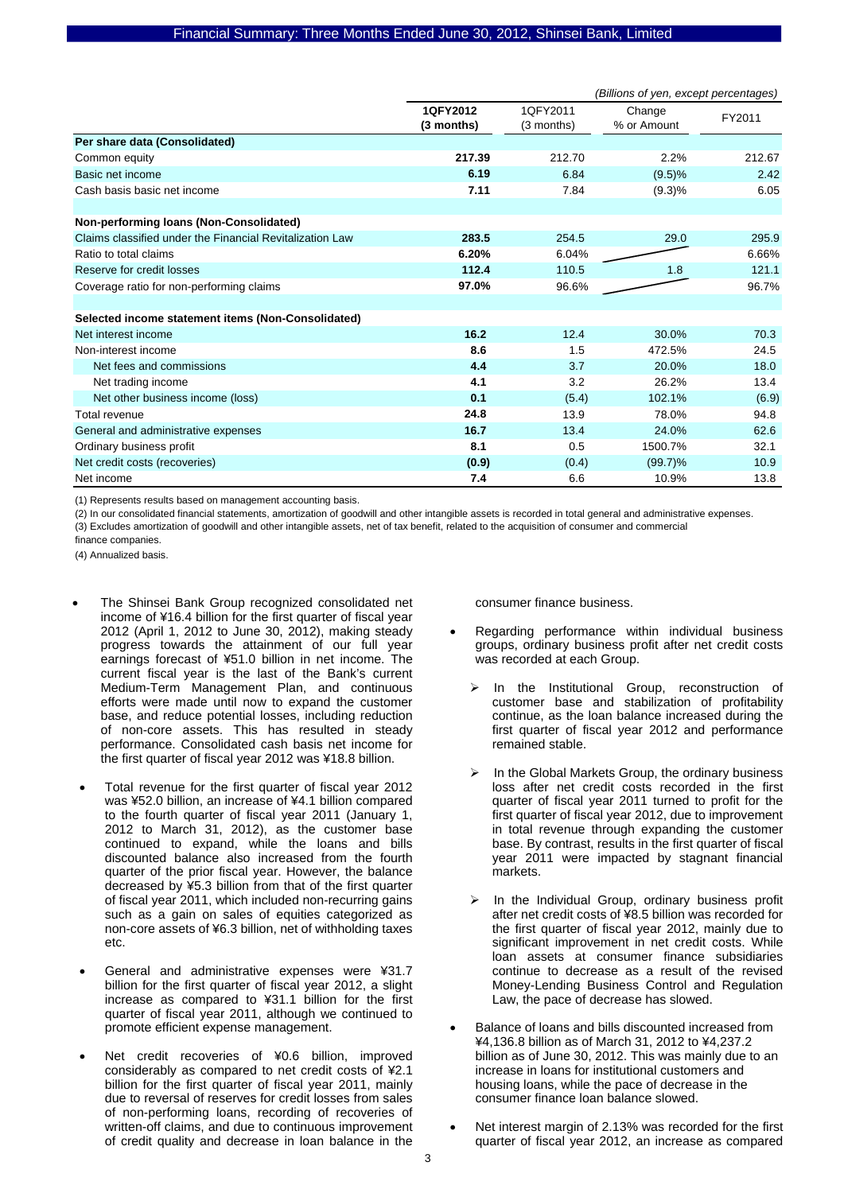*(Billions of yen, except percentages)*

| | 1QFY2012 (3 months) | 1QFY2011 (3 months) | Change % or Amount | FY2011 |
|---|---|---|---|---|
| **Per share data (Consolidated)** | | | | |
| Common equity | **217.39** | 212.70 | 2.2% | 212.67 |
| Basic net income | **6.19** | 6.84 | (9.5)% | 2.42 |
| Cash basis basic net income | **7.11** | 7.84 | (9.3)% | 6.05 |
| | | | | |
| **Non-performing loans (Non-Consolidated)** | | | | |
| Claims classified under the Financial Revitalization Law | **283.5** | 254.5 | 29.0 | 295.9 |
| Ratio to total claims | **6.20%** | 6.04% | | 6.66% |
| Reserve for credit losses | **112.4** | 110.5 | 1.8 | 121.1 |
| Coverage ratio for non-performing claims | **97.0%** | 96.6% | | 96.7% |
| | | | | |
| **Selected income statement items (Non-Consolidated)** | | | | |
| Net interest income | **16.2** | 12.4 | 30.0% | 70.3 |
| Non-interest income | **8.6** | 1.5 | 472.5% | 24.5 |
| Net fees and commissions | **4.4** | 3.7 | 20.0% | 18.0 |
| Net trading income | **4.1** | 3.2 | 26.2% | 13.4 |
| Net other business income (loss) | **0.1** | (5.4) | 102.1% | (6.9) |
| Total revenue | **24.8** | 13.9 | 78.0% | 94.8 |
| General and administrative expenses | **16.7** | 13.4 | 24.0% | 62.6 |
| Ordinary business profit | **8.1** | 0.5 | 1500.7% | 32.1 |
| Net credit costs (recoveries) | **(0.9)** | (0.4) | (99.7)% | 10.9 |
| Net income | **7.4** | 6.6 | 10.9% | 13.8 |

(1) Represents results based on management accounting basis.
(2) In our consolidated financial statements, amortization of goodwill and other intangible assets is recorded in total general and administrative expenses.
(3) Excludes amortization of goodwill and other intangible assets, net of tax benefit, related to the acquisition of consumer and commercial finance companies.
(4) Annualized basis.

- The Shinsei Bank Group recognized consolidated net income of ¥16.4 billion for the first quarter of fiscal year 2012 (April 1, 2012 to June 30, 2012), making steady progress towards the attainment of our full year earnings forecast of ¥51.0 billion in net income. The current fiscal year is the last of the Bank's current Medium-Term Management Plan, and continuous efforts were made until now to expand the customer base, and reduce potential losses, including reduction of non-core assets. This has resulted in steady performance. Consolidated cash basis net income for the first quarter of fiscal year 2012 was ¥18.8 billion.

- Total revenue for the first quarter of fiscal year 2012 was ¥52.0 billion, an increase of ¥4.1 billion compared to the fourth quarter of fiscal year 2011 (January 1, 2012 to March 31, 2012), as the customer base continued to expand, while the loans and bills discounted balance also increased from the fourth quarter of the prior fiscal year. However, the balance decreased by ¥5.3 billion from that of the first quarter of fiscal year 2011, which included non-recurring gains such as a gain on sales of equities categorized as non-core assets of ¥6.3 billion, net of withholding taxes etc.

- General and administrative expenses were ¥31.7 billion for the first quarter of fiscal year 2012, a slight increase as compared to ¥31.1 billion for the first quarter of fiscal year 2011, although we continued to promote efficient expense management.

- Net credit recoveries of ¥0.6 billion, improved considerably as compared to net credit costs of ¥2.1 billion for the first quarter of fiscal year 2011, mainly due to reversal of reserves for credit losses from sales of non-performing loans, recording of recoveries of written-off claims, and due to continuous improvement of credit quality and decrease in loan balance in the consumer finance business.

- Regarding performance within individual business groups, ordinary business profit after net credit costs was recorded at each Group.
  - In the Institutional Group, reconstruction of customer base and stabilization of profitability continue, as the loan balance increased during the first quarter of fiscal year 2012 and performance remained stable.
  - In the Global Markets Group, the ordinary business loss after net credit costs recorded in the first quarter of fiscal year 2011 turned to profit for the first quarter of fiscal year 2012, due to improvement in total revenue through expanding the customer base. By contrast, results in the first quarter of fiscal year 2011 were impacted by stagnant financial markets.
  - In the Individual Group, ordinary business profit after net credit costs of ¥8.5 billion was recorded for the first quarter of fiscal year 2012, mainly due to significant improvement in net credit costs. While loan assets at consumer finance subsidiaries continue to decrease as a result of the revised Money-Lending Business Control and Regulation Law, the pace of decrease has slowed.

- Balance of loans and bills discounted increased from ¥4,136.8 billion as of March 31, 2012 to ¥4,237.2 billion as of June 30, 2012. This was mainly due to an increase in loans for institutional customers and housing loans, while the pace of decrease in the consumer finance loan balance slowed.

- Net interest margin of 2.13% was recorded for the first quarter of fiscal year 2012, an increase as compared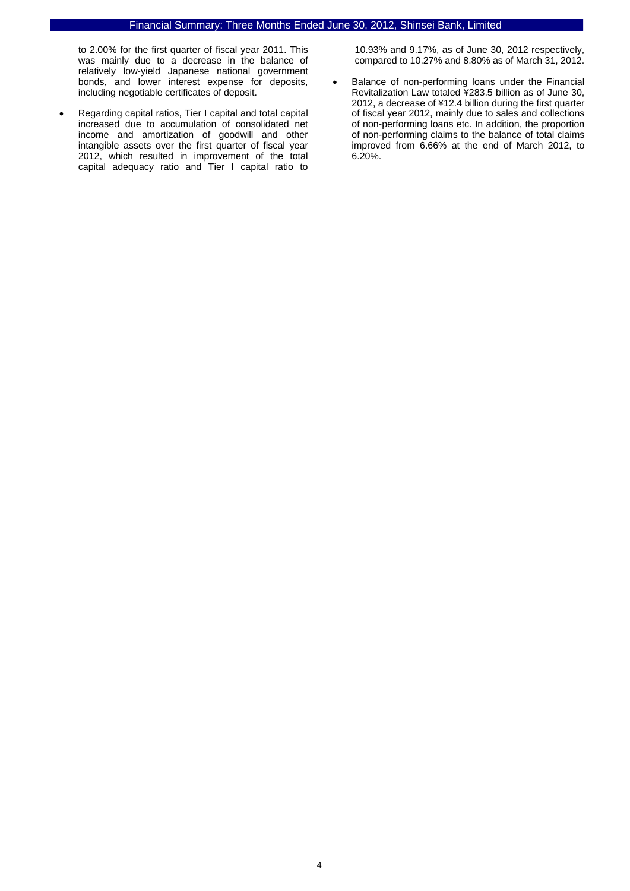to 2.00% for the first quarter of fiscal year 2011. This was mainly due to a decrease in the balance of relatively low-yield Japanese national government bonds, and lower interest expense for deposits, including negotiable certificates of deposit.

- Regarding capital ratios, Tier I capital and total capital increased due to accumulation of consolidated net income and amortization of goodwill and other intangible assets over the first quarter of fiscal year 2012, which resulted in improvement of the total capital adequacy ratio and Tier I capital ratio to 10.93% and 9.17%, as of June 30, 2012 respectively, compared to 10.27% and 8.80% as of March 31, 2012.

- Balance of non-performing loans under the Financial Revitalization Law totaled ¥283.5 billion as of June 30, 2012, a decrease of ¥12.4 billion during the first quarter of fiscal year 2012, mainly due to sales and collections of non-performing loans etc. In addition, the proportion of non-performing claims to the balance of total claims improved from 6.66% at the end of March 2012, to 6.20%.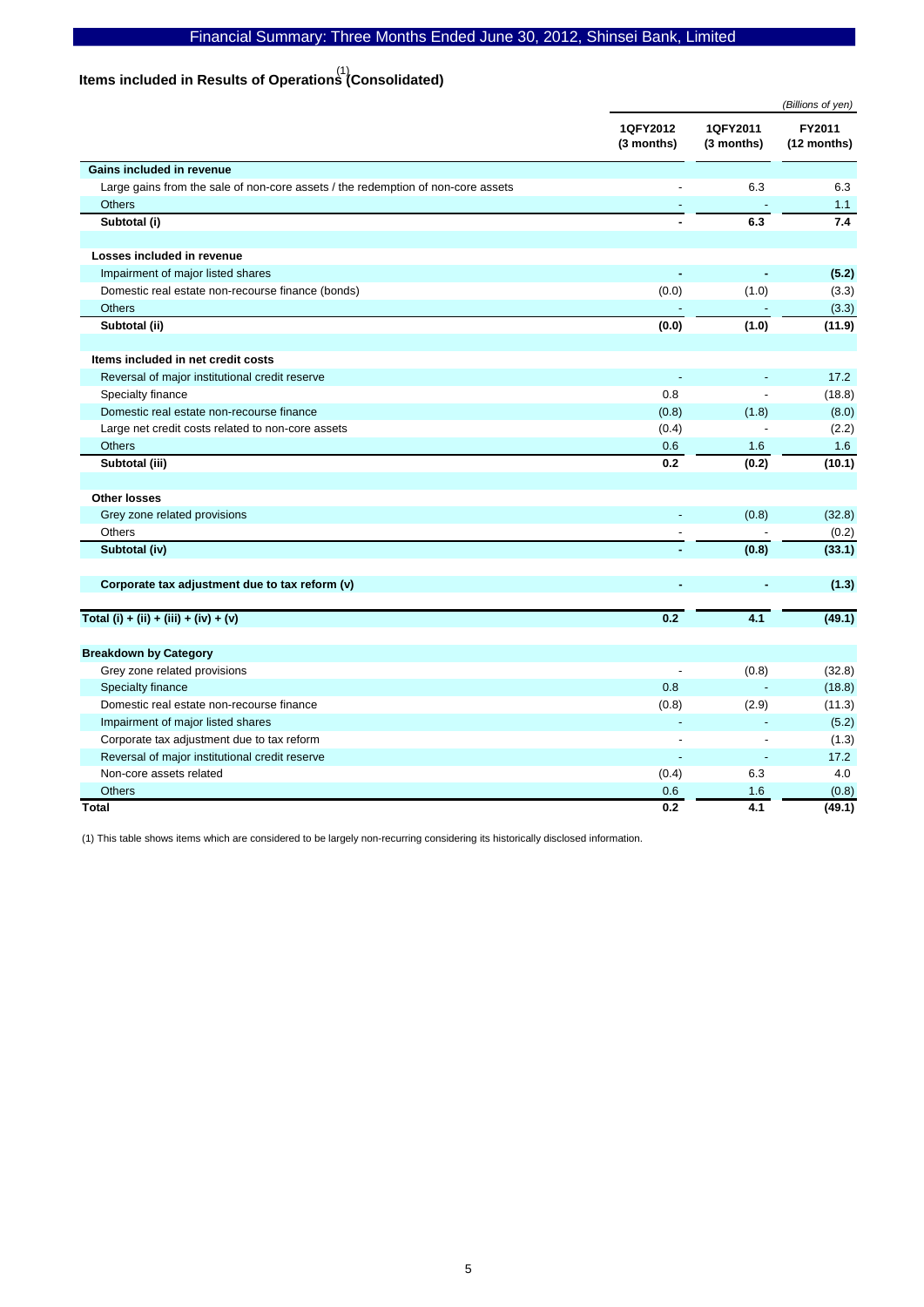## Items included in Results of Operations[1] (Consolidated)

*(Billions of yen)*

| | 1QFY2012 (3 months) | 1QFY2011 (3 months) | FY2011 (12 months) |
|---|---|---|---|
| **Gains included in revenue** | | | |
| Large gains from the sale of non-core assets / the redemption of non-core assets | - | 6.3 | 6.3 |
| Others | - | - | 1.1 |
| **Subtotal (i)** | **-** | **6.3** | **7.4** |
| | | | |
| **Losses included in revenue** | | | |
| Impairment of major listed shares | **-** | **-** | **(5.2)** |
| Domestic real estate non-recourse finance (bonds) | (0.0) | (1.0) | (3.3) |
| Others | - | - | (3.3) |
| **Subtotal (ii)** | **(0.0)** | **(1.0)** | **(11.9)** |
| | | | |
| **Items included in net credit costs** | | | |
| Reversal of major institutional credit reserve | - | - | 17.2 |
| Specialty finance | 0.8 | - | (18.8) |
| Domestic real estate non-recourse finance | (0.8) | (1.8) | (8.0) |
| Large net credit costs related to non-core assets | (0.4) | - | (2.2) |
| Others | 0.6 | 1.6 | 1.6 |
| **Subtotal (iii)** | **0.2** | **(0.2)** | **(10.1)** |
| | | | |
| **Other losses** | | | |
| Grey zone related provisions | - | (0.8) | (32.8) |
| Others | - | - | (0.2) |
| **Subtotal (iv)** | **-** | **(0.8)** | **(33.1)** |
| | | | |
| **Corporate tax adjustment due to tax reform (v)** | **-** | **-** | **(1.3)** |
| | | | |
| **Total (i) + (ii) + (iii) + (iv) + (v)** | **0.2** | **4.1** | **(49.1)** |
| | | | |
| **Breakdown by Category** | | | |
| Grey zone related provisions | - | (0.8) | (32.8) |
| Specialty finance | 0.8 | - | (18.8) |
| Domestic real estate non-recourse finance | (0.8) | (2.9) | (11.3) |
| Impairment of major listed shares | - | - | (5.2) |
| Corporate tax adjustment due to tax reform | - | - | (1.3) |
| Reversal of major institutional credit reserve | - | - | 17.2 |
| Non-core assets related | (0.4) | 6.3 | 4.0 |
| Others | 0.6 | 1.6 | (0.8) |
| **Total** | **0.2** | **4.1** | **(49.1)** |

(1) This table shows items which are considered to be largely non-recurring considering its historically disclosed information.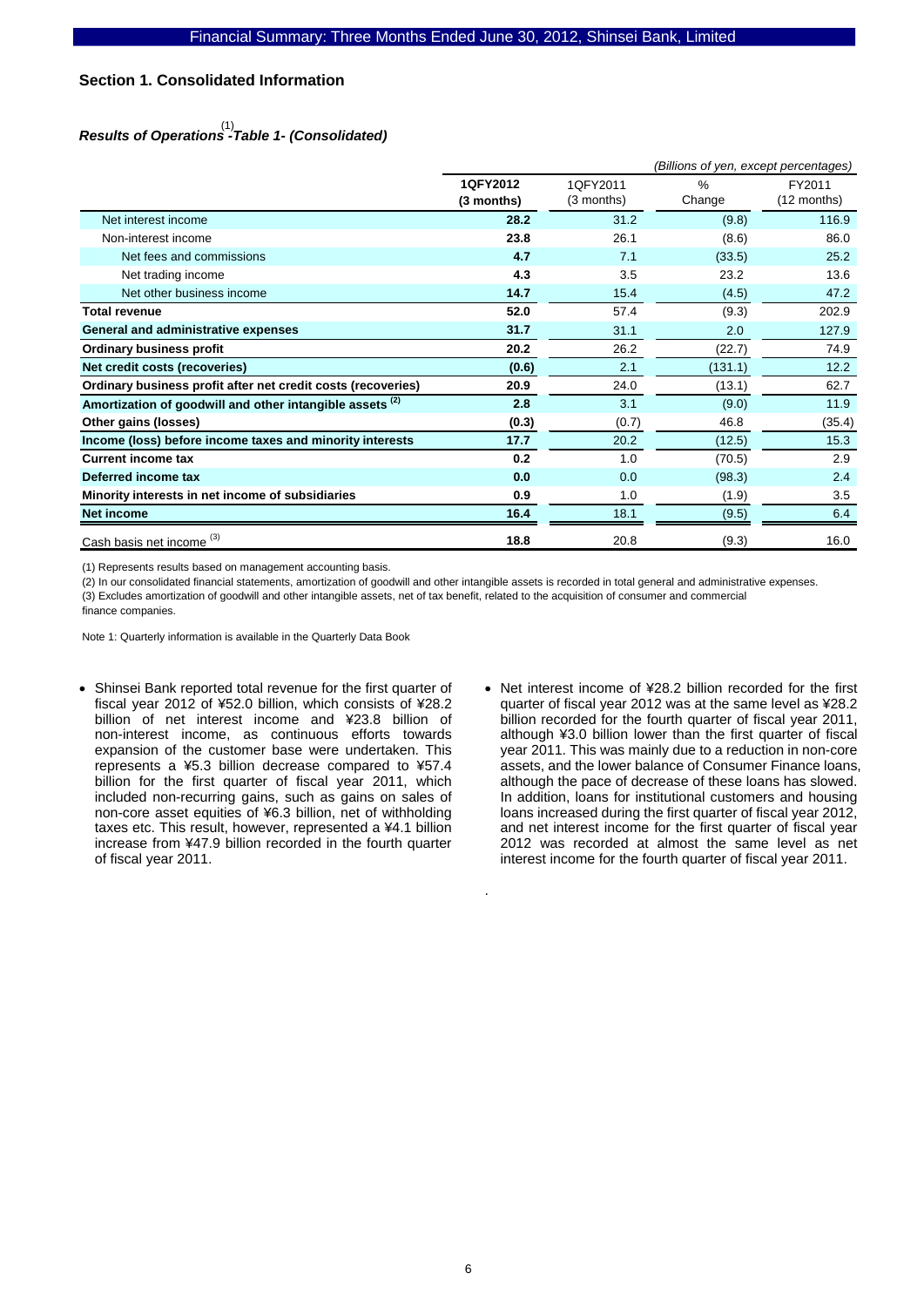## Section 1. Consolidated Information

### *Results of Operations[1] -Table 1- (Consolidated)*

*(Billions of yen, except percentages)*

| | 1QFY2012 (3 months) | 1QFY2011 (3 months) | % Change | FY2011 (12 months) |
|---|---|---|---|---|
| Net interest income | **28.2** | 31.2 | (9.8) | 116.9 |
| Non-interest income | **23.8** | 26.1 | (8.6) | 86.0 |
| Net fees and commissions | **4.7** | 7.1 | (33.5) | 25.2 |
| Net trading income | **4.3** | 3.5 | 23.2 | 13.6 |
| Net other business income | **14.7** | 15.4 | (4.5) | 47.2 |
| **Total revenue** | **52.0** | 57.4 | (9.3) | 202.9 |
| **General and administrative expenses** | **31.7** | 31.1 | 2.0 | 127.9 |
| **Ordinary business profit** | **20.2** | 26.2 | (22.7) | 74.9 |
| **Net credit costs (recoveries)** | **(0.6)** | 2.1 | (131.1) | 12.2 |
| **Ordinary business profit after net credit costs (recoveries)** | **20.9** | 24.0 | (13.1) | 62.7 |
| **Amortization of goodwill and other intangible assets [2]** | **2.8** | 3.1 | (9.0) | 11.9 |
| **Other gains (losses)** | **(0.3)** | (0.7) | 46.8 | (35.4) |
| **Income (loss) before income taxes and minority interests** | **17.7** | 20.2 | (12.5) | 15.3 |
| **Current income tax** | **0.2** | 1.0 | (70.5) | 2.9 |
| **Deferred income tax** | **0.0** | 0.0 | (98.3) | 2.4 |
| **Minority interests in net income of subsidiaries** | **0.9** | 1.0 | (1.9) | 3.5 |
| **Net income** | **16.4** | 18.1 | (9.5) | 6.4 |
| Cash basis net income [3] | **18.8** | 20.8 | (9.3) | 16.0 |

(1) Represents results based on management accounting basis.

(2) In our consolidated financial statements, amortization of goodwill and other intangible assets is recorded in total general and administrative expenses.

(3) Excludes amortization of goodwill and other intangible assets, net of tax benefit, related to the acquisition of consumer and commercial finance companies.

Note 1: Quarterly information is available in the Quarterly Data Book

- Shinsei Bank reported total revenue for the first quarter of fiscal year 2012 of ¥52.0 billion, which consists of ¥28.2 billion of net interest income and ¥23.8 billion of non-interest income, as continuous efforts towards expansion of the customer base were undertaken. This represents a ¥5.3 billion decrease compared to ¥57.4 billion for the first quarter of fiscal year 2011, which included non-recurring gains, such as gains on sales of non-core asset equities of ¥6.3 billion, net of withholding taxes etc. This result, however, represented a ¥4.1 billion increase from ¥47.9 billion recorded in the fourth quarter of fiscal year 2011.
- Net interest income of ¥28.2 billion recorded for the first quarter of fiscal year 2012 was at the same level as ¥28.2 billion recorded for the fourth quarter of fiscal year 2011, although ¥3.0 billion lower than the first quarter of fiscal year 2011. This was mainly due to a reduction in non-core assets, and the lower balance of Consumer Finance loans, although the pace of decrease of these loans has slowed. In addition, loans for institutional customers and housing loans increased during the first quarter of fiscal year 2012, and net interest income for the first quarter of fiscal year 2012 was recorded at almost the same level as net interest income for the fourth quarter of fiscal year 2011.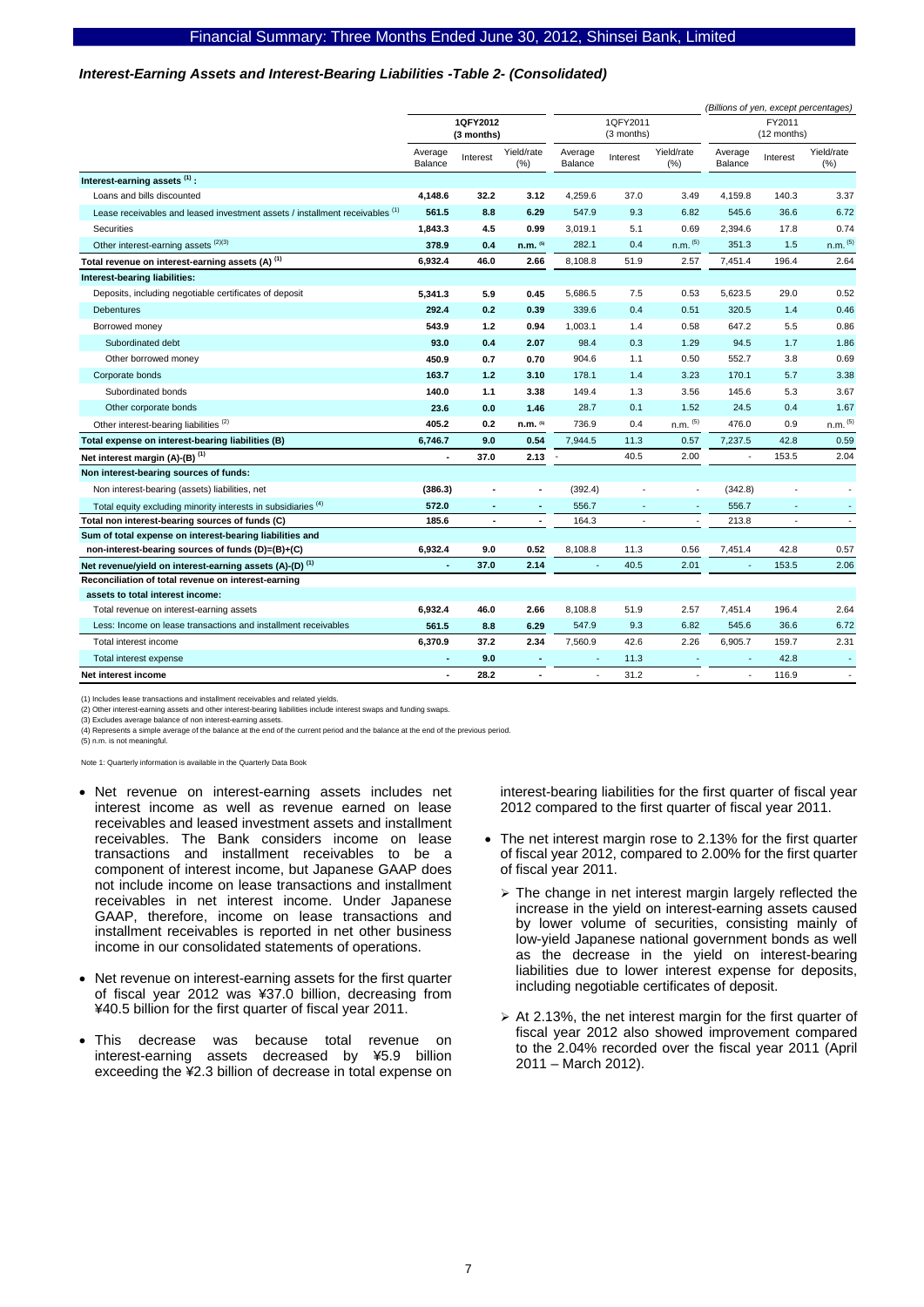### *Interest-Earning Assets and Interest-Bearing Liabilities -Table 2- (Consolidated)*

*(Billions of yen, except percentages)*

| | 1QFY2012 (3 months) | | | 1QFY2011 (3 months) | | | FY2011 (12 months) | | |
|---|---|---|---|---|---|---|---|---|---|
| | Average Balance | Interest | Yield/rate (%) | Average Balance | Interest | Yield/rate (%) | Average Balance | Interest | Yield/rate (%) |
| **Interest-earning assets [1] :** | | | | | | | | | |
| Loans and bills discounted | **4,148.6** | **32.2** | **3.12** | 4,259.6 | 37.0 | 3.49 | 4,159.8 | 140.3 | 3.37 |
| Lease receivables and leased investment assets / installment receivables [1] | **561.5** | **8.8** | **6.29** | 547.9 | 9.3 | 6.82 | 545.6 | 36.6 | 6.72 |
| Securities | **1,843.3** | **4.5** | **0.99** | 3,019.1 | 5.1 | 0.69 | 2,394.6 | 17.8 | 0.74 |
| Other interest-earning assets [2][3] | **378.9** | **0.4** | **n.m. [5]** | 282.1 | 0.4 | n.m. [5] | 351.3 | 1.5 | n.m. [5] |
| **Total revenue on interest-earning assets (A) [1]** | **6,932.4** | **46.0** | **2.66** | 8,108.8 | 51.9 | 2.57 | 7,451.4 | 196.4 | 2.64 |
| **Interest-bearing liabilities:** | | | | | | | | | |
| Deposits, including negotiable certificates of deposit | **5,341.3** | **5.9** | **0.45** | 5,686.5 | 7.5 | 0.53 | 5,623.5 | 29.0 | 0.52 |
| Debentures | **292.4** | **0.2** | **0.39** | 339.6 | 0.4 | 0.51 | 320.5 | 1.4 | 0.46 |
| Borrowed money | **543.9** | **1.2** | **0.94** | 1,003.1 | 1.4 | 0.58 | 647.2 | 5.5 | 0.86 |
| Subordinated debt | **93.0** | **0.4** | **2.07** | 98.4 | 0.3 | 1.29 | 94.5 | 1.7 | 1.86 |
| Other borrowed money | **450.9** | **0.7** | **0.70** | 904.6 | 1.1 | 0.50 | 552.7 | 3.8 | 0.69 |
| Corporate bonds | **163.7** | **1.2** | **3.10** | 178.1 | 1.4 | 3.23 | 170.1 | 5.7 | 3.38 |
| Subordinated bonds | **140.0** | **1.1** | **3.38** | 149.4 | 1.3 | 3.56 | 145.6 | 5.3 | 3.67 |
| Other corporate bonds | **23.6** | **0.0** | **1.46** | 28.7 | 0.1 | 1.52 | 24.5 | 0.4 | 1.67 |
| Other interest-bearing liabilities [2] | **405.2** | **0.2** | **n.m. [5]** | 736.9 | 0.4 | n.m. [5] | 476.0 | 0.9 | n.m. [5] |
| **Total expense on interest-bearing liabilities (B)** | **6,746.7** | **9.0** | **0.54** | 7,944.5 | 11.3 | 0.57 | 7,237.5 | 42.8 | 0.59 |
| **Net interest margin (A)-(B) [1]** | **-** | **37.0** | **2.13** | - | 40.5 | 2.00 | - | 153.5 | 2.04 |
| **Non interest-bearing sources of funds:** | | | | | | | | | |
| Non interest-bearing (assets) liabilities, net | **(386.3)** | **-** | **-** | (392.4) | - | - | (342.8) | - | - |
| Total equity excluding minority interests in subsidiaries [4] | **572.0** | **-** | **-** | 556.7 | - | - | 556.7 | - | - |
| **Total non interest-bearing sources of funds (C)** | **185.6** | **-** | **-** | 164.3 | - | - | 213.8 | - | - |
| **Sum of total expense on interest-bearing liabilities and non-interest-bearing sources of funds (D)=(B)+(C)** | **6,932.4** | **9.0** | **0.52** | 8,108.8 | 11.3 | 0.56 | 7,451.4 | 42.8 | 0.57 |
| **Net revenue/yield on interest-earning assets (A)-(D) [1]** | **-** | **37.0** | **2.14** | - | 40.5 | 2.01 | - | 153.5 | 2.06 |
| **Reconciliation of total revenue on interest-earning assets to total interest income:** | | | | | | | | | |
| Total revenue on interest-earning assets | **6,932.4** | **46.0** | **2.66** | 8,108.8 | 51.9 | 2.57 | 7,451.4 | 196.4 | 2.64 |
| Less: Income on lease transactions and installment receivables | **561.5** | **8.8** | **6.29** | 547.9 | 9.3 | 6.82 | 545.6 | 36.6 | 6.72 |
| Total interest income | **6,370.9** | **37.2** | **2.34** | 7,560.9 | 42.6 | 2.26 | 6,905.7 | 159.7 | 2.31 |
| Total interest expense | **-** | **9.0** | **-** | - | 11.3 | - | - | 42.8 | - |
| **Net interest income** | **-** | **28.2** | **-** | - | 31.2 | - | - | 116.9 | - |

(1) Includes lease transactions and installment receivables and related yields.
(2) Other interest-earning assets and other interest-bearing liabilities include interest swaps and funding swaps.
(3) Excludes average balance of non interest-earning assets.
(4) Represents a simple average of the balance at the end of the current period and the balance at the end of the previous period.
(5) n.m. is not meaningful.

Note 1: Quarterly information is available in the Quarterly Data Book

- Net revenue on interest-earning assets includes net interest income as well as revenue earned on lease receivables and leased investment assets and installment receivables. The Bank considers income on lease transactions and installment receivables to be a component of interest income, but Japanese GAAP does not include income on lease transactions and installment receivables in net interest income. Under Japanese GAAP, therefore, income on lease transactions and installment receivables is reported in net other business income in our consolidated statements of operations.
- Net revenue on interest-earning assets for the first quarter of fiscal year 2012 was ¥37.0 billion, decreasing from ¥40.5 billion for the first quarter of fiscal year 2011.
- This decrease was because total revenue on interest-earning assets decreased by ¥5.9 billion exceeding the ¥2.3 billion of decrease in total expense on interest-bearing liabilities for the first quarter of fiscal year 2012 compared to the first quarter of fiscal year 2011.
- The net interest margin rose to 2.13% for the first quarter of fiscal year 2012, compared to 2.00% for the first quarter of fiscal year 2011.
  - The change in net interest margin largely reflected the increase in the yield on interest-earning assets caused by lower volume of securities, consisting mainly of low-yield Japanese national government bonds as well as the decrease in the yield on interest-bearing liabilities due to lower interest expense for deposits, including negotiable certificates of deposit.
  - At 2.13%, the net interest margin for the first quarter of fiscal year 2012 also showed improvement compared to the 2.04% recorded over the fiscal year 2011 (April 2011 – March 2012).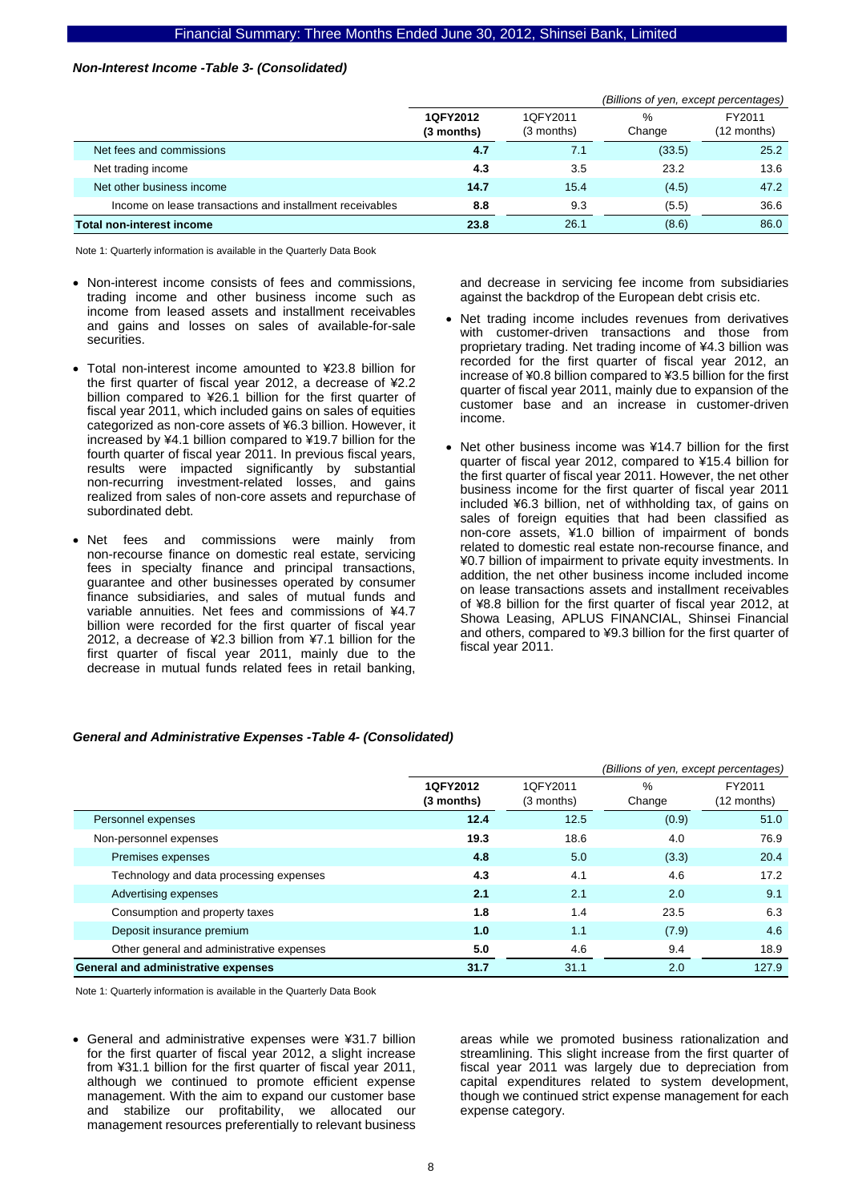***Non-Interest Income -Table 3- (Consolidated)***

*(Billions of yen, except percentages)*

| | **1QFY2012 (3 months)** | 1QFY2011 (3 months) | % Change | FY2011 (12 months) |
|---|---|---|---|---|
| Net fees and commissions | **4.7** | 7.1 | (33.5) | 25.2 |
| Net trading income | **4.3** | 3.5 | 23.2 | 13.6 |
| Net other business income | **14.7** | 15.4 | (4.5) | 47.2 |
| Income on lease transactions and installment receivables | **8.8** | 9.3 | (5.5) | 36.6 |
| **Total non-interest income** | **23.8** | 26.1 | (8.6) | 86.0 |

Note 1: Quarterly information is available in the Quarterly Data Book

- Non-interest income consists of fees and commissions, trading income and other business income such as income from leased assets and installment receivables and gains and losses on sales of available-for-sale securities.
- Total non-interest income amounted to ¥23.8 billion for the first quarter of fiscal year 2012, a decrease of ¥2.2 billion compared to ¥26.1 billion for the first quarter of fiscal year 2011, which included gains on sales of equities categorized as non-core assets of ¥6.3 billion. However, it increased by ¥4.1 billion compared to ¥19.7 billion for the fourth quarter of fiscal year 2011. In previous fiscal years, results were impacted significantly by substantial non-recurring investment-related losses, and gains realized from sales of non-core assets and repurchase of subordinated debt.
- Net fees and commissions were mainly from non-recourse finance on domestic real estate, servicing fees in specialty finance and principal transactions, guarantee and other businesses operated by consumer finance subsidiaries, and sales of mutual funds and variable annuities. Net fees and commissions of ¥4.7 billion were recorded for the first quarter of fiscal year 2012, a decrease of ¥2.3 billion from ¥7.1 billion for the first quarter of fiscal year 2011, mainly due to the decrease in mutual funds related fees in retail banking, and decrease in servicing fee income from subsidiaries against the backdrop of the European debt crisis etc.
- Net trading income includes revenues from derivatives with customer-driven transactions and those from proprietary trading. Net trading income of ¥4.3 billion was recorded for the first quarter of fiscal year 2012, an increase of ¥0.8 billion compared to ¥3.5 billion for the first quarter of fiscal year 2011, mainly due to expansion of the customer base and an increase in customer-driven income.
- Net other business income was ¥14.7 billion for the first quarter of fiscal year 2012, compared to ¥15.4 billion for the first quarter of fiscal year 2011. However, the net other business income for the first quarter of fiscal year 2011 included ¥6.3 billion, net of withholding tax, of gains on sales of foreign equities that had been classified as non-core assets, ¥1.0 billion of impairment of bonds related to domestic real estate non-recourse finance, and ¥0.7 billion of impairment to private equity investments. In addition, the net other business income included income on lease transactions assets and installment receivables of ¥8.8 billion for the first quarter of fiscal year 2012, at Showa Leasing, APLUS FINANCIAL, Shinsei Financial and others, compared to ¥9.3 billion for the first quarter of fiscal year 2011.

***General and Administrative Expenses -Table 4- (Consolidated)***

*(Billions of yen, except percentages)*

| | **1QFY2012 (3 months)** | 1QFY2011 (3 months) | % Change | FY2011 (12 months) |
|---|---|---|---|---|
| Personnel expenses | **12.4** | 12.5 | (0.9) | 51.0 |
| Non-personnel expenses | **19.3** | 18.6 | 4.0 | 76.9 |
| Premises expenses | **4.8** | 5.0 | (3.3) | 20.4 |
| Technology and data processing expenses | **4.3** | 4.1 | 4.6 | 17.2 |
| Advertising expenses | **2.1** | 2.1 | 2.0 | 9.1 |
| Consumption and property taxes | **1.8** | 1.4 | 23.5 | 6.3 |
| Deposit insurance premium | **1.0** | 1.1 | (7.9) | 4.6 |
| Other general and administrative expenses | **5.0** | 4.6 | 9.4 | 18.9 |
| **General and administrative expenses** | **31.7** | 31.1 | 2.0 | 127.9 |

Note 1: Quarterly information is available in the Quarterly Data Book

- General and administrative expenses were ¥31.7 billion for the first quarter of fiscal year 2012, a slight increase from ¥31.1 billion for the first quarter of fiscal year 2011, although we continued to promote efficient expense management. With the aim to expand our customer base and stabilize our profitability, we allocated our management resources preferentially to relevant business areas while we promoted business rationalization and streamlining. This slight increase from the first quarter of fiscal year 2011 was largely due to depreciation from capital expenditures related to system development, though we continued strict expense management for each expense category.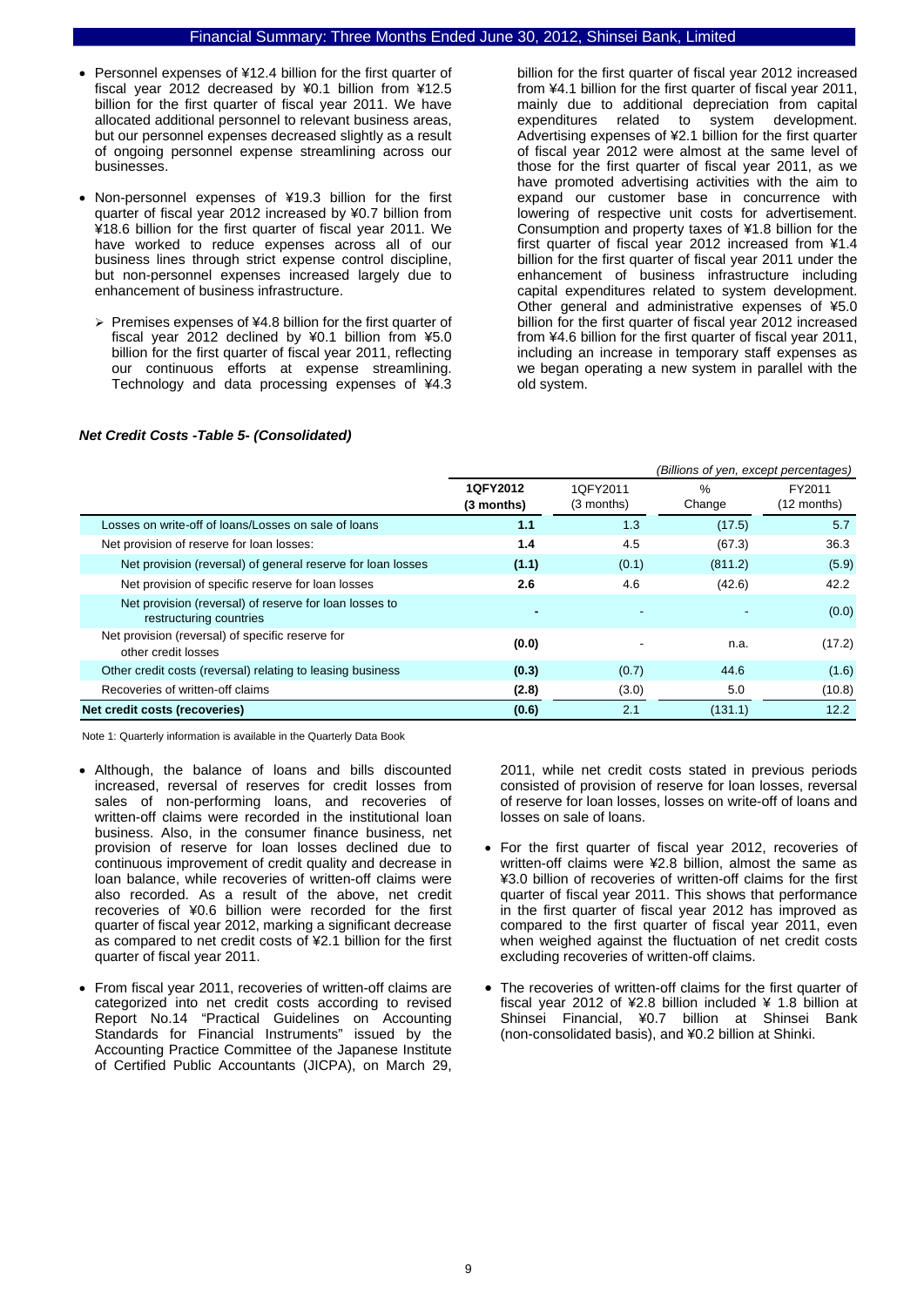- Personnel expenses of ¥12.4 billion for the first quarter of fiscal year 2012 decreased by ¥0.1 billion from ¥12.5 billion for the first quarter of fiscal year 2011. We have allocated additional personnel to relevant business areas, but our personnel expenses decreased slightly as a result of ongoing personnel expense streamlining across our businesses.

- Non-personnel expenses of ¥19.3 billion for the first quarter of fiscal year 2012 increased by ¥0.7 billion from ¥18.6 billion for the first quarter of fiscal year 2011. We have worked to reduce expenses across all of our business lines through strict expense control discipline, but non-personnel expenses increased largely due to enhancement of business infrastructure.

  - Premises expenses of ¥4.8 billion for the first quarter of fiscal year 2012 declined by ¥0.1 billion from ¥5.0 billion for the first quarter of fiscal year 2011, reflecting our continuous efforts at expense streamlining. Technology and data processing expenses of ¥4.3 billion for the first quarter of fiscal year 2012 increased from ¥4.1 billion for the first quarter of fiscal year 2011, mainly due to additional depreciation from capital expenditures related to system development. Advertising expenses of ¥2.1 billion for the first quarter of fiscal year 2012 were almost at the same level of those for the first quarter of fiscal year 2011, as we have promoted advertising activities with the aim to expand our customer base in concurrence with lowering of respective unit costs for advertisement. Consumption and property taxes of ¥1.8 billion for the first quarter of fiscal year 2012 increased from ¥1.4 billion for the first quarter of fiscal year 2011 under the enhancement of business infrastructure including capital expenditures related to system development. Other general and administrative expenses of ¥5.0 billion for the first quarter of fiscal year 2012 increased from ¥4.6 billion for the first quarter of fiscal year 2011, including an increase in temporary staff expenses as we began operating a new system in parallel with the old system.

***Net Credit Costs -Table 5- (Consolidated)***

*(Billions of yen, except percentages)*

| | 1QFY2012 (3 months) | 1QFY2011 (3 months) | % Change | FY2011 (12 months) |
|---|---|---|---|---|
| Losses on write-off of loans/Losses on sale of loans | **1.1** | 1.3 | (17.5) | 5.7 |
| Net provision of reserve for loan losses: | **1.4** | 4.5 | (67.3) | 36.3 |
| Net provision (reversal) of general reserve for loan losses | **(1.1)** | (0.1) | (811.2) | (5.9) |
| Net provision of specific reserve for loan losses | **2.6** | 4.6 | (42.6) | 42.2 |
| Net provision (reversal) of reserve for loan losses to restructuring countries | **-** | - | - | (0.0) |
| Net provision (reversal) of specific reserve for other credit losses | **(0.0)** | - | n.a. | (17.2) |
| Other credit costs (reversal) relating to leasing business | **(0.3)** | (0.7) | 44.6 | (1.6) |
| Recoveries of written-off claims | **(2.8)** | (3.0) | 5.0 | (10.8) |
| **Net credit costs (recoveries)** | **(0.6)** | 2.1 | (131.1) | 12.2 |

Note 1: Quarterly information is available in the Quarterly Data Book

- Although, the balance of loans and bills discounted increased, reversal of reserves for credit losses from sales of non-performing loans, and recoveries of written-off claims were recorded in the institutional loan business. Also, in the consumer finance business, net provision of reserve for loan losses declined due to continuous improvement of credit quality and decrease in loan balance, while recoveries of written-off claims were also recorded. As a result of the above, net credit recoveries of ¥0.6 billion were recorded for the first quarter of fiscal year 2012, marking a significant decrease as compared to net credit costs of ¥2.1 billion for the first quarter of fiscal year 2011.

- From fiscal year 2011, recoveries of written-off claims are categorized into net credit costs according to revised Report No.14 "Practical Guidelines on Accounting Standards for Financial Instruments" issued by the Accounting Practice Committee of the Japanese Institute of Certified Public Accountants (JICPA), on March 29, 2011, while net credit costs stated in previous periods consisted of provision of reserve for loan losses, reversal of reserve for loan losses, losses on write-off of loans and losses on sale of loans.

- For the first quarter of fiscal year 2012, recoveries of written-off claims were ¥2.8 billion, almost the same as ¥3.0 billion of recoveries of written-off claims for the first quarter of fiscal year 2011. This shows that performance in the first quarter of fiscal year 2012 has improved as compared to the first quarter of fiscal year 2011, even when weighed against the fluctuation of net credit costs excluding recoveries of written-off claims.

- The recoveries of written-off claims for the first quarter of fiscal year 2012 of ¥2.8 billion included ¥ 1.8 billion at Shinsei Financial, ¥0.7 billion at Shinsei Bank (non-consolidated basis), and ¥0.2 billion at Shinki.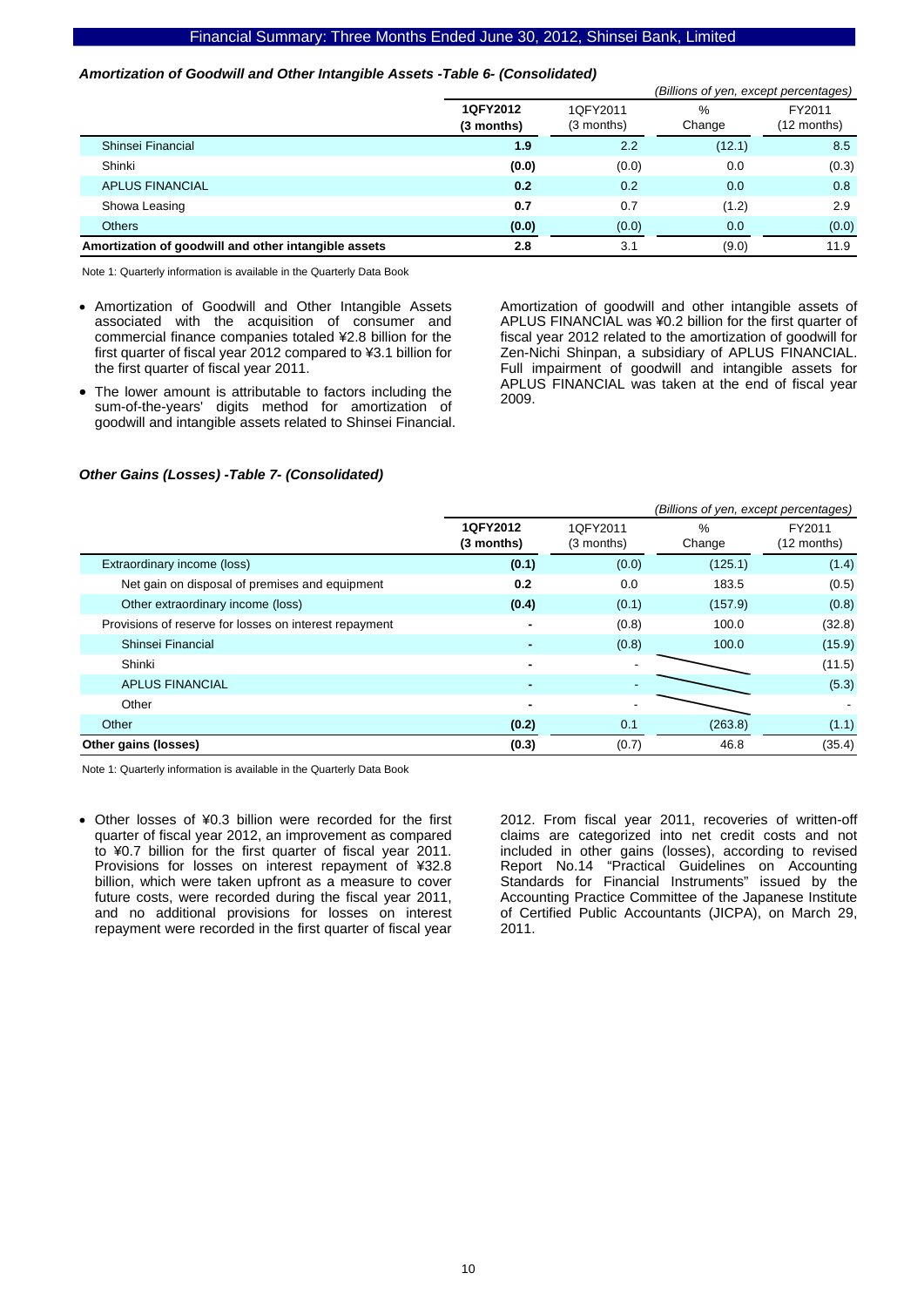### *Amortization of Goodwill and Other Intangible Assets -Table 6- (Consolidated)*

*(Billions of yen, except percentages)*

| | 1QFY2012 (3 months) | 1QFY2011 (3 months) | % Change | FY2011 (12 months) |
|---|---|---|---|---|
| Shinsei Financial | **1.9** | 2.2 | (12.1) | 8.5 |
| Shinki | **(0.0)** | (0.0) | 0.0 | (0.3) |
| APLUS FINANCIAL | **0.2** | 0.2 | 0.0 | 0.8 |
| Showa Leasing | **0.7** | 0.7 | (1.2) | 2.9 |
| Others | **(0.0)** | (0.0) | 0.0 | (0.0) |
| **Amortization of goodwill and other intangible assets** | **2.8** | 3.1 | (9.0) | 11.9 |

Note 1: Quarterly information is available in the Quarterly Data Book

- Amortization of Goodwill and Other Intangible Assets associated with the acquisition of consumer and commercial finance companies totaled ¥2.8 billion for the first quarter of fiscal year 2012 compared to ¥3.1 billion for the first quarter of fiscal year 2011.
- The lower amount is attributable to factors including the sum-of-the-years' digits method for amortization of goodwill and intangible assets related to Shinsei Financial.

Amortization of goodwill and other intangible assets of APLUS FINANCIAL was ¥0.2 billion for the first quarter of fiscal year 2012 related to the amortization of goodwill for Zen-Nichi Shinpan, a subsidiary of APLUS FINANCIAL. Full impairment of goodwill and intangible assets for APLUS FINANCIAL was taken at the end of fiscal year 2009.

### *Other Gains (Losses) -Table 7- (Consolidated)*

*(Billions of yen, except percentages)*

| | 1QFY2012 (3 months) | 1QFY2011 (3 months) | % Change | FY2011 (12 months) |
|---|---|---|---|---|
| Extraordinary income (loss) | **(0.1)** | (0.0) | (125.1) | (1.4) |
| Net gain on disposal of premises and equipment | **0.2** | 0.0 | 183.5 | (0.5) |
| Other extraordinary income (loss) | **(0.4)** | (0.1) | (157.9) | (0.8) |
| Provisions of reserve for losses on interest repayment | **-** | (0.8) | 100.0 | (32.8) |
| Shinsei Financial | **-** | (0.8) | 100.0 | (15.9) |
| Shinki | **-** | - | | (11.5) |
| APLUS FINANCIAL | **-** | - | | (5.3) |
| Other | **-** | - | | - |
| Other | **(0.2)** | 0.1 | (263.8) | (1.1) |
| **Other gains (losses)** | **(0.3)** | (0.7) | 46.8 | (35.4) |

Note 1: Quarterly information is available in the Quarterly Data Book

- Other losses of ¥0.3 billion were recorded for the first quarter of fiscal year 2012, an improvement as compared to ¥0.7 billion for the first quarter of fiscal year 2011. Provisions for losses on interest repayment of ¥32.8 billion, which were taken upfront as a measure to cover future costs, were recorded during the fiscal year 2011, and no additional provisions for losses on interest repayment were recorded in the first quarter of fiscal year 2012. From fiscal year 2011, recoveries of written-off claims are categorized into net credit costs and not included in other gains (losses), according to revised Report No.14 "Practical Guidelines on Accounting Standards for Financial Instruments" issued by the Accounting Practice Committee of the Japanese Institute of Certified Public Accountants (JICPA), on March 29, 2011.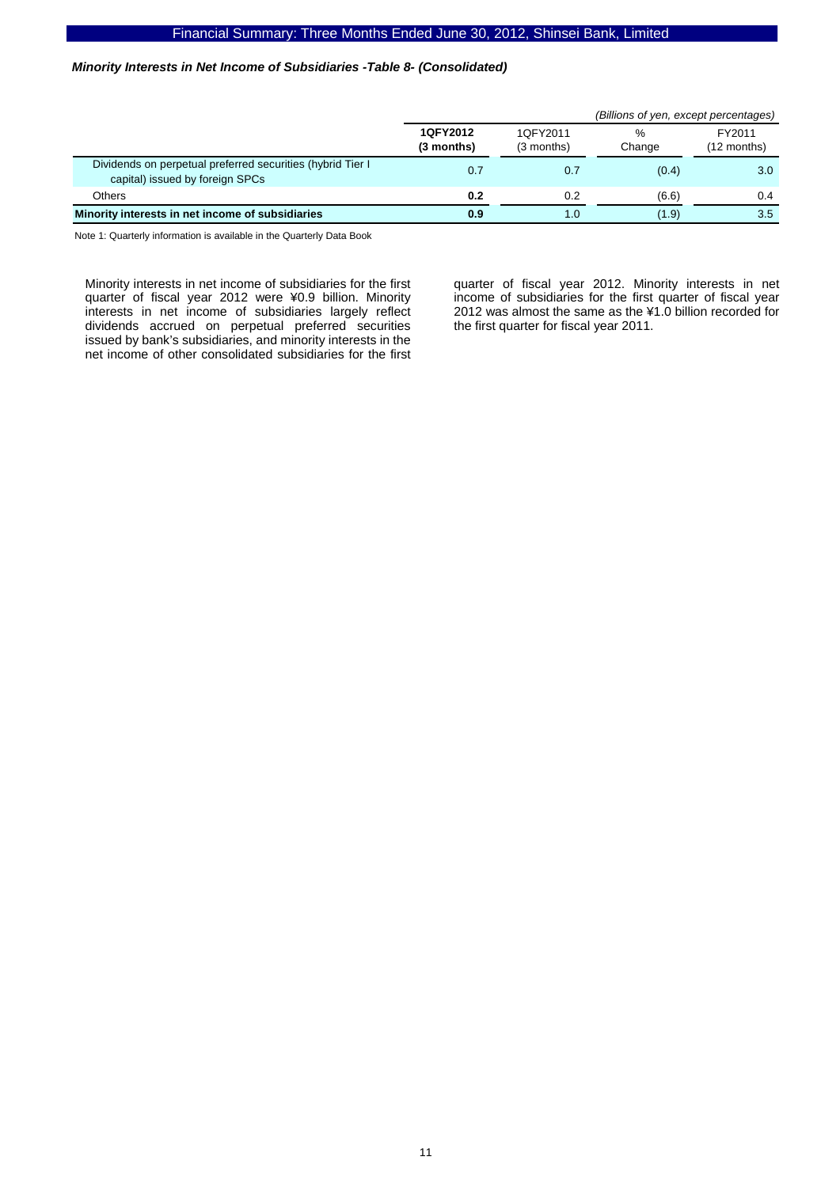### *Minority Interests in Net Income of Subsidiaries -Table 8- (Consolidated)*

*(Billions of yen, except percentages)*

| | **1QFY2012 (3 months)** | 1QFY2011 (3 months) | % Change | FY2011 (12 months) |
|---|---|---|---|---|
| Dividends on perpetual preferred securities (hybrid Tier I capital) issued by foreign SPCs | 0.7 | 0.7 | (0.4) | 3.0 |
| Others | **0.2** | 0.2 | (6.6) | 0.4 |
| **Minority interests in net income of subsidiaries** | **0.9** | 1.0 | (1.9) | 3.5 |

Note 1: Quarterly information is available in the Quarterly Data Book

Minority interests in net income of subsidiaries for the first quarter of fiscal year 2012 were ¥0.9 billion. Minority interests in net income of subsidiaries largely reflect dividends accrued on perpetual preferred securities issued by bank's subsidiaries, and minority interests in the net income of other consolidated subsidiaries for the first quarter of fiscal year 2012. Minority interests in net income of subsidiaries for the first quarter of fiscal year 2012 was almost the same as the ¥1.0 billion recorded for the first quarter for fiscal year 2011.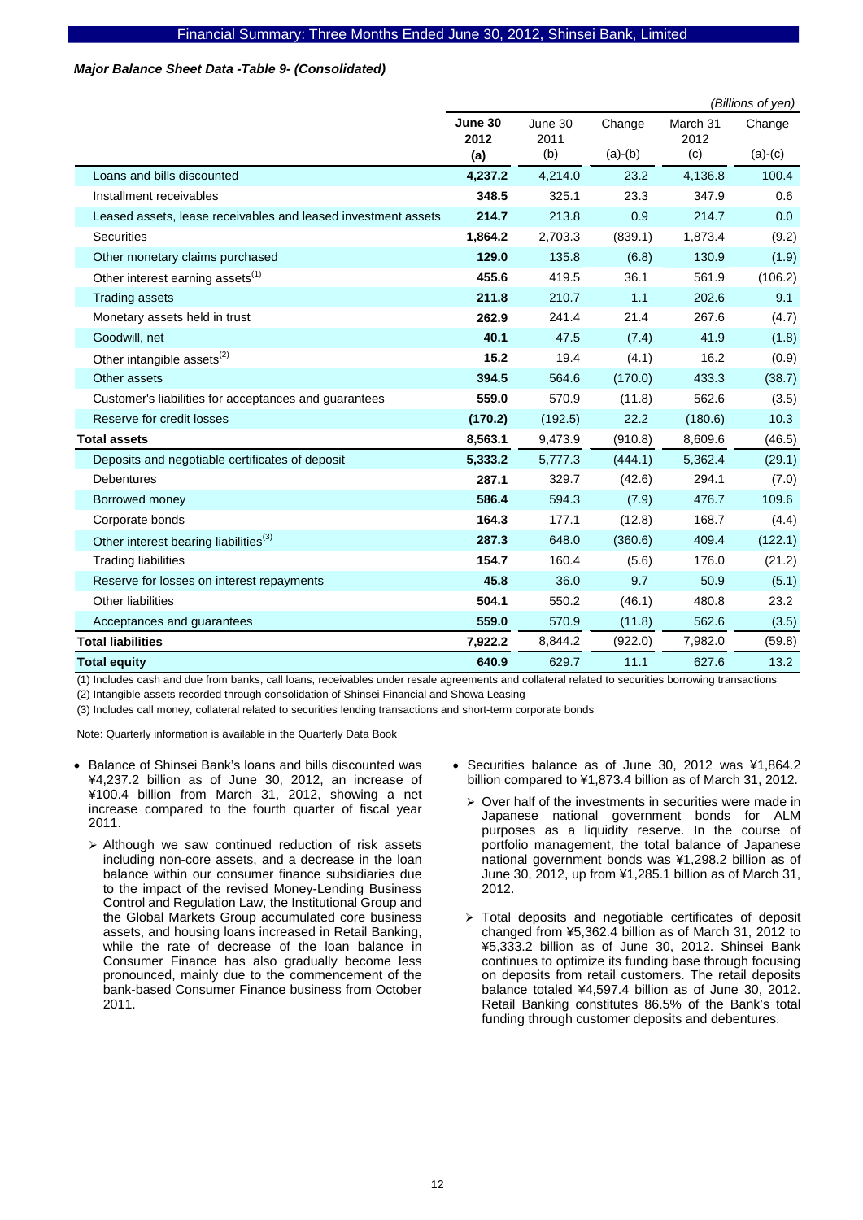***Major Balance Sheet Data -Table 9- (Consolidated)***

*(Billions of yen)*

| | **June 30 2012 (a)** | June 30 2011 (b) | Change (a)-(b) | March 31 2012 (c) | Change (a)-(c) |
|---|---|---|---|---|---|
| Loans and bills discounted | **4,237.2** | 4,214.0 | 23.2 | 4,136.8 | 100.4 |
| Installment receivables | **348.5** | 325.1 | 23.3 | 347.9 | 0.6 |
| Leased assets, lease receivables and leased investment assets | **214.7** | 213.8 | 0.9 | 214.7 | 0.0 |
| Securities | **1,864.2** | 2,703.3 | (839.1) | 1,873.4 | (9.2) |
| Other monetary claims purchased | **129.0** | 135.8 | (6.8) | 130.9 | (1.9) |
| Other interest earning assets(1) | **455.6** | 419.5 | 36.1 | 561.9 | (106.2) |
| Trading assets | **211.8** | 210.7 | 1.1 | 202.6 | 9.1 |
| Monetary assets held in trust | **262.9** | 241.4 | 21.4 | 267.6 | (4.7) |
| Goodwill, net | **40.1** | 47.5 | (7.4) | 41.9 | (1.8) |
| Other intangible assets(2) | **15.2** | 19.4 | (4.1) | 16.2 | (0.9) |
| Other assets | **394.5** | 564.6 | (170.0) | 433.3 | (38.7) |
| Customer's liabilities for acceptances and guarantees | **559.0** | 570.9 | (11.8) | 562.6 | (3.5) |
| Reserve for credit losses | **(170.2)** | (192.5) | 22.2 | (180.6) | 10.3 |
| **Total assets** | **8,563.1** | 9,473.9 | (910.8) | 8,609.6 | (46.5) |
| Deposits and negotiable certificates of deposit | **5,333.2** | 5,777.3 | (444.1) | 5,362.4 | (29.1) |
| Debentures | **287.1** | 329.7 | (42.6) | 294.1 | (7.0) |
| Borrowed money | **586.4** | 594.3 | (7.9) | 476.7 | 109.6 |
| Corporate bonds | **164.3** | 177.1 | (12.8) | 168.7 | (4.4) |
| Other interest bearing liabilities(3) | **287.3** | 648.0 | (360.6) | 409.4 | (122.1) |
| Trading liabilities | **154.7** | 160.4 | (5.6) | 176.0 | (21.2) |
| Reserve for losses on interest repayments | **45.8** | 36.0 | 9.7 | 50.9 | (5.1) |
| Other liabilities | **504.1** | 550.2 | (46.1) | 480.8 | 23.2 |
| Acceptances and guarantees | **559.0** | 570.9 | (11.8) | 562.6 | (3.5) |
| **Total liabilities** | **7,922.2** | 8,844.2 | (922.0) | 7,982.0 | (59.8) |
| **Total equity** | **640.9** | 629.7 | 11.1 | 627.6 | 13.2 |

(1) Includes cash and due from banks, call loans, receivables under resale agreements and collateral related to securities borrowing transactions

(2) Intangible assets recorded through consolidation of Shinsei Financial and Showa Leasing

(3) Includes call money, collateral related to securities lending transactions and short-term corporate bonds

Note: Quarterly information is available in the Quarterly Data Book

- Balance of Shinsei Bank's loans and bills discounted was ¥4,237.2 billion as of June 30, 2012, an increase of ¥100.4 billion from March 31, 2012, showing a net increase compared to the fourth quarter of fiscal year 2011.
  - Although we saw continued reduction of risk assets including non-core assets, and a decrease in the loan balance within our consumer finance subsidiaries due to the impact of the revised Money-Lending Business Control and Regulation Law, the Institutional Group and the Global Markets Group accumulated core business assets, and housing loans increased in Retail Banking, while the rate of decrease of the loan balance in Consumer Finance has also gradually become less pronounced, mainly due to the commencement of the bank-based Consumer Finance business from October 2011.
- Securities balance as of June 30, 2012 was ¥1,864.2 billion compared to ¥1,873.4 billion as of March 31, 2012.
  - Over half of the investments in securities were made in Japanese national government bonds for ALM purposes as a liquidity reserve. In the course of portfolio management, the total balance of Japanese national government bonds was ¥1,298.2 billion as of June 30, 2012, up from ¥1,285.1 billion as of March 31, 2012.
  - Total deposits and negotiable certificates of deposit changed from ¥5,362.4 billion as of March 31, 2012 to ¥5,333.2 billion as of June 30, 2012. Shinsei Bank continues to optimize its funding base through focusing on deposits from retail customers. The retail deposits balance totaled ¥4,597.4 billion as of June 30, 2012. Retail Banking constitutes 86.5% of the Bank's total funding through customer deposits and debentures.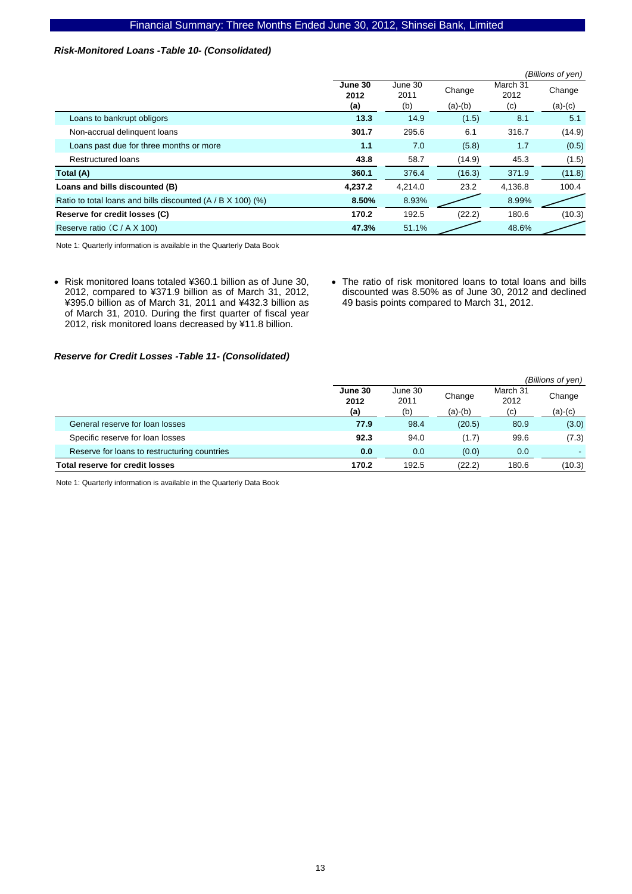### *Risk-Monitored Loans -Table 10- (Consolidated)*

*(Billions of yen)*

| | June 30 2012 (a) | June 30 2011 (b) | Change (a)-(b) | March 31 2012 (c) | Change (a)-(c) |
|---|---|---|---|---|---|
| Loans to bankrupt obligors | **13.3** | 14.9 | (1.5) | 8.1 | 5.1 |
| Non-accrual delinquent loans | **301.7** | 295.6 | 6.1 | 316.7 | (14.9) |
| Loans past due for three months or more | **1.1** | 7.0 | (5.8) | 1.7 | (0.5) |
| Restructured loans | **43.8** | 58.7 | (14.9) | 45.3 | (1.5) |
| **Total (A)** | **360.1** | 376.4 | (16.3) | 371.9 | (11.8) |
| **Loans and bills discounted (B)** | **4,237.2** | 4,214.0 | 23.2 | 4,136.8 | 100.4 |
| Ratio to total loans and bills discounted (A / B X 100) (%) | **8.50%** | 8.93% | | 8.99% | |
| **Reserve for credit losses (C)** | **170.2** | 192.5 | (22.2) | 180.6 | (10.3) |
| Reserve ratio （C / A X 100) | **47.3%** | 51.1% | | 48.6% | |

Note 1: Quarterly information is available in the Quarterly Data Book

- Risk monitored loans totaled ¥360.1 billion as of June 30, 2012, compared to ¥371.9 billion as of March 31, 2012, ¥395.0 billion as of March 31, 2011 and ¥432.3 billion as of March 31, 2010. During the first quarter of fiscal year 2012, risk monitored loans decreased by ¥11.8 billion.
- The ratio of risk monitored loans to total loans and bills discounted was 8.50% as of June 30, 2012 and declined 49 basis points compared to March 31, 2012.

### *Reserve for Credit Losses -Table 11- (Consolidated)*

*(Billions of yen)*

| | June 30 2012 (a) | June 30 2011 (b) | Change (a)-(b) | March 31 2012 (c) | Change (a)-(c) |
|---|---|---|---|---|---|
| General reserve for loan losses | **77.9** | 98.4 | (20.5) | 80.9 | (3.0) |
| Specific reserve for loan losses | **92.3** | 94.0 | (1.7) | 99.6 | (7.3) |
| Reserve for loans to restructuring countries | **0.0** | 0.0 | (0.0) | 0.0 | - |
| **Total reserve for credit losses** | **170.2** | 192.5 | (22.2) | 180.6 | (10.3) |

Note 1: Quarterly information is available in the Quarterly Data Book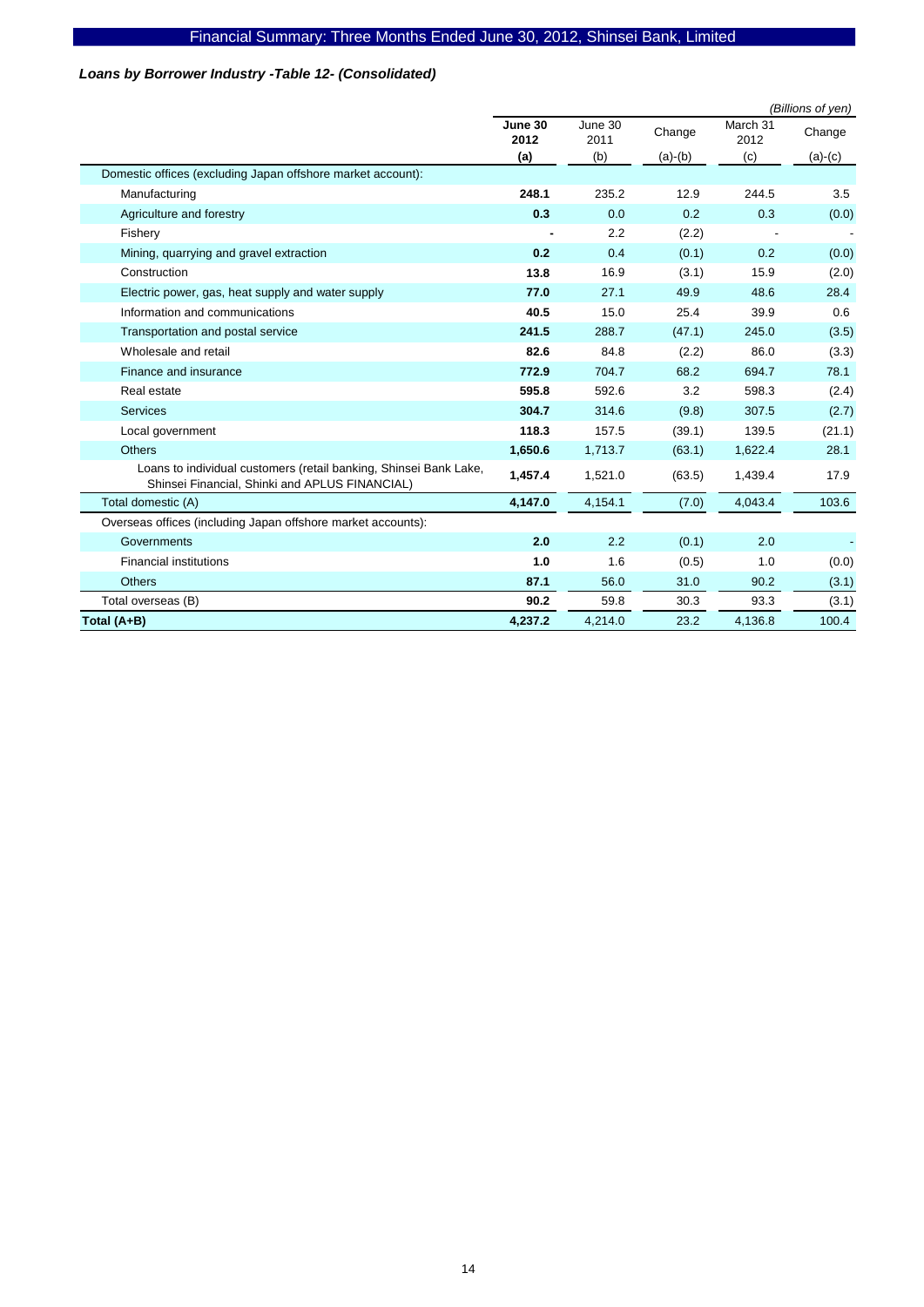*Loans by Borrower Industry -Table 12- (Consolidated)*

*(Billions of yen)*

| | **June 30 2012** | June 30 2011 | Change | March 31 2012 | Change |
|---|---|---|---|---|---|
| | **(a)** | (b) | (a)-(b) | (c) | (a)-(c) |
| Domestic offices (excluding Japan offshore market account): | | | | | |
| Manufacturing | **248.1** | 235.2 | 12.9 | 244.5 | 3.5 |
| Agriculture and forestry | **0.3** | 0.0 | 0.2 | 0.3 | (0.0) |
| Fishery | **-** | 2.2 | (2.2) | - | - |
| Mining, quarrying and gravel extraction | **0.2** | 0.4 | (0.1) | 0.2 | (0.0) |
| Construction | **13.8** | 16.9 | (3.1) | 15.9 | (2.0) |
| Electric power, gas, heat supply and water supply | **77.0** | 27.1 | 49.9 | 48.6 | 28.4 |
| Information and communications | **40.5** | 15.0 | 25.4 | 39.9 | 0.6 |
| Transportation and postal service | **241.5** | 288.7 | (47.1) | 245.0 | (3.5) |
| Wholesale and retail | **82.6** | 84.8 | (2.2) | 86.0 | (3.3) |
| Finance and insurance | **772.9** | 704.7 | 68.2 | 694.7 | 78.1 |
| Real estate | **595.8** | 592.6 | 3.2 | 598.3 | (2.4) |
| Services | **304.7** | 314.6 | (9.8) | 307.5 | (2.7) |
| Local government | **118.3** | 157.5 | (39.1) | 139.5 | (21.1) |
| Others | **1,650.6** | 1,713.7 | (63.1) | 1,622.4 | 28.1 |
| Loans to individual customers (retail banking, Shinsei Bank Lake, Shinsei Financial, Shinki and APLUS FINANCIAL) | **1,457.4** | 1,521.0 | (63.5) | 1,439.4 | 17.9 |
| Total domestic (A) | **4,147.0** | 4,154.1 | (7.0) | 4,043.4 | 103.6 |
| Overseas offices (including Japan offshore market accounts): | | | | | |
| Governments | **2.0** | 2.2 | (0.1) | 2.0 | - |
| Financial institutions | **1.0** | 1.6 | (0.5) | 1.0 | (0.0) |
| Others | **87.1** | 56.0 | 31.0 | 90.2 | (3.1) |
| Total overseas (B) | **90.2** | 59.8 | 30.3 | 93.3 | (3.1) |
| **Total (A+B)** | **4,237.2** | 4,214.0 | 23.2 | 4,136.8 | 100.4 |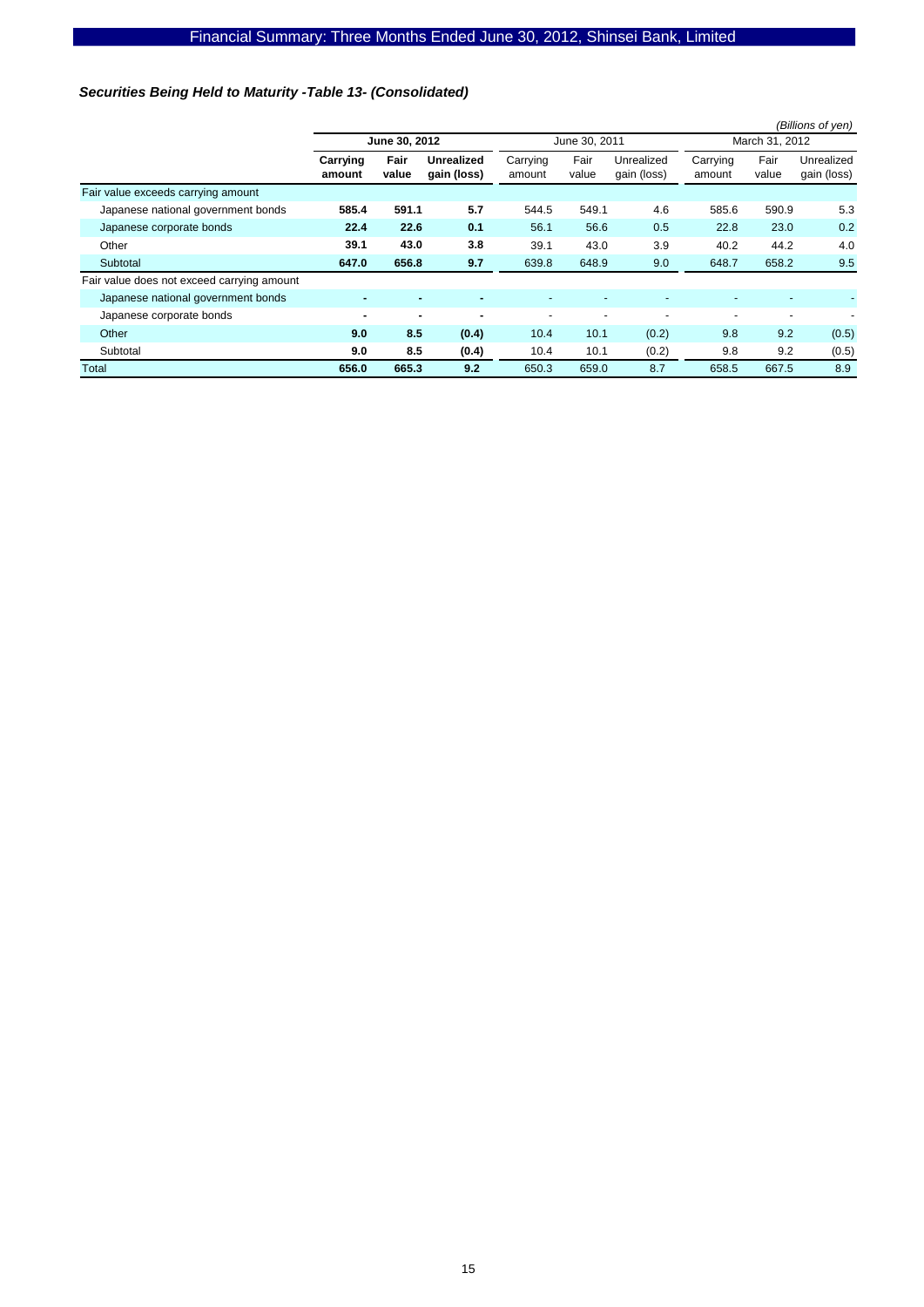### *Securities Being Held to Maturity -Table 13- (Consolidated)*

*(Billions of yen)*

| | **June 30, 2012** | | | June 30, 2011 | | | March 31, 2012 | | |
|---|---|---|---|---|---|---|---|---|---|
| | **Carrying amount** | **Fair value** | **Unrealized gain (loss)** | Carrying amount | Fair value | Unrealized gain (loss) | Carrying amount | Fair value | Unrealized gain (loss) |
| Fair value exceeds carrying amount | | | | | | | | | |
| Japanese national government bonds | **585.4** | **591.1** | **5.7** | 544.5 | 549.1 | 4.6 | 585.6 | 590.9 | 5.3 |
| Japanese corporate bonds | **22.4** | **22.6** | **0.1** | 56.1 | 56.6 | 0.5 | 22.8 | 23.0 | 0.2 |
| Other | **39.1** | **43.0** | **3.8** | 39.1 | 43.0 | 3.9 | 40.2 | 44.2 | 4.0 |
| Subtotal | **647.0** | **656.8** | **9.7** | 639.8 | 648.9 | 9.0 | 648.7 | 658.2 | 9.5 |
| Fair value does not exceed carrying amount | | | | | | | | | |
| Japanese national government bonds | **-** | **-** | **-** | - | - | - | - | - | - |
| Japanese corporate bonds | **-** | **-** | **-** | - | - | - | - | - | - |
| Other | **9.0** | **8.5** | **(0.4)** | 10.4 | 10.1 | (0.2) | 9.8 | 9.2 | (0.5) |
| Subtotal | **9.0** | **8.5** | **(0.4)** | 10.4 | 10.1 | (0.2) | 9.8 | 9.2 | (0.5) |
| Total | **656.0** | **665.3** | **9.2** | 650.3 | 659.0 | 8.7 | 658.5 | 667.5 | 8.9 |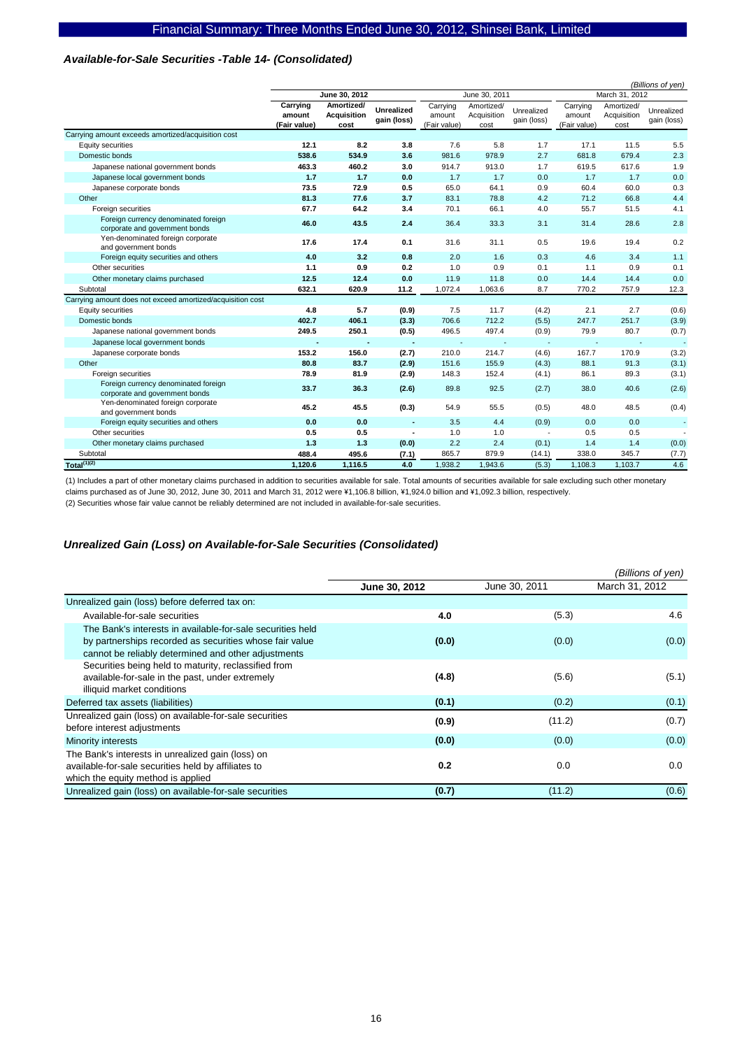### *Available-for-Sale Securities -Table 14- (Consolidated)*

*(Billions of yen)*

| | June 30, 2012 | | | June 30, 2011 | | | March 31, 2012 | | |
|---|---|---|---|---|---|---|---|---|---|
| | **Carrying amount (Fair value)** | **Amortized/ Acquisition cost** | **Unrealized gain (loss)** | Carrying amount (Fair value) | Amortized/ Acquisition cost | Unrealized gain (loss) | Carrying amount (Fair value) | Amortized/ Acquisition cost | Unrealized gain (loss) |
| Carrying amount exceeds amortized/acquisition cost | | | | | | | | | |
| Equity securities | **12.1** | **8.2** | **3.8** | 7.6 | 5.8 | 1.7 | 17.1 | 11.5 | 5.5 |
| Domestic bonds | **538.6** | **534.9** | **3.6** | 981.6 | 978.9 | 2.7 | 681.8 | 679.4 | 2.3 |
| Japanese national government bonds | **463.3** | **460.2** | **3.0** | 914.7 | 913.0 | 1.7 | 619.5 | 617.6 | 1.9 |
| Japanese local government bonds | **1.7** | **1.7** | **0.0** | 1.7 | 1.7 | 0.0 | 1.7 | 1.7 | 0.0 |
| Japanese corporate bonds | **73.5** | **72.9** | **0.5** | 65.0 | 64.1 | 0.9 | 60.4 | 60.0 | 0.3 |
| Other | **81.3** | **77.6** | **3.7** | 83.1 | 78.8 | 4.2 | 71.2 | 66.8 | 4.4 |
| Foreign securities | **67.7** | **64.2** | **3.4** | 70.1 | 66.1 | 4.0 | 55.7 | 51.5 | 4.1 |
| Foreign currency denominated foreign corporate and government bonds | **46.0** | **43.5** | **2.4** | 36.4 | 33.3 | 3.1 | 31.4 | 28.6 | 2.8 |
| Yen-denominated foreign corporate and government bonds | **17.6** | **17.4** | **0.1** | 31.6 | 31.1 | 0.5 | 19.6 | 19.4 | 0.2 |
| Foreign equity securities and others | **4.0** | **3.2** | **0.8** | 2.0 | 1.6 | 0.3 | 4.6 | 3.4 | 1.1 |
| Other securities | **1.1** | **0.9** | **0.2** | 1.0 | 0.9 | 0.1 | 1.1 | 0.9 | 0.1 |
| Other monetary claims purchased | **12.5** | **12.4** | **0.0** | 11.9 | 11.8 | 0.0 | 14.4 | 14.4 | 0.0 |
| Subtotal | **632.1** | **620.9** | **11.2** | 1,072.4 | 1,063.6 | 8.7 | 770.2 | 757.9 | 12.3 |
| Carrying amount does not exceed amortized/acquisition cost | | | | | | | | | |
| Equity securities | **4.8** | **5.7** | **(0.9)** | 7.5 | 11.7 | (4.2) | 2.1 | 2.7 | (0.6) |
| Domestic bonds | **402.7** | **406.1** | **(3.3)** | 706.6 | 712.2 | (5.5) | 247.7 | 251.7 | (3.9) |
| Japanese national government bonds | **249.5** | **250.1** | **(0.5)** | 496.5 | 497.4 | (0.9) | 79.9 | 80.7 | (0.7) |
| Japanese local government bonds | **-** | **-** | **-** | - | - | - | - | - | - |
| Japanese corporate bonds | **153.2** | **156.0** | **(2.7)** | 210.0 | 214.7 | (4.6) | 167.7 | 170.9 | (3.2) |
| Other | **80.8** | **83.7** | **(2.9)** | 151.6 | 155.9 | (4.3) | 88.1 | 91.3 | (3.1) |
| Foreign securities | **78.9** | **81.9** | **(2.9)** | 148.3 | 152.4 | (4.1) | 86.1 | 89.3 | (3.1) |
| Foreign currency denominated foreign corporate and government bonds | **33.7** | **36.3** | **(2.6)** | 89.8 | 92.5 | (2.7) | 38.0 | 40.6 | (2.6) |
| Yen-denominated foreign corporate and government bonds | **45.2** | **45.5** | **(0.3)** | 54.9 | 55.5 | (0.5) | 48.0 | 48.5 | (0.4) |
| Foreign equity securities and others | **0.0** | **0.0** | **-** | 3.5 | 4.4 | (0.9) | 0.0 | 0.0 | - |
| Other securities | **0.5** | **0.5** | **-** | 1.0 | 1.0 | - | 0.5 | 0.5 | - |
| Other monetary claims purchased | **1.3** | **1.3** | **(0.0)** | 2.2 | 2.4 | (0.1) | 1.4 | 1.4 | (0.0) |
| Subtotal | **488.4** | **495.6** | **(7.1)** | 865.7 | 879.9 | (14.1) | 338.0 | 345.7 | (7.7) |
| Total[(1)(2)] | **1,120.6** | **1,116.5** | **4.0** | 1,938.2 | 1,943.6 | (5.3) | 1,108.3 | 1,103.7 | 4.6 |

(1) Includes a part of other monetary claims purchased in addition to securities available for sale. Total amounts of securities available for sale excluding such other monetary claims purchased as of June 30, 2012, June 30, 2011 and March 31, 2012 were ¥1,106.8 billion, ¥1,924.0 billion and ¥1,092.3 billion, respectively.

(2) Securities whose fair value cannot be reliably determined are not included in available-for-sale securities.

### *Unrealized Gain (Loss) on Available-for-Sale Securities (Consolidated)*

*(Billions of yen)*

| | **June 30, 2012** | June 30, 2011 | March 31, 2012 |
|---|---|---|---|
| Unrealized gain (loss) before deferred tax on: | | | |
| Available-for-sale securities | **4.0** | (5.3) | 4.6 |
| The Bank's interests in available-for-sale securities held by partnerships recorded as securities whose fair value cannot be reliably determined and other adjustments | **(0.0)** | (0.0) | (0.0) |
| Securities being held to maturity, reclassified from available-for-sale in the past, under extremely illiquid market conditions | **(4.8)** | (5.6) | (5.1) |
| Deferred tax assets (liabilities) | **(0.1)** | (0.2) | (0.1) |
| Unrealized gain (loss) on available-for-sale securities before interest adjustments | **(0.9)** | (11.2) | (0.7) |
| Minority interests | **(0.0)** | (0.0) | (0.0) |
| The Bank's interests in unrealized gain (loss) on available-for-sale securities held by affiliates to which the equity method is applied | **0.2** | 0.0 | 0.0 |
| Unrealized gain (loss) on available-for-sale securities | **(0.7)** | (11.2) | (0.6) |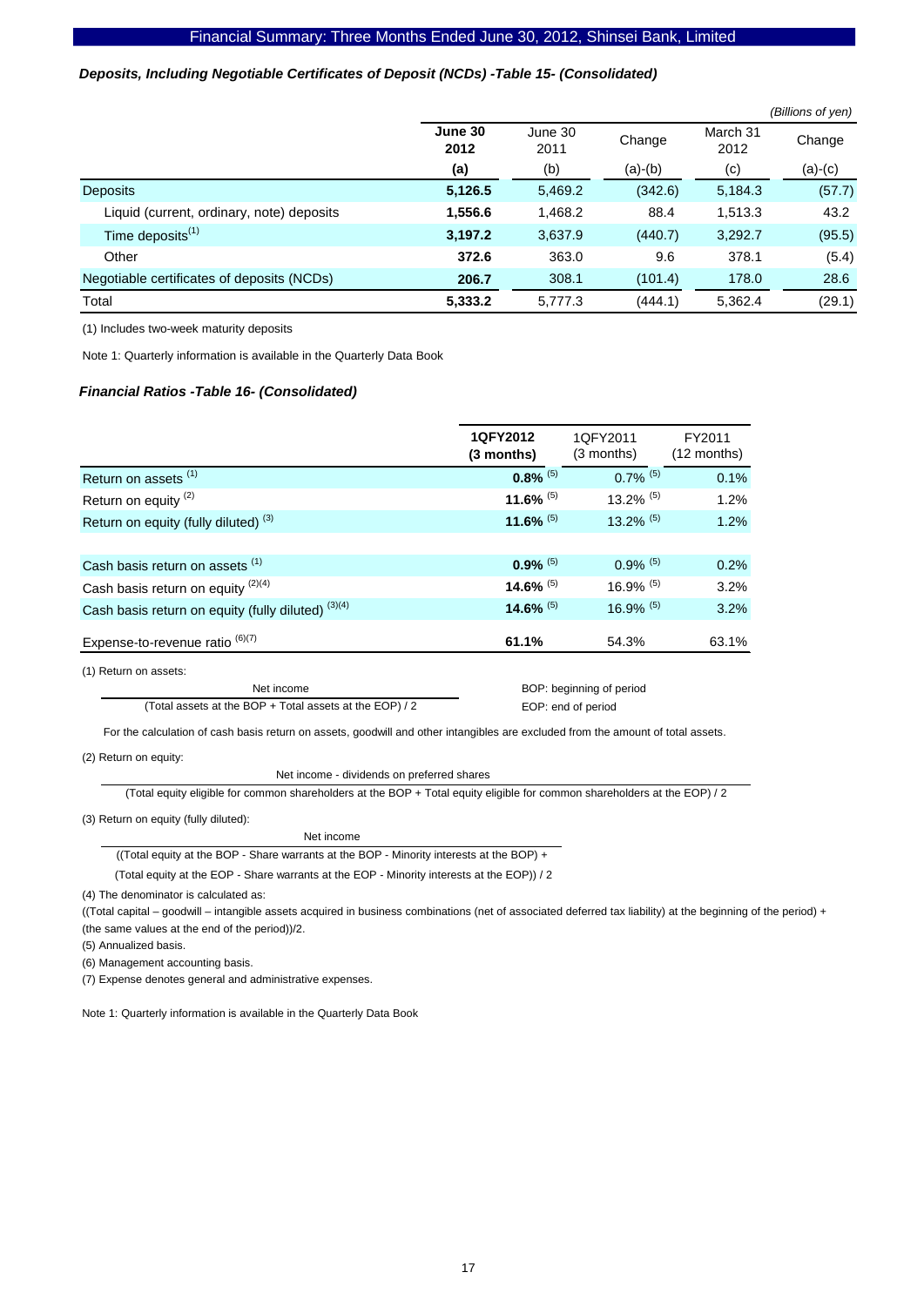### *Deposits, Including Negotiable Certificates of Deposit (NCDs) -Table 15- (Consolidated)*

*(Billions of yen)*

| | **June 30 2012** | June 30 2011 | Change | March 31 2012 | Change |
|---|---|---|---|---|---|
| | **(a)** | (b) | (a)-(b) | (c) | (a)-(c) |
| Deposits | **5,126.5** | 5,469.2 | (342.6) | 5,184.3 | (57.7) |
| Liquid (current, ordinary, note) deposits | **1,556.6** | 1,468.2 | 88.4 | 1,513.3 | 43.2 |
| Time deposits[1] | **3,197.2** | 3,637.9 | (440.7) | 3,292.7 | (95.5) |
| Other | **372.6** | 363.0 | 9.6 | 378.1 | (5.4) |
| Negotiable certificates of deposits (NCDs) | **206.7** | 308.1 | (101.4) | 178.0 | 28.6 |
| Total | **5,333.2** | 5,777.3 | (444.1) | 5,362.4 | (29.1) |

(1) Includes two-week maturity deposits

Note 1: Quarterly information is available in the Quarterly Data Book

### *Financial Ratios -Table 16- (Consolidated)*

| | **1QFY2012 (3 months)** | 1QFY2011 (3 months) | FY2011 (12 months) |
|---|---|---|---|
| Return on assets [1] | **0.8%** [5] | 0.7% [5] | 0.1% |
| Return on equity [2] | **11.6%** [5] | 13.2% [5] | 1.2% |
| Return on equity (fully diluted) [3] | **11.6%** [5] | 13.2% [5] | 1.2% |
| | | | |
| Cash basis return on assets [1] | **0.9%** [5] | 0.9% [5] | 0.2% |
| Cash basis return on equity [2][4] | **14.6%** [5] | 16.9% [5] | 3.2% |
| Cash basis return on equity (fully diluted) [3][4] | **14.6%** [5] | 16.9% [5] | 3.2% |
| Expense-to-revenue ratio [6][7] | **61.1%** | 54.3% | 63.1% |

(1) Return on assets:

$$\frac{\text{Net income}}{(\text{Total assets at the BOP} + \text{Total assets at the EOP}) / 2}$$

BOP: beginning of period
EOP: end of period

For the calculation of cash basis return on assets, goodwill and other intangibles are excluded from the amount of total assets.

(2) Return on equity:

$$\frac{\text{Net income - dividends on preferred shares}}{(\text{Total equity eligible for common shareholders at the BOP} + \text{Total equity eligible for common shareholders at the EOP}) / 2}$$

(3) Return on equity (fully diluted):

$$\frac{\text{Net income}}{((\text{Total equity at the BOP - Share warrants at the BOP - Minority interests at the BOP}) + (\text{Total equity at the EOP - Share warrants at the EOP - Minority interests at the EOP})) / 2}$$

(4) The denominator is calculated as:

((Total capital – goodwill – intangible assets acquired in business combinations (net of associated deferred tax liability) at the beginning of the period) + (the same values at the end of the period))/2.

(5) Annualized basis.

(6) Management accounting basis.

(7) Expense denotes general and administrative expenses.

Note 1: Quarterly information is available in the Quarterly Data Book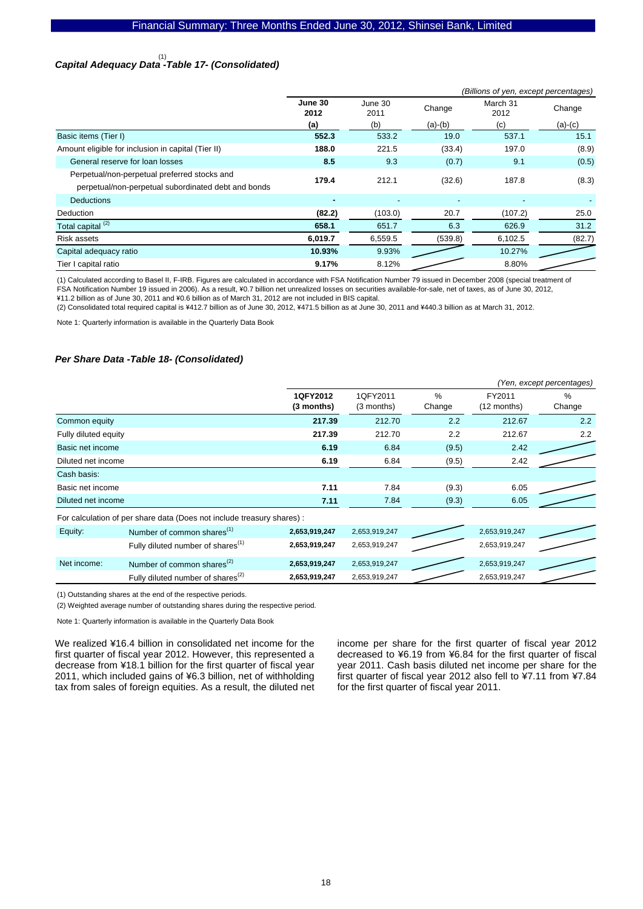### *Capital Adequacy Data*[(1)] *-Table 17- (Consolidated)*

*(Billions of yen, except percentages)*

| | June 30 2012 (a) | June 30 2011 (b) | Change (a)-(b) | March 31 2012 (c) | Change (a)-(c) |
|---|---|---|---|---|---|
| Basic items (Tier I) | **552.3** | 533.2 | 19.0 | 537.1 | 15.1 |
| Amount eligible for inclusion in capital (Tier II) | **188.0** | 221.5 | (33.4) | 197.0 | (8.9) |
| General reserve for loan losses | **8.5** | 9.3 | (0.7) | 9.1 | (0.5) |
| Perpetual/non-perpetual preferred stocks and perpetual/non-perpetual subordinated debt and bonds | **179.4** | 212.1 | (32.6) | 187.8 | (8.3) |
| Deductions | **-** | - | - | - | - |
| Deduction | **(82.2)** | (103.0) | 20.7 | (107.2) | 25.0 |
| Total capital [(2)] | **658.1** | 651.7 | 6.3 | 626.9 | 31.2 |
| Risk assets | **6,019.7** | 6,559.5 | (539.8) | 6,102.5 | (82.7) |
| Capital adequacy ratio | **10.93%** | 9.93% | | 10.27% | |
| Tier I capital ratio | **9.17%** | 8.12% | | 8.80% | |

(1) Calculated according to Basel II, F-IRB. Figures are calculated in accordance with FSA Notification Number 79 issued in December 2008 (special treatment of FSA Notification Number 19 issued in 2006). As a result, ¥0.7 billion net unrealized losses on securities available-for-sale, net of taxes, as of June 30, 2012, ¥11.2 billion as of June 30, 2011 and ¥0.6 billion as of March 31, 2012 are not included in BIS capital.

(2) Consolidated total required capital is ¥412.7 billion as of June 30, 2012, ¥471.5 billion as at June 30, 2011 and ¥440.3 billion as at March 31, 2012.

Note 1: Quarterly information is available in the Quarterly Data Book

### *Per Share Data -Table 18- (Consolidated)*

*(Yen, except percentages)*

| | | 1QFY2012 (3 months) | 1QFY2011 (3 months) | % Change | FY2011 (12 months) | % Change |
|---|---|---|---|---|---|---|
| Common equity | | **217.39** | 212.70 | 2.2 | 212.67 | 2.2 |
| Fully diluted equity | | **217.39** | 212.70 | 2.2 | 212.67 | 2.2 |
| Basic net income | | **6.19** | 6.84 | (9.5) | 2.42 | |
| Diluted net income | | **6.19** | 6.84 | (9.5) | 2.42 | |
| Cash basis: | | | | | | |
| Basic net income | | **7.11** | 7.84 | (9.3) | 6.05 | |
| Diluted net income | | **7.11** | 7.84 | (9.3) | 6.05 | |
| For calculation of per share data (Does not include treasury shares) : | | | | | | |
| Equity: | Number of common shares[(1)] | **2,653,919,247** | 2,653,919,247 | | 2,653,919,247 | |
| | Fully diluted number of shares[(1)] | **2,653,919,247** | 2,653,919,247 | | 2,653,919,247 | |
| Net income: | Number of common shares[(2)] | **2,653,919,247** | 2,653,919,247 | | 2,653,919,247 | |
| | Fully diluted number of shares[(2)] | **2,653,919,247** | 2,653,919,247 | | 2,653,919,247 | |

(1) Outstanding shares at the end of the respective periods.

(2) Weighted average number of outstanding shares during the respective period.

Note 1: Quarterly information is available in the Quarterly Data Book

We realized ¥16.4 billion in consolidated net income for the first quarter of fiscal year 2012. However, this represented a decrease from ¥18.1 billion for the first quarter of fiscal year 2011, which included gains of ¥6.3 billion, net of withholding tax from sales of foreign equities. As a result, the diluted net income per share for the first quarter of fiscal year 2012 decreased to ¥6.19 from ¥6.84 for the first quarter of fiscal year 2011. Cash basis diluted net income per share for the first quarter of fiscal year 2012 also fell to ¥7.11 from ¥7.84 for the first quarter of fiscal year 2011.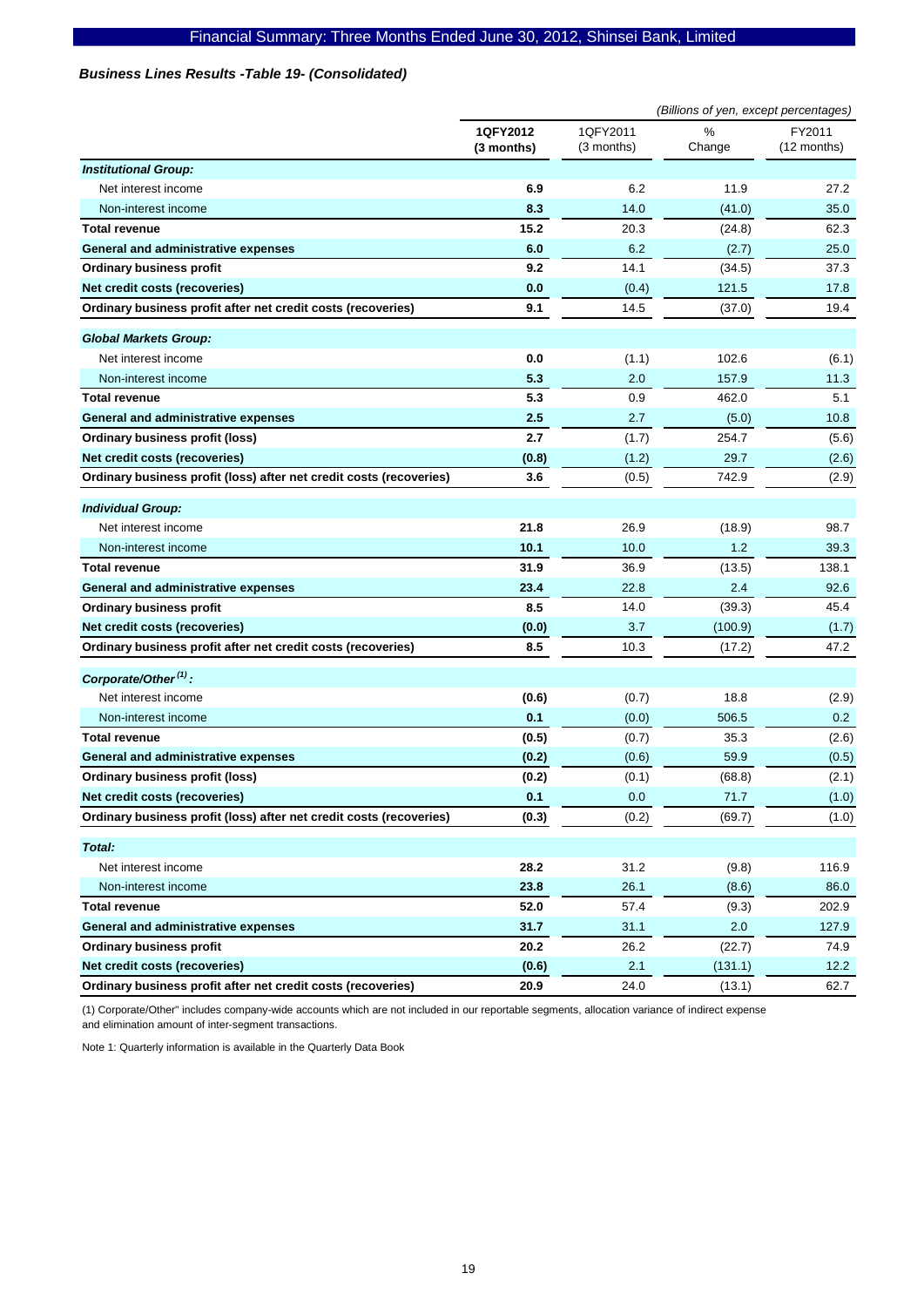### *Business Lines Results -Table 19- (Consolidated)*

*(Billions of yen, except percentages)*

| | 1QFY2012 (3 months) | 1QFY2011 (3 months) | % Change | FY2011 (12 months) |
|---|---|---|---|---|
| ***Institutional Group:*** | | | | |
| Net interest income | **6.9** | 6.2 | 11.9 | 27.2 |
| Non-interest income | **8.3** | 14.0 | (41.0) | 35.0 |
| **Total revenue** | **15.2** | 20.3 | (24.8) | 62.3 |
| **General and administrative expenses** | **6.0** | 6.2 | (2.7) | 25.0 |
| **Ordinary business profit** | **9.2** | 14.1 | (34.5) | 37.3 |
| **Net credit costs (recoveries)** | **0.0** | (0.4) | 121.5 | 17.8 |
| **Ordinary business profit after net credit costs (recoveries)** | **9.1** | 14.5 | (37.0) | 19.4 |
| ***Global Markets Group:*** | | | | |
| Net interest income | **0.0** | (1.1) | 102.6 | (6.1) |
| Non-interest income | **5.3** | 2.0 | 157.9 | 11.3 |
| **Total revenue** | **5.3** | 0.9 | 462.0 | 5.1 |
| **General and administrative expenses** | **2.5** | 2.7 | (5.0) | 10.8 |
| **Ordinary business profit (loss)** | **2.7** | (1.7) | 254.7 | (5.6) |
| **Net credit costs (recoveries)** | **(0.8)** | (1.2) | 29.7 | (2.6) |
| **Ordinary business profit (loss) after net credit costs (recoveries)** | **3.6** | (0.5) | 742.9 | (2.9) |
| ***Individual Group:*** | | | | |
| Net interest income | **21.8** | 26.9 | (18.9) | 98.7 |
| Non-interest income | **10.1** | 10.0 | 1.2 | 39.3 |
| **Total revenue** | **31.9** | 36.9 | (13.5) | 138.1 |
| **General and administrative expenses** | **23.4** | 22.8 | 2.4 | 92.6 |
| **Ordinary business profit** | **8.5** | 14.0 | (39.3) | 45.4 |
| **Net credit costs (recoveries)** | **(0.0)** | 3.7 | (100.9) | (1.7) |
| **Ordinary business profit after net credit costs (recoveries)** | **8.5** | 10.3 | (17.2) | 47.2 |
| ***Corporate/Other (1):*** | | | | |
| Net interest income | **(0.6)** | (0.7) | 18.8 | (2.9) |
| Non-interest income | **0.1** | (0.0) | 506.5 | 0.2 |
| **Total revenue** | **(0.5)** | (0.7) | 35.3 | (2.6) |
| **General and administrative expenses** | **(0.2)** | (0.6) | 59.9 | (0.5) |
| **Ordinary business profit (loss)** | **(0.2)** | (0.1) | (68.8) | (2.1) |
| **Net credit costs (recoveries)** | **0.1** | 0.0 | 71.7 | (1.0) |
| **Ordinary business profit (loss) after net credit costs (recoveries)** | **(0.3)** | (0.2) | (69.7) | (1.0) |
| ***Total:*** | | | | |
| Net interest income | **28.2** | 31.2 | (9.8) | 116.9 |
| Non-interest income | **23.8** | 26.1 | (8.6) | 86.0 |
| **Total revenue** | **52.0** | 57.4 | (9.3) | 202.9 |
| **General and administrative expenses** | **31.7** | 31.1 | 2.0 | 127.9 |
| **Ordinary business profit** | **20.2** | 26.2 | (22.7) | 74.9 |
| **Net credit costs (recoveries)** | **(0.6)** | 2.1 | (131.1) | 12.2 |
| **Ordinary business profit after net credit costs (recoveries)** | **20.9** | 24.0 | (13.1) | 62.7 |

(1) Corporate/Other" includes company-wide accounts which are not included in our reportable segments, allocation variance of indirect expense and elimination amount of inter-segment transactions.

Note 1: Quarterly information is available in the Quarterly Data Book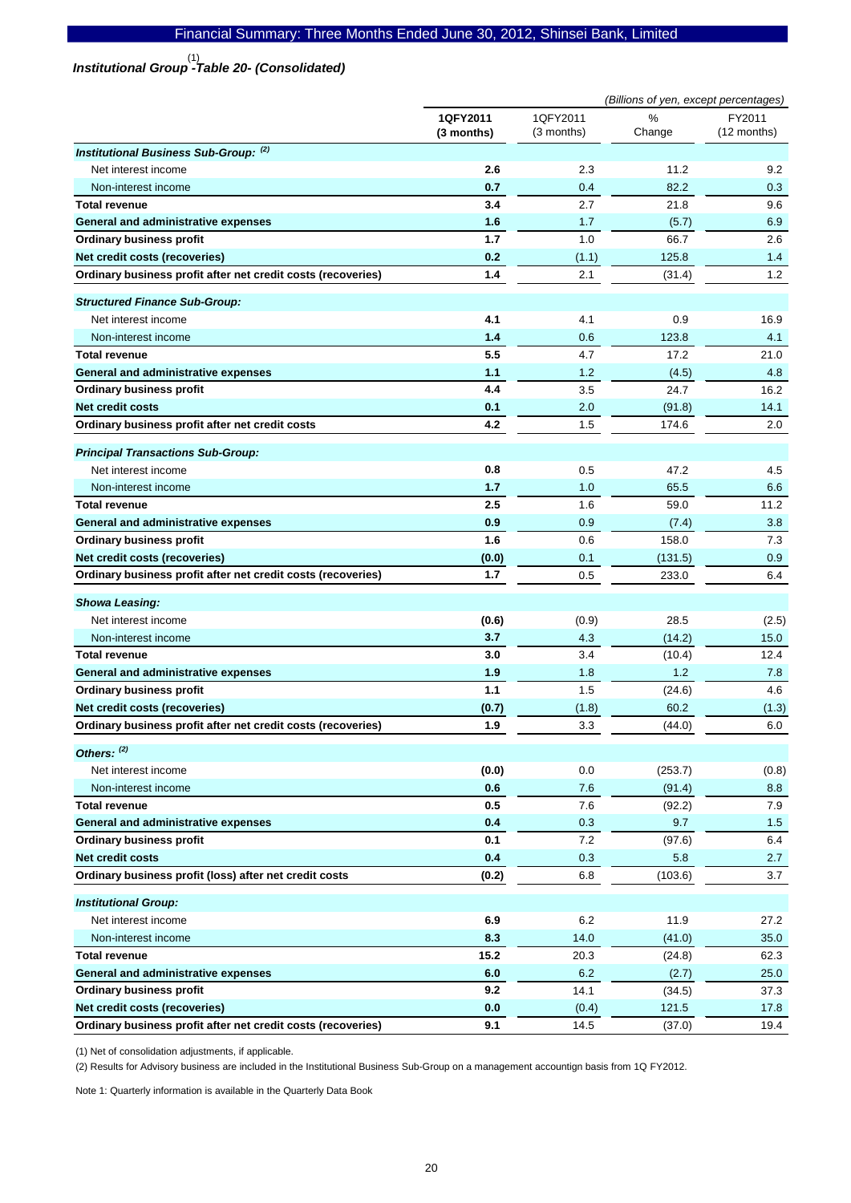## Institutional Group [(1)] -Table 20- (Consolidated)

*(Billions of yen, except percentages)*

| | 1QFY2011 (3 months) | 1QFY2011 (3 months) | % Change | FY2011 (12 months) |
|---|---|---|---|---|
| ***Institutional Business Sub-Group:*** [(2)] | | | | |
| Net interest income | **2.6** | 2.3 | 11.2 | 9.2 |
| Non-interest income | **0.7** | 0.4 | 82.2 | 0.3 |
| **Total revenue** | **3.4** | 2.7 | 21.8 | 9.6 |
| **General and administrative expenses** | **1.6** | 1.7 | (5.7) | 6.9 |
| **Ordinary business profit** | **1.7** | 1.0 | 66.7 | 2.6 |
| **Net credit costs (recoveries)** | **0.2** | (1.1) | 125.8 | 1.4 |
| **Ordinary business profit after net credit costs (recoveries)** | **1.4** | 2.1 | (31.4) | 1.2 |
| ***Structured Finance Sub-Group:*** | | | | |
| Net interest income | **4.1** | 4.1 | 0.9 | 16.9 |
| Non-interest income | **1.4** | 0.6 | 123.8 | 4.1 |
| **Total revenue** | **5.5** | 4.7 | 17.2 | 21.0 |
| **General and administrative expenses** | **1.1** | 1.2 | (4.5) | 4.8 |
| **Ordinary business profit** | **4.4** | 3.5 | 24.7 | 16.2 |
| **Net credit costs** | **0.1** | 2.0 | (91.8) | 14.1 |
| **Ordinary business profit after net credit costs** | **4.2** | 1.5 | 174.6 | 2.0 |
| ***Principal Transactions Sub-Group:*** | | | | |
| Net interest income | **0.8** | 0.5 | 47.2 | 4.5 |
| Non-interest income | **1.7** | 1.0 | 65.5 | 6.6 |
| **Total revenue** | **2.5** | 1.6 | 59.0 | 11.2 |
| **General and administrative expenses** | **0.9** | 0.9 | (7.4) | 3.8 |
| **Ordinary business profit** | **1.6** | 0.6 | 158.0 | 7.3 |
| **Net credit costs (recoveries)** | **(0.0)** | 0.1 | (131.5) | 0.9 |
| **Ordinary business profit after net credit costs (recoveries)** | **1.7** | 0.5 | 233.0 | 6.4 |
| ***Showa Leasing:*** | | | | |
| Net interest income | **(0.6)** | (0.9) | 28.5 | (2.5) |
| Non-interest income | **3.7** | 4.3 | (14.2) | 15.0 |
| **Total revenue** | **3.0** | 3.4 | (10.4) | 12.4 |
| **General and administrative expenses** | **1.9** | 1.8 | 1.2 | 7.8 |
| **Ordinary business profit** | **1.1** | 1.5 | (24.6) | 4.6 |
| **Net credit costs (recoveries)** | **(0.7)** | (1.8) | 60.2 | (1.3) |
| **Ordinary business profit after net credit costs (recoveries)** | **1.9** | 3.3 | (44.0) | 6.0 |
| ***Others:*** [(2)] | | | | |
| Net interest income | **(0.0)** | 0.0 | (253.7) | (0.8) |
| Non-interest income | **0.6** | 7.6 | (91.4) | 8.8 |
| **Total revenue** | **0.5** | 7.6 | (92.2) | 7.9 |
| **General and administrative expenses** | **0.4** | 0.3 | 9.7 | 1.5 |
| **Ordinary business profit** | **0.1** | 7.2 | (97.6) | 6.4 |
| **Net credit costs** | **0.4** | 0.3 | 5.8 | 2.7 |
| **Ordinary business profit (loss) after net credit costs** | **(0.2)** | 6.8 | (103.6) | 3.7 |
| ***Institutional Group:*** | | | | |
| Net interest income | **6.9** | 6.2 | 11.9 | 27.2 |
| Non-interest income | **8.3** | 14.0 | (41.0) | 35.0 |
| **Total revenue** | **15.2** | 20.3 | (24.8) | 62.3 |
| **General and administrative expenses** | **6.0** | 6.2 | (2.7) | 25.0 |
| **Ordinary business profit** | **9.2** | 14.1 | (34.5) | 37.3 |
| **Net credit costs (recoveries)** | **0.0** | (0.4) | 121.5 | 17.8 |
| **Ordinary business profit after net credit costs (recoveries)** | **9.1** | 14.5 | (37.0) | 19.4 |

(1) Net of consolidation adjustments, if applicable.

(2) Results for Advisory business are included in the Institutional Business Sub-Group on a management accountign basis from 1Q FY2012.

Note 1: Quarterly information is available in the Quarterly Data Book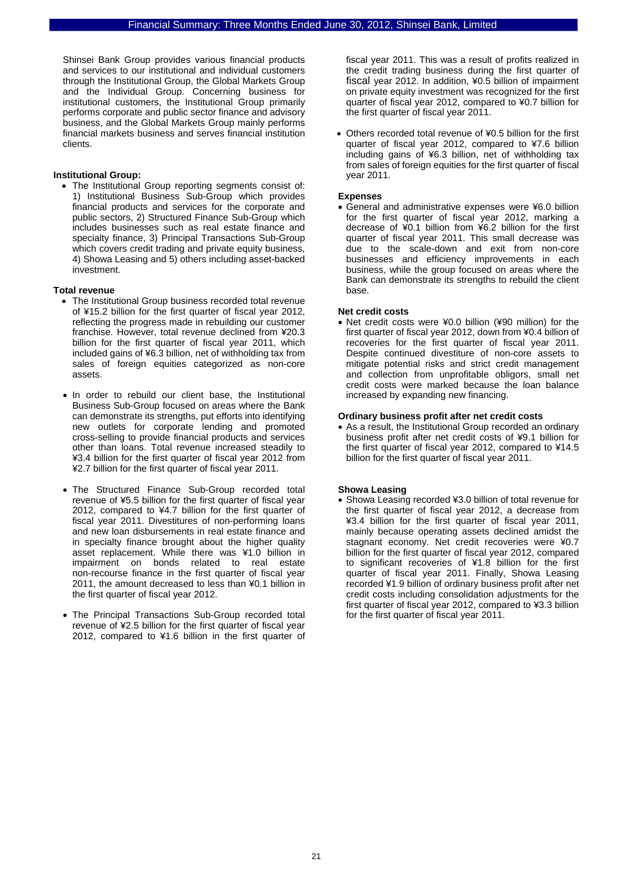Shinsei Bank Group provides various financial products and services to our institutional and individual customers through the Institutional Group, the Global Markets Group and the Individual Group. Concerning business for institutional customers, the Institutional Group primarily performs corporate and public sector finance and advisory business, and the Global Markets Group mainly performs financial markets business and serves financial institution clients.

**Institutional Group:**

- The Institutional Group reporting segments consist of: 1) Institutional Business Sub-Group which provides financial products and services for the corporate and public sectors, 2) Structured Finance Sub-Group which includes businesses such as real estate finance and specialty finance, 3) Principal Transactions Sub-Group which covers credit trading and private equity business, 4) Showa Leasing and 5) others including asset-backed investment.

**Total revenue**

- The Institutional Group business recorded total revenue of ¥15.2 billion for the first quarter of fiscal year 2012, reflecting the progress made in rebuilding our customer franchise. However, total revenue declined from ¥20.3 billion for the first quarter of fiscal year 2011, which included gains of ¥6.3 billion, net of withholding tax from sales of foreign equities categorized as non-core assets.

- In order to rebuild our client base, the Institutional Business Sub-Group focused on areas where the Bank can demonstrate its strengths, put efforts into identifying new outlets for corporate lending and promoted cross-selling to provide financial products and services other than loans. Total revenue increased steadily to ¥3.4 billion for the first quarter of fiscal year 2012 from ¥2.7 billion for the first quarter of fiscal year 2011.

- The Structured Finance Sub-Group recorded total revenue of ¥5.5 billion for the first quarter of fiscal year 2012, compared to ¥4.7 billion for the first quarter of fiscal year 2011. Divestitures of non-performing loans and new loan disbursements in real estate finance and in specialty finance brought about the higher quality asset replacement. While there was ¥1.0 billion in impairment on bonds related to real estate non-recourse finance in the first quarter of fiscal year 2011, the amount decreased to less than ¥0.1 billion in the first quarter of fiscal year 2012.

- The Principal Transactions Sub-Group recorded total revenue of ¥2.5 billion for the first quarter of fiscal year 2012, compared to ¥1.6 billion in the first quarter of fiscal year 2011. This was a result of profits realized in the credit trading business during the first quarter of fiscal year 2012. In addition, ¥0.5 billion of impairment on private equity investment was recognized for the first quarter of fiscal year 2012, compared to ¥0.7 billion for the first quarter of fiscal year 2011.

- Others recorded total revenue of ¥0.5 billion for the first quarter of fiscal year 2012, compared to ¥7.6 billion including gains of ¥6.3 billion, net of withholding tax from sales of foreign equities for the first quarter of fiscal year 2011.

**Expenses**

- General and administrative expenses were ¥6.0 billion for the first quarter of fiscal year 2012, marking a decrease of ¥0.1 billion from ¥6.2 billion for the first quarter of fiscal year 2011. This small decrease was due to the scale-down and exit from non-core businesses and efficiency improvements in each business, while the group focused on areas where the Bank can demonstrate its strengths to rebuild the client base.

**Net credit costs**

- Net credit costs were ¥0.0 billion (¥90 million) for the first quarter of fiscal year 2012, down from ¥0.4 billion of recoveries for the first quarter of fiscal year 2011. Despite continued divestiture of non-core assets to mitigate potential risks and strict credit management and collection from unprofitable obligors, small net credit costs were marked because the loan balance increased by expanding new financing.

**Ordinary business profit after net credit costs**

- As a result, the Institutional Group recorded an ordinary business profit after net credit costs of ¥9.1 billion for the first quarter of fiscal year 2012, compared to ¥14.5 billion for the first quarter of fiscal year 2011.

**Showa Leasing**

- Showa Leasing recorded ¥3.0 billion of total revenue for the first quarter of fiscal year 2012, a decrease from ¥3.4 billion for the first quarter of fiscal year 2011, mainly because operating assets declined amidst the stagnant economy. Net credit recoveries were ¥0.7 billion for the first quarter of fiscal year 2012, compared to significant recoveries of ¥1.8 billion for the first quarter of fiscal year 2011. Finally, Showa Leasing recorded ¥1.9 billion of ordinary business profit after net credit costs including consolidation adjustments for the first quarter of fiscal year 2012, compared to ¥3.3 billion for the first quarter of fiscal year 2011.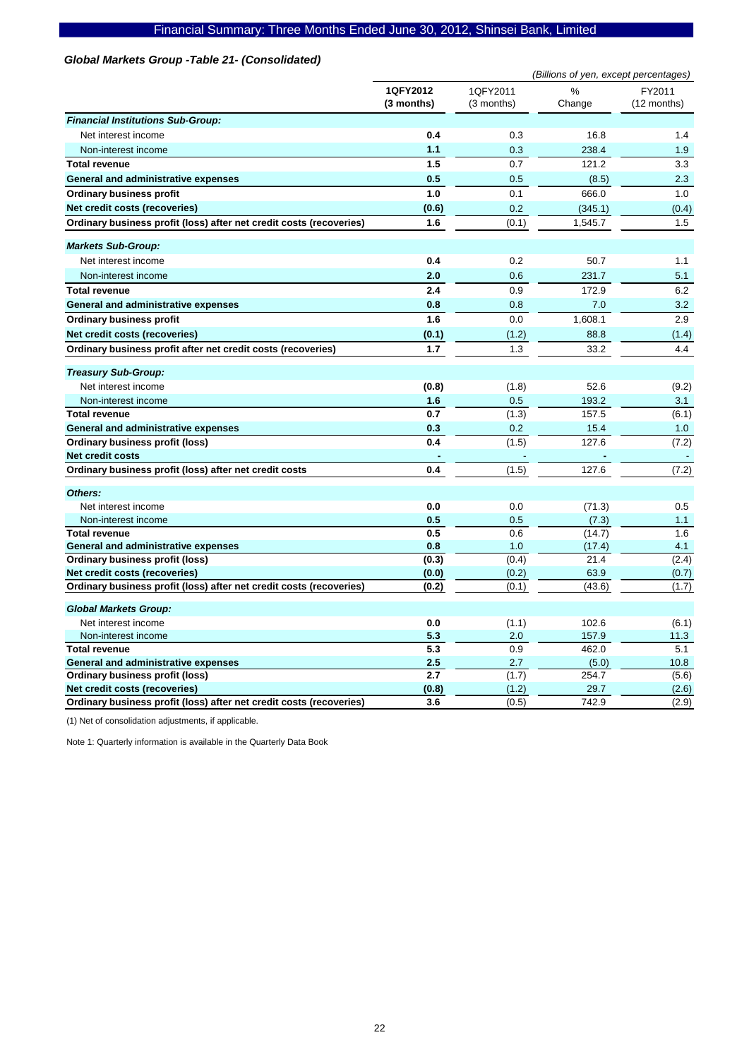*Global Markets Group -Table 21- (Consolidated)*

*(Billions of yen, except percentages)*

| | 1QFY2012 (3 months) | 1QFY2011 (3 months) | % Change | FY2011 (12 months) |
|---|---|---|---|---|
| ***Financial Institutions Sub-Group:*** | | | | |
| Net interest income | **0.4** | 0.3 | 16.8 | 1.4 |
| Non-interest income | **1.1** | 0.3 | 238.4 | 1.9 |
| **Total revenue** | **1.5** | 0.7 | 121.2 | 3.3 |
| **General and administrative expenses** | **0.5** | 0.5 | (8.5) | 2.3 |
| **Ordinary business profit** | **1.0** | 0.1 | 666.0 | 1.0 |
| **Net credit costs (recoveries)** | **(0.6)** | 0.2 | (345.1) | (0.4) |
| **Ordinary business profit (loss) after net credit costs (recoveries)** | **1.6** | (0.1) | 1,545.7 | 1.5 |
| ***Markets Sub-Group:*** | | | | |
| Net interest income | **0.4** | 0.2 | 50.7 | 1.1 |
| Non-interest income | **2.0** | 0.6 | 231.7 | 5.1 |
| **Total revenue** | **2.4** | 0.9 | 172.9 | 6.2 |
| **General and administrative expenses** | **0.8** | 0.8 | 7.0 | 3.2 |
| **Ordinary business profit** | **1.6** | 0.0 | 1,608.1 | 2.9 |
| **Net credit costs (recoveries)** | **(0.1)** | (1.2) | 88.8 | (1.4) |
| **Ordinary business profit after net credit costs (recoveries)** | **1.7** | 1.3 | 33.2 | 4.4 |
| ***Treasury Sub-Group:*** | | | | |
| Net interest income | **(0.8)** | (1.8) | 52.6 | (9.2) |
| Non-interest income | **1.6** | 0.5 | 193.2 | 3.1 |
| **Total revenue** | **0.7** | (1.3) | 157.5 | (6.1) |
| **General and administrative expenses** | **0.3** | 0.2 | 15.4 | 1.0 |
| **Ordinary business profit (loss)** | **0.4** | (1.5) | 127.6 | (7.2) |
| **Net credit costs** | **-** | - | - | - |
| **Ordinary business profit (loss) after net credit costs** | **0.4** | (1.5) | 127.6 | (7.2) |
| ***Others:*** | | | | |
| Net interest income | **0.0** | 0.0 | (71.3) | 0.5 |
| Non-interest income | **0.5** | 0.5 | (7.3) | 1.1 |
| **Total revenue** | **0.5** | 0.6 | (14.7) | 1.6 |
| **General and administrative expenses** | **0.8** | 1.0 | (17.4) | 4.1 |
| **Ordinary business profit (loss)** | **(0.3)** | (0.4) | 21.4 | (2.4) |
| **Net credit costs (recoveries)** | **(0.0)** | (0.2) | 63.9 | (0.7) |
| **Ordinary business profit (loss) after net credit costs (recoveries)** | **(0.2)** | (0.1) | (43.6) | (1.7) |
| ***Global Markets Group:*** | | | | |
| Net interest income | **0.0** | (1.1) | 102.6 | (6.1) |
| Non-interest income | **5.3** | 2.0 | 157.9 | 11.3 |
| **Total revenue** | **5.3** | 0.9 | 462.0 | 5.1 |
| **General and administrative expenses** | **2.5** | 2.7 | (5.0) | 10.8 |
| **Ordinary business profit (loss)** | **2.7** | (1.7) | 254.7 | (5.6) |
| **Net credit costs (recoveries)** | **(0.8)** | (1.2) | 29.7 | (2.6) |
| **Ordinary business profit (loss) after net credit costs (recoveries)** | **3.6** | (0.5) | 742.9 | (2.9) |

(1) Net of consolidation adjustments, if applicable.

Note 1: Quarterly information is available in the Quarterly Data Book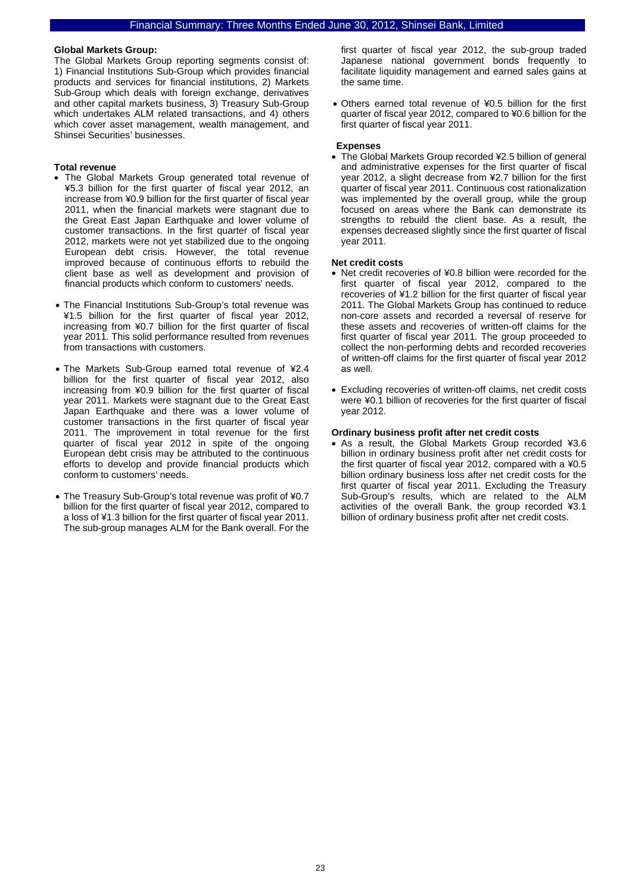**Global Markets Group:**

The Global Markets Group reporting segments consist of: 1) Financial Institutions Sub-Group which provides financial products and services for financial institutions, 2) Markets Sub-Group which deals with foreign exchange, derivatives and other capital markets business, 3) Treasury Sub-Group which undertakes ALM related transactions, and 4) others which cover asset management, wealth management, and Shinsei Securities' businesses.

**Total revenue**

- The Global Markets Group generated total revenue of ¥5.3 billion for the first quarter of fiscal year 2012, an increase from ¥0.9 billion for the first quarter of fiscal year 2011, when the financial markets were stagnant due to the Great East Japan Earthquake and lower volume of customer transactions. In the first quarter of fiscal year 2012, markets were not yet stabilized due to the ongoing European debt crisis. However, the total revenue improved because of continuous efforts to rebuild the client base as well as development and provision of financial products which conform to customers' needs.

- The Financial Institutions Sub-Group's total revenue was ¥1.5 billion for the first quarter of fiscal year 2012, increasing from ¥0.7 billion for the first quarter of fiscal year 2011. This solid performance resulted from revenues from transactions with customers.

- The Markets Sub-Group earned total revenue of ¥2.4 billion for the first quarter of fiscal year 2012, also increasing from ¥0.9 billion for the first quarter of fiscal year 2011. Markets were stagnant due to the Great East Japan Earthquake and there was a lower volume of customer transactions in the first quarter of fiscal year 2011. The improvement in total revenue for the first quarter of fiscal year 2012 in spite of the ongoing European debt crisis may be attributed to the continuous efforts to develop and provide financial products which conform to customers' needs.

- The Treasury Sub-Group's total revenue was profit of ¥0.7 billion for the first quarter of fiscal year 2012, compared to a loss of ¥1.3 billion for the first quarter of fiscal year 2011. The sub-group manages ALM for the Bank overall. For the first quarter of fiscal year 2012, the sub-group traded Japanese national government bonds frequently to facilitate liquidity management and earned sales gains at the same time.

- Others earned total revenue of ¥0.5 billion for the first quarter of fiscal year 2012, compared to ¥0.6 billion for the first quarter of fiscal year 2011.

**Expenses**

- The Global Markets Group recorded ¥2.5 billion of general and administrative expenses for the first quarter of fiscal year 2012, a slight decrease from ¥2.7 billion for the first quarter of fiscal year 2011. Continuous cost rationalization was implemented by the overall group, while the group focused on areas where the Bank can demonstrate its strengths to rebuild the client base. As a result, the expenses decreased slightly since the first quarter of fiscal year 2011.

**Net credit costs**

- Net credit recoveries of ¥0.8 billion were recorded for the first quarter of fiscal year 2012, compared to the recoveries of ¥1.2 billion for the first quarter of fiscal year 2011. The Global Markets Group has continued to reduce non-core assets and recorded a reversal of reserve for these assets and recoveries of written-off claims for the first quarter of fiscal year 2011. The group proceeded to collect the non-performing debts and recorded recoveries of written-off claims for the first quarter of fiscal year 2012 as well.

- Excluding recoveries of written-off claims, net credit costs were ¥0.1 billion of recoveries for the first quarter of fiscal year 2012.

**Ordinary business profit after net credit costs**

- As a result, the Global Markets Group recorded ¥3.6 billion in ordinary business profit after net credit costs for the first quarter of fiscal year 2012, compared with a ¥0.5 billion ordinary business loss after net credit costs for the first quarter of fiscal year 2011. Excluding the Treasury Sub-Group's results, which are related to the ALM activities of the overall Bank, the group recorded ¥3.1 billion of ordinary business profit after net credit costs.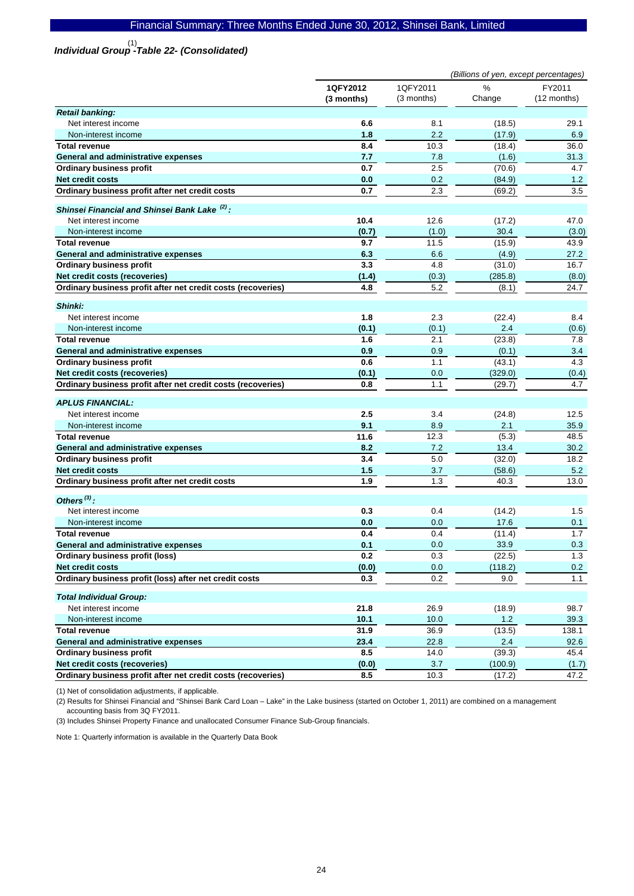### *Individual Group (1) -Table 22- (Consolidated)*

*(Billions of yen, except percentages)*

| | **1QFY2012 (3 months)** | 1QFY2011 (3 months) | % Change | FY2011 (12 months) |
|---|---|---|---|---|
| ***Retail banking:*** | | | | |
| Net interest income | **6.6** | 8.1 | (18.5) | 29.1 |
| Non-interest income | **1.8** | 2.2 | (17.9) | 6.9 |
| **Total revenue** | **8.4** | 10.3 | (18.4) | 36.0 |
| **General and administrative expenses** | **7.7** | 7.8 | (1.6) | 31.3 |
| **Ordinary business profit** | **0.7** | 2.5 | (70.6) | 4.7 |
| **Net credit costs** | **0.0** | 0.2 | (84.9) | 1.2 |
| **Ordinary business profit after net credit costs** | **0.7** | 2.3 | (69.2) | 3.5 |
| ***Shinsei Financial and Shinsei Bank Lake (2):*** | | | | |
| Net interest income | **10.4** | 12.6 | (17.2) | 47.0 |
| Non-interest income | **(0.7)** | (1.0) | 30.4 | (3.0) |
| **Total revenue** | **9.7** | 11.5 | (15.9) | 43.9 |
| **General and administrative expenses** | **6.3** | 6.6 | (4.9) | 27.2 |
| **Ordinary business profit** | **3.3** | 4.8 | (31.0) | 16.7 |
| **Net credit costs (recoveries)** | **(1.4)** | (0.3) | (285.8) | (8.0) |
| **Ordinary business profit after net credit costs (recoveries)** | **4.8** | 5.2 | (8.1) | 24.7 |
| ***Shinki:*** | | | | |
| Net interest income | **1.8** | 2.3 | (22.4) | 8.4 |
| Non-interest income | **(0.1)** | (0.1) | 2.4 | (0.6) |
| **Total revenue** | **1.6** | 2.1 | (23.8) | 7.8 |
| **General and administrative expenses** | **0.9** | 0.9 | (0.1) | 3.4 |
| **Ordinary business profit** | **0.6** | 1.1 | (43.1) | 4.3 |
| **Net credit costs (recoveries)** | **(0.1)** | 0.0 | (329.0) | (0.4) |
| **Ordinary business profit after net credit costs (recoveries)** | **0.8** | 1.1 | (29.7) | 4.7 |
| ***APLUS FINANCIAL:*** | | | | |
| Net interest income | **2.5** | 3.4 | (24.8) | 12.5 |
| Non-interest income | **9.1** | 8.9 | 2.1 | 35.9 |
| **Total revenue** | **11.6** | 12.3 | (5.3) | 48.5 |
| **General and administrative expenses** | **8.2** | 7.2 | 13.4 | 30.2 |
| **Ordinary business profit** | **3.4** | 5.0 | (32.0) | 18.2 |
| **Net credit costs** | **1.5** | 3.7 | (58.6) | 5.2 |
| **Ordinary business profit after net credit costs** | **1.9** | 1.3 | 40.3 | 13.0 |
| ***Others (3):*** | | | | |
| Net interest income | **0.3** | 0.4 | (14.2) | 1.5 |
| Non-interest income | **0.0** | 0.0 | 17.6 | 0.1 |
| **Total revenue** | **0.4** | 0.4 | (11.4) | 1.7 |
| **General and administrative expenses** | **0.1** | 0.0 | 33.9 | 0.3 |
| **Ordinary business profit (loss)** | **0.2** | 0.3 | (22.5) | 1.3 |
| **Net credit costs** | **(0.0)** | 0.0 | (118.2) | 0.2 |
| **Ordinary business profit (loss) after net credit costs** | **0.3** | 0.2 | 9.0 | 1.1 |
| ***Total Individual Group:*** | | | | |
| Net interest income | **21.8** | 26.9 | (18.9) | 98.7 |
| Non-interest income | **10.1** | 10.0 | 1.2 | 39.3 |
| **Total revenue** | **31.9** | 36.9 | (13.5) | 138.1 |
| **General and administrative expenses** | **23.4** | 22.8 | 2.4 | 92.6 |
| **Ordinary business profit** | **8.5** | 14.0 | (39.3) | 45.4 |
| **Net credit costs (recoveries)** | **(0.0)** | 3.7 | (100.9) | (1.7) |
| **Ordinary business profit after net credit costs (recoveries)** | **8.5** | 10.3 | (17.2) | 47.2 |

(1) Net of consolidation adjustments, if applicable.

(2) Results for Shinsei Financial and "Shinsei Bank Card Loan – Lake" in the Lake business (started on October 1, 2011) are combined on a management accounting basis from 3Q FY2011.

(3) Includes Shinsei Property Finance and unallocated Consumer Finance Sub-Group financials.

Note 1: Quarterly information is available in the Quarterly Data Book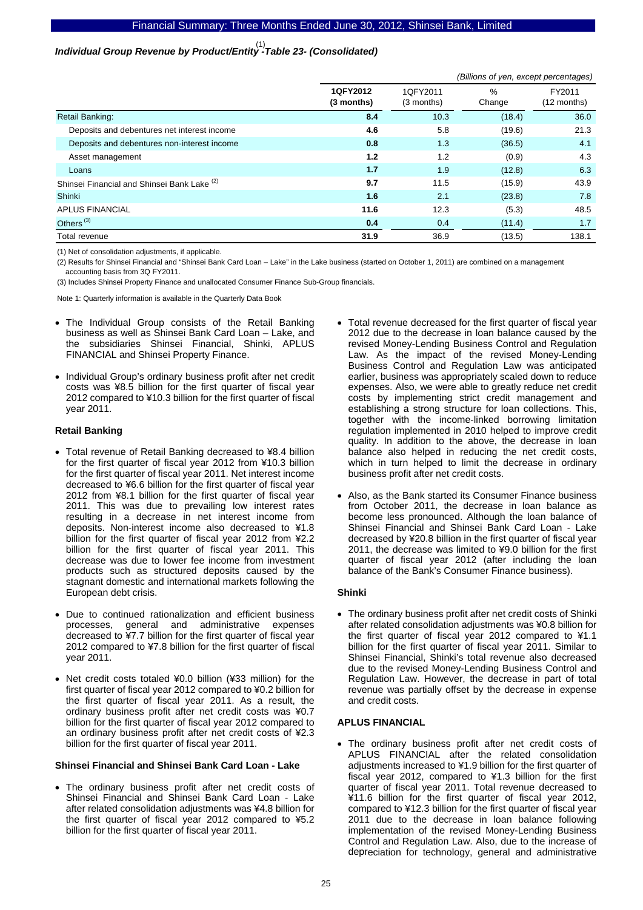## *Individual Group Revenue by Product/Entity [(1)] -Table 23- (Consolidated)*

*(Billions of yen, except percentages)*

| | 1QFY2012 (3 months) | 1QFY2011 (3 months) | % Change | FY2011 (12 months) |
|---|---|---|---|---|
| Retail Banking: | **8.4** | 10.3 | (18.4) | 36.0 |
| Deposits and debentures net interest income | **4.6** | 5.8 | (19.6) | 21.3 |
| Deposits and debentures non-interest income | **0.8** | 1.3 | (36.5) | 4.1 |
| Asset management | **1.2** | 1.2 | (0.9) | 4.3 |
| Loans | **1.7** | 1.9 | (12.8) | 6.3 |
| Shinsei Financial and Shinsei Bank Lake [(2)] | **9.7** | 11.5 | (15.9) | 43.9 |
| Shinki | **1.6** | 2.1 | (23.8) | 7.8 |
| APLUS FINANCIAL | **11.6** | 12.3 | (5.3) | 48.5 |
| Others [(3)] | **0.4** | 0.4 | (11.4) | 1.7 |
| Total revenue | **31.9** | 36.9 | (13.5) | 138.1 |

(1) Net of consolidation adjustments, if applicable.

(2) Results for Shinsei Financial and "Shinsei Bank Card Loan – Lake" in the Lake business (started on October 1, 2011) are combined on a management accounting basis from 3Q FY2011.

(3) Includes Shinsei Property Finance and unallocated Consumer Finance Sub-Group financials.

Note 1: Quarterly information is available in the Quarterly Data Book

- The Individual Group consists of the Retail Banking business as well as Shinsei Bank Card Loan – Lake, and the subsidiaries Shinsei Financial, Shinki, APLUS FINANCIAL and Shinsei Property Finance.
- Individual Group's ordinary business profit after net credit costs was ¥8.5 billion for the first quarter of fiscal year 2012 compared to ¥10.3 billion for the first quarter of fiscal year 2011.

**Retail Banking**

- Total revenue of Retail Banking decreased to ¥8.4 billion for the first quarter of fiscal year 2012 from ¥10.3 billion for the first quarter of fiscal year 2011. Net interest income decreased to ¥6.6 billion for the first quarter of fiscal year 2012 from ¥8.1 billion for the first quarter of fiscal year 2011. This was due to prevailing low interest rates resulting in a decrease in net interest income from deposits. Non-interest income also decreased to ¥1.8 billion for the first quarter of fiscal year 2012 from ¥2.2 billion for the first quarter of fiscal year 2011. This decrease was due to lower fee income from investment products such as structured deposits caused by the stagnant domestic and international markets following the European debt crisis.
- Due to continued rationalization and efficient business processes, general and administrative expenses decreased to ¥7.7 billion for the first quarter of fiscal year 2012 compared to ¥7.8 billion for the first quarter of fiscal year 2011.
- Net credit costs totaled ¥0.0 billion (¥33 million) for the first quarter of fiscal year 2012 compared to ¥0.2 billion for the first quarter of fiscal year 2011. As a result, the ordinary business profit after net credit costs was ¥0.7 billion for the first quarter of fiscal year 2012 compared to an ordinary business profit after net credit costs of ¥2.3 billion for the first quarter of fiscal year 2011.

**Shinsei Financial and Shinsei Bank Card Loan - Lake**

- The ordinary business profit after net credit costs of Shinsei Financial and Shinsei Bank Card Loan - Lake after related consolidation adjustments was ¥4.8 billion for the first quarter of fiscal year 2012 compared to ¥5.2 billion for the first quarter of fiscal year 2011.
- Total revenue decreased for the first quarter of fiscal year 2012 due to the decrease in loan balance caused by the revised Money-Lending Business Control and Regulation Law. As the impact of the revised Money-Lending Business Control and Regulation Law was anticipated earlier, business was appropriately scaled down to reduce expenses. Also, we were able to greatly reduce net credit costs by implementing strict credit management and establishing a strong structure for loan collections. This, together with the income-linked borrowing limitation regulation implemented in 2010 helped to improve credit quality. In addition to the above, the decrease in loan balance also helped in reducing the net credit costs, which in turn helped to limit the decrease in ordinary business profit after net credit costs.
- Also, as the Bank started its Consumer Finance business from October 2011, the decrease in loan balance as become less pronounced. Although the loan balance of Shinsei Financial and Shinsei Bank Card Loan - Lake decreased by ¥20.8 billion in the first quarter of fiscal year 2011, the decrease was limited to ¥9.0 billion for the first quarter of fiscal year 2012 (after including the loan balance of the Bank's Consumer Finance business).

**Shinki**

- The ordinary business profit after net credit costs of Shinki after related consolidation adjustments was ¥0.8 billion for the first quarter of fiscal year 2012 compared to ¥1.1 billion for the first quarter of fiscal year 2011. Similar to Shinsei Financial, Shinki's total revenue also decreased due to the revised Money-Lending Business Control and Regulation Law. However, the decrease in part of total revenue was partially offset by the decrease in expense and credit costs.

**APLUS FINANCIAL**

- The ordinary business profit after net credit costs of APLUS FINANCIAL after the related consolidation adjustments increased to ¥1.9 billion for the first quarter of fiscal year 2012, compared to ¥1.3 billion for the first quarter of fiscal year 2011. Total revenue decreased to ¥11.6 billion for the first quarter of fiscal year 2012, compared to ¥12.3 billion for the first quarter of fiscal year 2011 due to the decrease in loan balance following implementation of the revised Money-Lending Business Control and Regulation Law. Also, due to the increase of depreciation for technology, general and administrative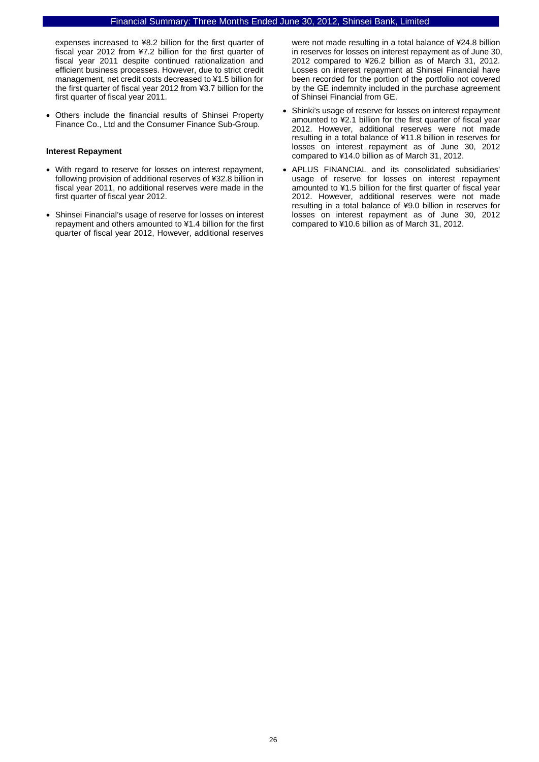expenses increased to ¥8.2 billion for the first quarter of fiscal year 2012 from ¥7.2 billion for the first quarter of fiscal year 2011 despite continued rationalization and efficient business processes. However, due to strict credit management, net credit costs decreased to ¥1.5 billion for the first quarter of fiscal year 2012 from ¥3.7 billion for the first quarter of fiscal year 2011.

- Others include the financial results of Shinsei Property Finance Co., Ltd and the Consumer Finance Sub-Group.

**Interest Repayment**

- With regard to reserve for losses on interest repayment, following provision of additional reserves of ¥32.8 billion in fiscal year 2011, no additional reserves were made in the first quarter of fiscal year 2012.
- Shinsei Financial's usage of reserve for losses on interest repayment and others amounted to ¥1.4 billion for the first quarter of fiscal year 2012, However, additional reserves were not made resulting in a total balance of ¥24.8 billion in reserves for losses on interest repayment as of June 30, 2012 compared to ¥26.2 billion as of March 31, 2012. Losses on interest repayment at Shinsei Financial have been recorded for the portion of the portfolio not covered by the GE indemnity included in the purchase agreement of Shinsei Financial from GE.
- Shinki's usage of reserve for losses on interest repayment amounted to ¥2.1 billion for the first quarter of fiscal year 2012. However, additional reserves were not made resulting in a total balance of ¥11.8 billion in reserves for losses on interest repayment as of June 30, 2012 compared to ¥14.0 billion as of March 31, 2012.
- APLUS FINANCIAL and its consolidated subsidiaries' usage of reserve for losses on interest repayment amounted to ¥1.5 billion for the first quarter of fiscal year 2012. However, additional reserves were not made resulting in a total balance of ¥9.0 billion in reserves for losses on interest repayment as of June 30, 2012 compared to ¥10.6 billion as of March 31, 2012.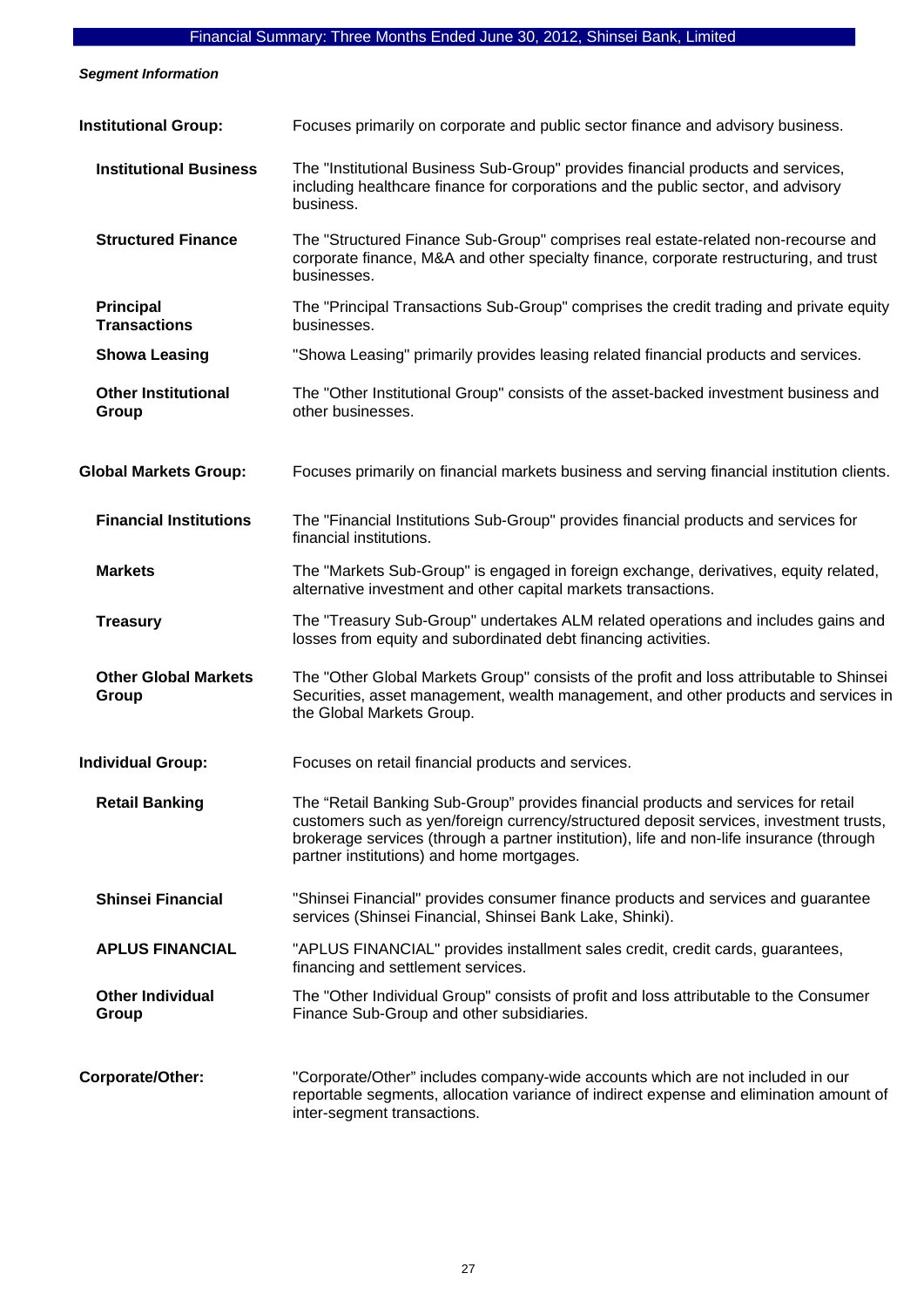***Segment Information***

**Institutional Group:** Focuses primarily on corporate and public sector finance and advisory business.

**Institutional Business** The "Institutional Business Sub-Group" provides financial products and services, including healthcare finance for corporations and the public sector, and advisory business.

**Structured Finance** The "Structured Finance Sub-Group" comprises real estate-related non-recourse and corporate finance, M&A and other specialty finance, corporate restructuring, and trust businesses.

**Principal Transactions** The "Principal Transactions Sub-Group" comprises the credit trading and private equity businesses.

**Showa Leasing** "Showa Leasing" primarily provides leasing related financial products and services.

**Other Institutional Group** The "Other Institutional Group" consists of the asset-backed investment business and other businesses.

**Global Markets Group:** Focuses primarily on financial markets business and serving financial institution clients.

**Financial Institutions** The "Financial Institutions Sub-Group" provides financial products and services for financial institutions.

**Markets** The "Markets Sub-Group" is engaged in foreign exchange, derivatives, equity related, alternative investment and other capital markets transactions.

**Treasury** The "Treasury Sub-Group" undertakes ALM related operations and includes gains and losses from equity and subordinated debt financing activities.

**Other Global Markets Group** The "Other Global Markets Group" consists of the profit and loss attributable to Shinsei Securities, asset management, wealth management, and other products and services in the Global Markets Group.

**Individual Group:** Focuses on retail financial products and services.

**Retail Banking** The “Retail Banking Sub-Group” provides financial products and services for retail customers such as yen/foreign currency/structured deposit services, investment trusts, brokerage services (through a partner institution), life and non-life insurance (through partner institutions) and home mortgages.

**Shinsei Financial** "Shinsei Financial" provides consumer finance products and services and guarantee services (Shinsei Financial, Shinsei Bank Lake, Shinki).

**APLUS FINANCIAL** "APLUS FINANCIAL" provides installment sales credit, credit cards, guarantees, financing and settlement services.

**Other Individual Group** The "Other Individual Group" consists of profit and loss attributable to the Consumer Finance Sub-Group and other subsidiaries.

**Corporate/Other:** "Corporate/Other” includes company-wide accounts which are not included in our reportable segments, allocation variance of indirect expense and elimination amount of inter-segment transactions.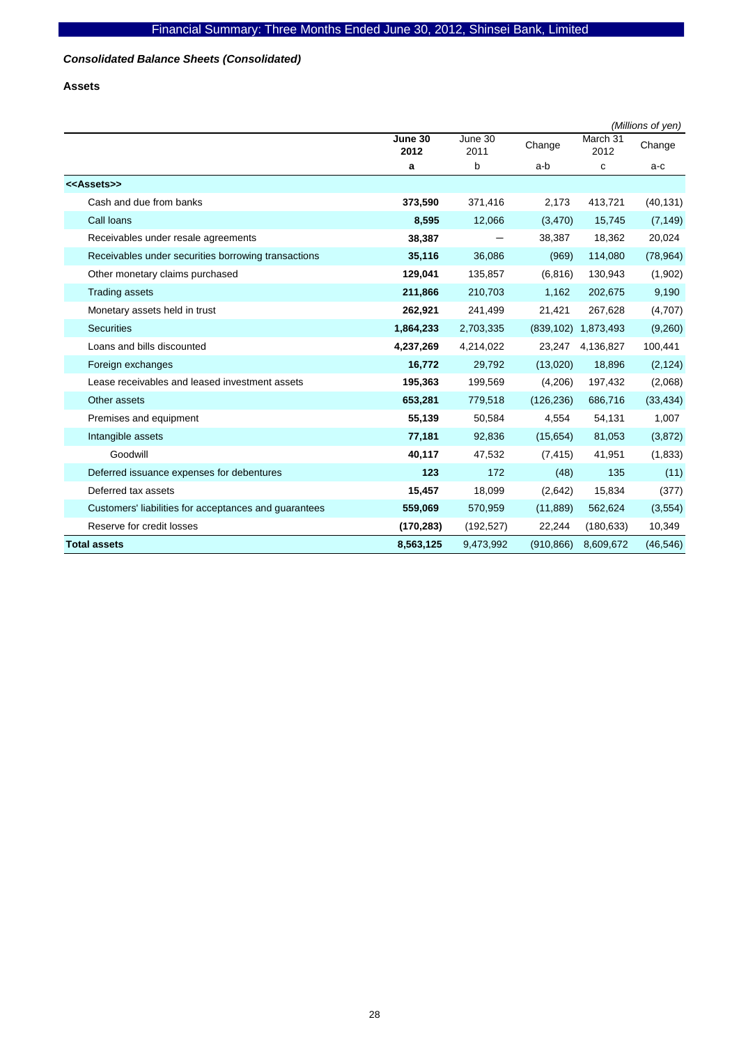## *Consolidated Balance Sheets (Consolidated)*

### Assets

*(Millions of yen)*

| | **June 30 2012** | June 30 2011 | Change | March 31 2012 | Change |
|---|---|---|---|---|---|
| | **a** | b | a-b | c | a-c |
| **<<Assets>>** | | | | | |
| Cash and due from banks | **373,590** | 371,416 | 2,173 | 413,721 | (40,131) |
| Call loans | **8,595** | 12,066 | (3,470) | 15,745 | (7,149) |
| Receivables under resale agreements | **38,387** | — | 38,387 | 18,362 | 20,024 |
| Receivables under securities borrowing transactions | **35,116** | 36,086 | (969) | 114,080 | (78,964) |
| Other monetary claims purchased | **129,041** | 135,857 | (6,816) | 130,943 | (1,902) |
| Trading assets | **211,866** | 210,703 | 1,162 | 202,675 | 9,190 |
| Monetary assets held in trust | **262,921** | 241,499 | 21,421 | 267,628 | (4,707) |
| Securities | **1,864,233** | 2,703,335 | (839,102) | 1,873,493 | (9,260) |
| Loans and bills discounted | **4,237,269** | 4,214,022 | 23,247 | 4,136,827 | 100,441 |
| Foreign exchanges | **16,772** | 29,792 | (13,020) | 18,896 | (2,124) |
| Lease receivables and leased investment assets | **195,363** | 199,569 | (4,206) | 197,432 | (2,068) |
| Other assets | **653,281** | 779,518 | (126,236) | 686,716 | (33,434) |
| Premises and equipment | **55,139** | 50,584 | 4,554 | 54,131 | 1,007 |
| Intangible assets | **77,181** | 92,836 | (15,654) | 81,053 | (3,872) |
| Goodwill | **40,117** | 47,532 | (7,415) | 41,951 | (1,833) |
| Deferred issuance expenses for debentures | **123** | 172 | (48) | 135 | (11) |
| Deferred tax assets | **15,457** | 18,099 | (2,642) | 15,834 | (377) |
| Customers' liabilities for acceptances and guarantees | **559,069** | 570,959 | (11,889) | 562,624 | (3,554) |
| Reserve for credit losses | **(170,283)** | (192,527) | 22,244 | (180,633) | 10,349 |
| **Total assets** | **8,563,125** | 9,473,992 | (910,866) | 8,609,672 | (46,546) |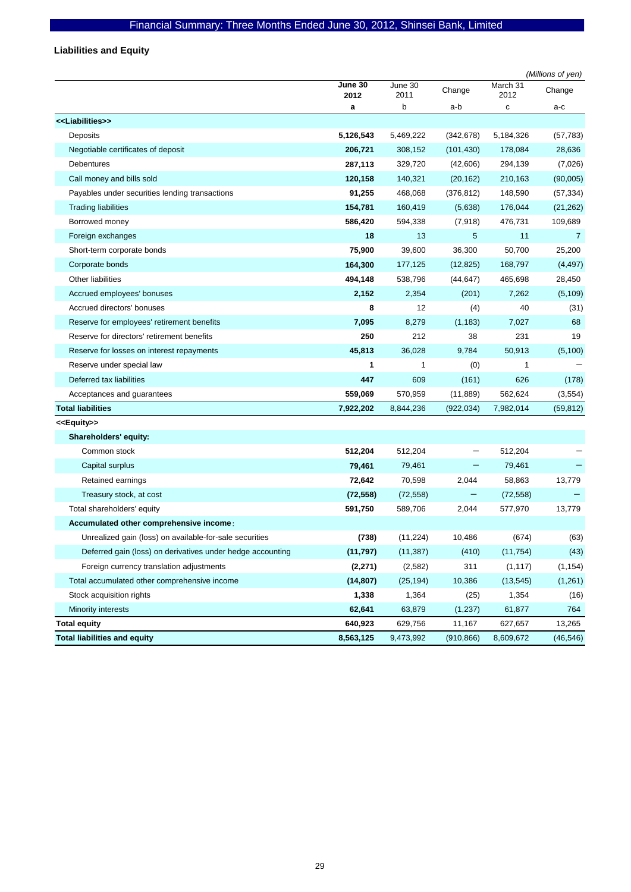## Liabilities and Equity

*(Millions of yen)*

| | June 30 2012 | June 30 2011 | Change | March 31 2012 | Change |
|---|---|---|---|---|---|
| | a | b | a-b | c | a-c |
| **<<Liabilities>>** | | | | | |
| Deposits | **5,126,543** | 5,469,222 | (342,678) | 5,184,326 | (57,783) |
| Negotiable certificates of deposit | **206,721** | 308,152 | (101,430) | 178,084 | 28,636 |
| Debentures | **287,113** | 329,720 | (42,606) | 294,139 | (7,026) |
| Call money and bills sold | **120,158** | 140,321 | (20,162) | 210,163 | (90,005) |
| Payables under securities lending transactions | **91,255** | 468,068 | (376,812) | 148,590 | (57,334) |
| Trading liabilities | **154,781** | 160,419 | (5,638) | 176,044 | (21,262) |
| Borrowed money | **586,420** | 594,338 | (7,918) | 476,731 | 109,689 |
| Foreign exchanges | **18** | 13 | 5 | 11 | 7 |
| Short-term corporate bonds | **75,900** | 39,600 | 36,300 | 50,700 | 25,200 |
| Corporate bonds | **164,300** | 177,125 | (12,825) | 168,797 | (4,497) |
| Other liabilities | **494,148** | 538,796 | (44,647) | 465,698 | 28,450 |
| Accrued employees' bonuses | **2,152** | 2,354 | (201) | 7,262 | (5,109) |
| Accrued directors' bonuses | **8** | 12 | (4) | 40 | (31) |
| Reserve for employees' retirement benefits | **7,095** | 8,279 | (1,183) | 7,027 | 68 |
| Reserve for directors' retirement benefits | **250** | 212 | 38 | 231 | 19 |
| Reserve for losses on interest repayments | **45,813** | 36,028 | 9,784 | 50,913 | (5,100) |
| Reserve under special law | **1** | 1 | (0) | 1 | – |
| Deferred tax liabilities | **447** | 609 | (161) | 626 | (178) |
| Acceptances and guarantees | **559,069** | 570,959 | (11,889) | 562,624 | (3,554) |
| **Total liabilities** | **7,922,202** | 8,844,236 | (922,034) | 7,982,014 | (59,812) |
| **<<Equity>>** | | | | | |
| **Shareholders' equity:** | | | | | |
| Common stock | **512,204** | 512,204 | – | 512,204 | – |
| Capital surplus | **79,461** | 79,461 | – | 79,461 | – |
| Retained earnings | **72,642** | 70,598 | 2,044 | 58,863 | 13,779 |
| Treasury stock, at cost | **(72,558)** | (72,558) | – | (72,558) | – |
| Total shareholders' equity | **591,750** | 589,706 | 2,044 | 577,970 | 13,779 |
| **Accumulated other comprehensive income:** | | | | | |
| Unrealized gain (loss) on available-for-sale securities | **(738)** | (11,224) | 10,486 | (674) | (63) |
| Deferred gain (loss) on derivatives under hedge accounting | **(11,797)** | (11,387) | (410) | (11,754) | (43) |
| Foreign currency translation adjustments | **(2,271)** | (2,582) | 311 | (1,117) | (1,154) |
| Total accumulated other comprehensive income | **(14,807)** | (25,194) | 10,386 | (13,545) | (1,261) |
| Stock acquisition rights | **1,338** | 1,364 | (25) | 1,354 | (16) |
| Minority interests | **62,641** | 63,879 | (1,237) | 61,877 | 764 |
| **Total equity** | **640,923** | 629,756 | 11,167 | 627,657 | 13,265 |
| **Total liabilities and equity** | **8,563,125** | 9,473,992 | (910,866) | 8,609,672 | (46,546) |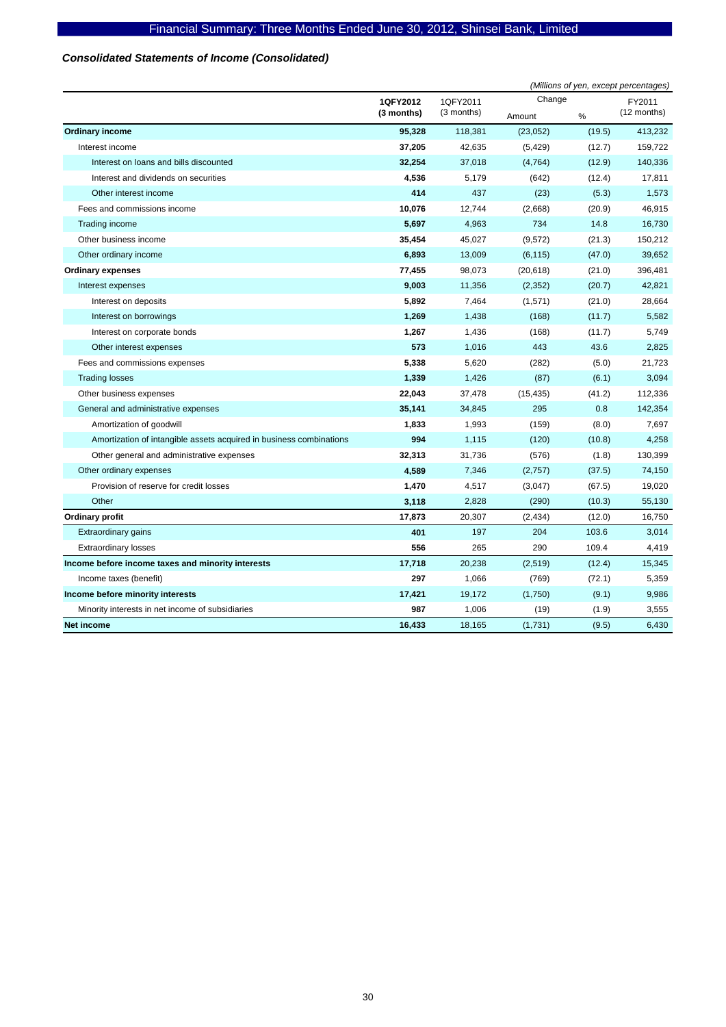# Financial Summary: Three Months Ended June 30, 2012, Shinsei Bank, Limited

### *Consolidated Statements of Income (Consolidated)*

*(Millions of yen, except percentages)*

| | **1QFY2012 (3 months)** | 1QFY2011 (3 months) | Change Amount | Change % | FY2011 (12 months) |
|---|---|---|---|---|---|
| **Ordinary income** | **95,328** | 118,381 | (23,052) | (19.5) | 413,232 |
| Interest income | **37,205** | 42,635 | (5,429) | (12.7) | 159,722 |
| Interest on loans and bills discounted | **32,254** | 37,018 | (4,764) | (12.9) | 140,336 |
| Interest and dividends on securities | **4,536** | 5,179 | (642) | (12.4) | 17,811 |
| Other interest income | **414** | 437 | (23) | (5.3) | 1,573 |
| Fees and commissions income | **10,076** | 12,744 | (2,668) | (20.9) | 46,915 |
| Trading income | **5,697** | 4,963 | 734 | 14.8 | 16,730 |
| Other business income | **35,454** | 45,027 | (9,572) | (21.3) | 150,212 |
| Other ordinary income | **6,893** | 13,009 | (6,115) | (47.0) | 39,652 |
| **Ordinary expenses** | **77,455** | 98,073 | (20,618) | (21.0) | 396,481 |
| Interest expenses | **9,003** | 11,356 | (2,352) | (20.7) | 42,821 |
| Interest on deposits | **5,892** | 7,464 | (1,571) | (21.0) | 28,664 |
| Interest on borrowings | **1,269** | 1,438 | (168) | (11.7) | 5,582 |
| Interest on corporate bonds | **1,267** | 1,436 | (168) | (11.7) | 5,749 |
| Other interest expenses | **573** | 1,016 | 443 | 43.6 | 2,825 |
| Fees and commissions expenses | **5,338** | 5,620 | (282) | (5.0) | 21,723 |
| Trading losses | **1,339** | 1,426 | (87) | (6.1) | 3,094 |
| Other business expenses | **22,043** | 37,478 | (15,435) | (41.2) | 112,336 |
| General and administrative expenses | **35,141** | 34,845 | 295 | 0.8 | 142,354 |
| Amortization of goodwill | **1,833** | 1,993 | (159) | (8.0) | 7,697 |
| Amortization of intangible assets acquired in business combinations | **994** | 1,115 | (120) | (10.8) | 4,258 |
| Other general and administrative expenses | **32,313** | 31,736 | (576) | (1.8) | 130,399 |
| Other ordinary expenses | **4,589** | 7,346 | (2,757) | (37.5) | 74,150 |
| Provision of reserve for credit losses | **1,470** | 4,517 | (3,047) | (67.5) | 19,020 |
| Other | **3,118** | 2,828 | (290) | (10.3) | 55,130 |
| **Ordinary profit** | **17,873** | 20,307 | (2,434) | (12.0) | 16,750 |
| Extraordinary gains | **401** | 197 | 204 | 103.6 | 3,014 |
| Extraordinary losses | **556** | 265 | 290 | 109.4 | 4,419 |
| **Income before income taxes and minority interests** | **17,718** | 20,238 | (2,519) | (12.4) | 15,345 |
| Income taxes (benefit) | **297** | 1,066 | (769) | (72.1) | 5,359 |
| **Income before minority interests** | **17,421** | 19,172 | (1,750) | (9.1) | 9,986 |
| Minority interests in net income of subsidiaries | **987** | 1,006 | (19) | (1.9) | 3,555 |
| **Net income** | **16,433** | 18,165 | (1,731) | (9.5) | 6,430 |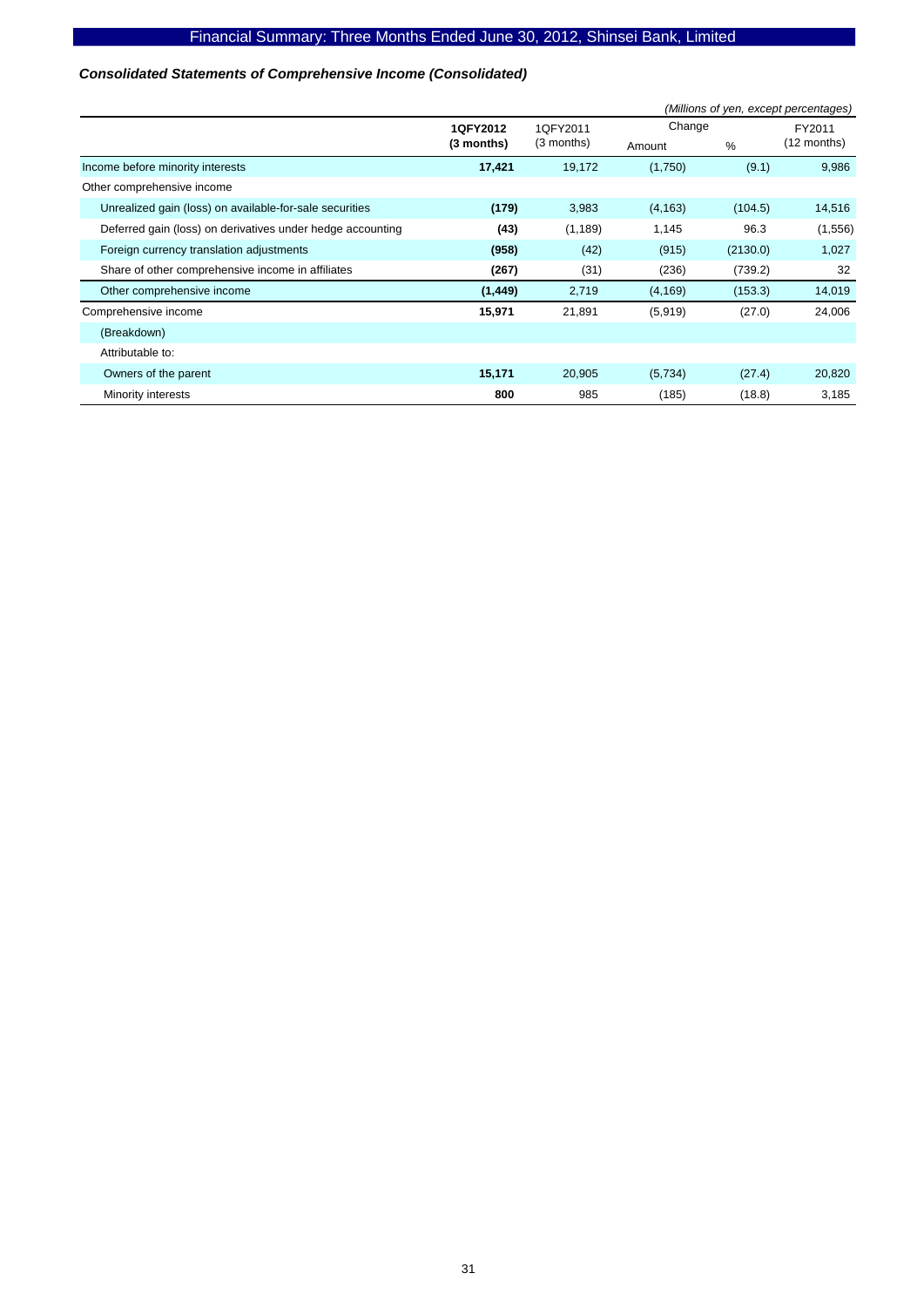### *Consolidated Statements of Comprehensive Income (Consolidated)*

*(Millions of yen, except percentages)*

| | 1QFY2012 (3 months) | 1QFY2011 (3 months) | Change | | FY2011 (12 months) |
|---|---|---|---|---|---|
| | | | Amount | % | |
| Income before minority interests | **17,421** | 19,172 | (1,750) | (9.1) | 9,986 |
| Other comprehensive income | | | | | |
| Unrealized gain (loss) on available-for-sale securities | **(179)** | 3,983 | (4,163) | (104.5) | 14,516 |
| Deferred gain (loss) on derivatives under hedge accounting | **(43)** | (1,189) | 1,145 | 96.3 | (1,556) |
| Foreign currency translation adjustments | **(958)** | (42) | (915) | (2130.0) | 1,027 |
| Share of other comprehensive income in affiliates | **(267)** | (31) | (236) | (739.2) | 32 |
| Other comprehensive income | **(1,449)** | 2,719 | (4,169) | (153.3) | 14,019 |
| Comprehensive income | **15,971** | 21,891 | (5,919) | (27.0) | 24,006 |
| (Breakdown) | | | | | |
| Attributable to: | | | | | |
| Owners of the parent | **15,171** | 20,905 | (5,734) | (27.4) | 20,820 |
| Minority interests | **800** | 985 | (185) | (18.8) | 3,185 |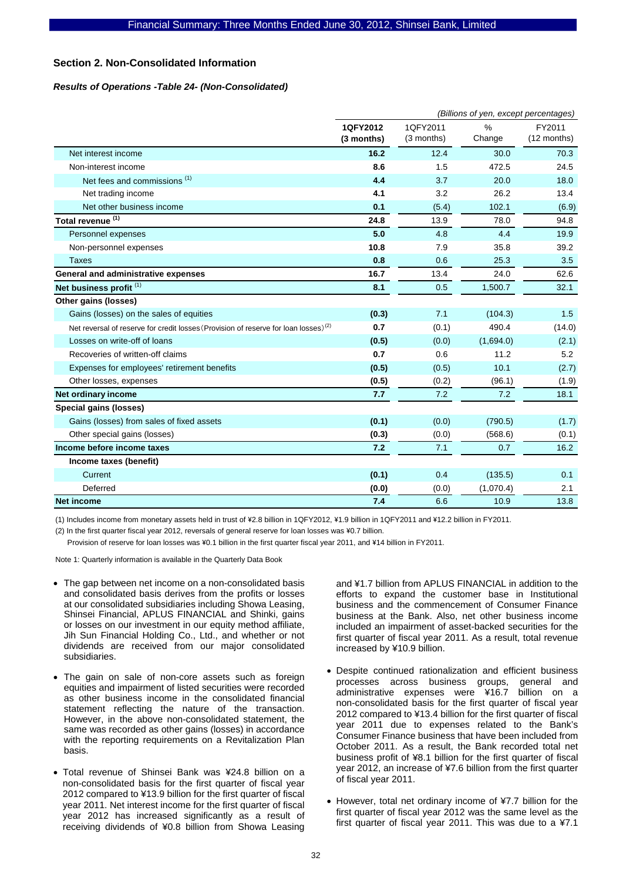## Section 2. Non-Consolidated Information

### *Results of Operations -Table 24- (Non-Consolidated)*

*(Billions of yen, except percentages)*

| | 1QFY2012 (3 months) | 1QFY2011 (3 months) | % Change | FY2011 (12 months) |
|---|---|---|---|---|
| Net interest income | **16.2** | 12.4 | 30.0 | 70.3 |
| Non-interest income | **8.6** | 1.5 | 472.5 | 24.5 |
| Net fees and commissions (1) | **4.4** | 3.7 | 20.0 | 18.0 |
| Net trading income | **4.1** | 3.2 | 26.2 | 13.4 |
| Net other business income | **0.1** | (5.4) | 102.1 | (6.9) |
| **Total revenue (1)** | **24.8** | 13.9 | 78.0 | 94.8 |
| Personnel expenses | **5.0** | 4.8 | 4.4 | 19.9 |
| Non-personnel expenses | **10.8** | 7.9 | 35.8 | 39.2 |
| Taxes | **0.8** | 0.6 | 25.3 | 3.5 |
| **General and administrative expenses** | **16.7** | 13.4 | 24.0 | 62.6 |
| **Net business profit (1)** | **8.1** | 0.5 | 1,500.7 | 32.1 |
| **Other gains (losses)** | | | | |
| Gains (losses) on the sales of equities | **(0.3)** | 7.1 | (104.3) | 1.5 |
| Net reversal of reserve for credit losses (Provision of reserve for loan losses) (2) | **0.7** | (0.1) | 490.4 | (14.0) |
| Losses on write-off of loans | **(0.5)** | (0.0) | (1,694.0) | (2.1) |
| Recoveries of written-off claims | **0.7** | 0.6 | 11.2 | 5.2 |
| Expenses for employees' retirement benefits | **(0.5)** | (0.5) | 10.1 | (2.7) |
| Other losses, expenses | **(0.5)** | (0.2) | (96.1) | (1.9) |
| **Net ordinary income** | **7.7** | 7.2 | 7.2 | 18.1 |
| **Special gains (losses)** | | | | |
| Gains (losses) from sales of fixed assets | **(0.1)** | (0.0) | (790.5) | (1.7) |
| Other special gains (losses) | **(0.3)** | (0.0) | (568.6) | (0.1) |
| **Income before income taxes** | **7.2** | 7.1 | 0.7 | 16.2 |
| **Income taxes (benefit)** | | | | |
| Current | **(0.1)** | 0.4 | (135.5) | 0.1 |
| Deferred | **(0.0)** | (0.0) | (1,070.4) | 2.1 |
| **Net income** | **7.4** | 6.6 | 10.9 | 13.8 |

(1) Includes income from monetary assets held in trust of ¥2.8 billion in 1QFY2012, ¥1.9 billion in 1QFY2011 and ¥12.2 billion in FY2011.

(2) In the first quarter fiscal year 2012, reversals of general reserve for loan losses was ¥0.7 billion.
Provision of reserve for loan losses was ¥0.1 billion in the first quarter fiscal year 2011, and ¥14 billion in FY2011.

Note 1: Quarterly information is available in the Quarterly Data Book

- The gap between net income on a non-consolidated basis and consolidated basis derives from the profits or losses at our consolidated subsidiaries including Showa Leasing, Shinsei Financial, APLUS FINANCIAL and Shinki, gains or losses on our investment in our equity method affiliate, Jih Sun Financial Holding Co., Ltd., and whether or not dividends are received from our major consolidated subsidiaries.
- The gain on sale of non-core assets such as foreign equities and impairment of listed securities were recorded as other business income in the consolidated financial statement reflecting the nature of the transaction. However, in the above non-consolidated statement, the same was recorded as other gains (losses) in accordance with the reporting requirements on a Revitalization Plan basis.
- Total revenue of Shinsei Bank was ¥24.8 billion on a non-consolidated basis for the first quarter of fiscal year 2012 compared to ¥13.9 billion for the first quarter of fiscal year 2011. Net interest income for the first quarter of fiscal year 2012 has increased significantly as a result of receiving dividends of ¥0.8 billion from Showa Leasing and ¥1.7 billion from APLUS FINANCIAL in addition to the efforts to expand the customer base in Institutional business and the commencement of Consumer Finance business at the Bank. Also, net other business income included an impairment of asset-backed securities for the first quarter of fiscal year 2011. As a result, total revenue increased by ¥10.9 billion.
- Despite continued rationalization and efficient business processes across business groups, general and administrative expenses were ¥16.7 billion on a non-consolidated basis for the first quarter of fiscal year 2012 compared to ¥13.4 billion for the first quarter of fiscal year 2011 due to expenses related to the Bank's Consumer Finance business that have been included from October 2011. As a result, the Bank recorded total net business profit of ¥8.1 billion for the first quarter of fiscal year 2012, an increase of ¥7.6 billion from the first quarter of fiscal year 2011.
- However, total net ordinary income of ¥7.7 billion for the first quarter of fiscal year 2012 was the same level as the first quarter of fiscal year 2011. This was due to a ¥7.1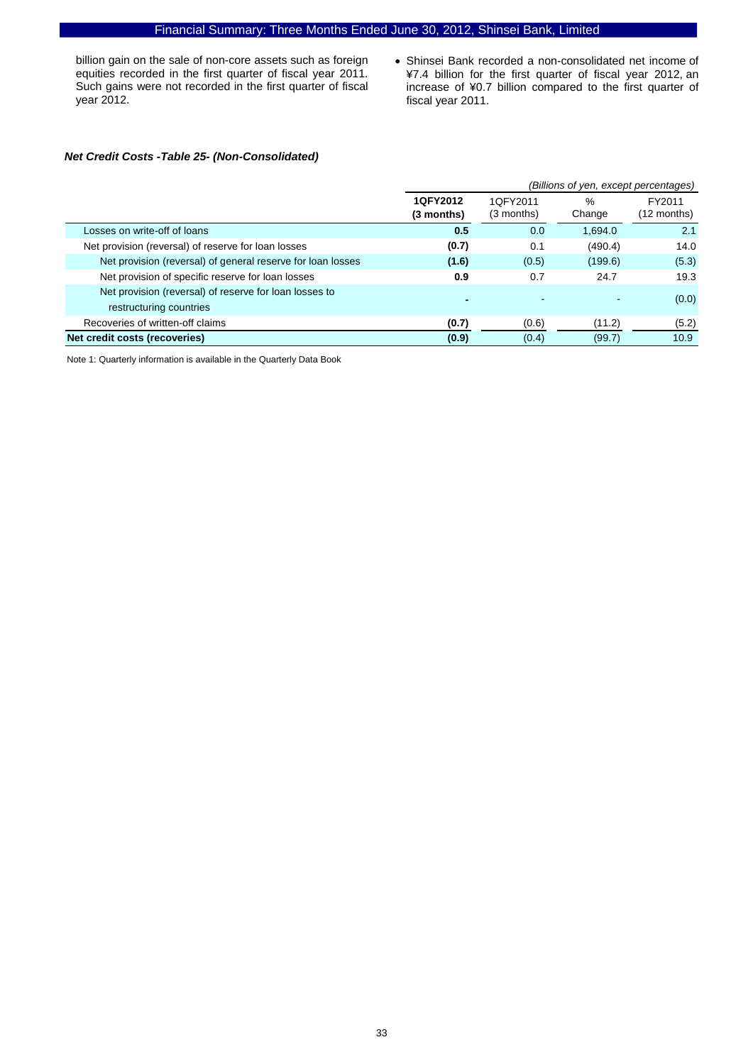billion gain on the sale of non-core assets such as foreign equities recorded in the first quarter of fiscal year 2011. Such gains were not recorded in the first quarter of fiscal year 2012.

- Shinsei Bank recorded a non-consolidated net income of ¥7.4 billion for the first quarter of fiscal year 2012, an increase of ¥0.7 billion compared to the first quarter of fiscal year 2011.

### *Net Credit Costs -Table 25- (Non-Consolidated)*

*(Billions of yen, except percentages)*

| | **1QFY2012 (3 months)** | 1QFY2011 (3 months) | % Change | FY2011 (12 months) |
|---|---|---|---|---|
| Losses on write-off of loans | **0.5** | 0.0 | 1,694.0 | 2.1 |
| Net provision (reversal) of reserve for loan losses | **(0.7)** | 0.1 | (490.4) | 14.0 |
| Net provision (reversal) of general reserve for loan losses | **(1.6)** | (0.5) | (199.6) | (5.3) |
| Net provision of specific reserve for loan losses | **0.9** | 0.7 | 24.7 | 19.3 |
| Net provision (reversal) of reserve for loan losses to restructuring countries | **-** | - | - | (0.0) |
| Recoveries of written-off claims | **(0.7)** | (0.6) | (11.2) | (5.2) |
| **Net credit costs (recoveries)** | **(0.9)** | (0.4) | (99.7) | 10.9 |

Note 1: Quarterly information is available in the Quarterly Data Book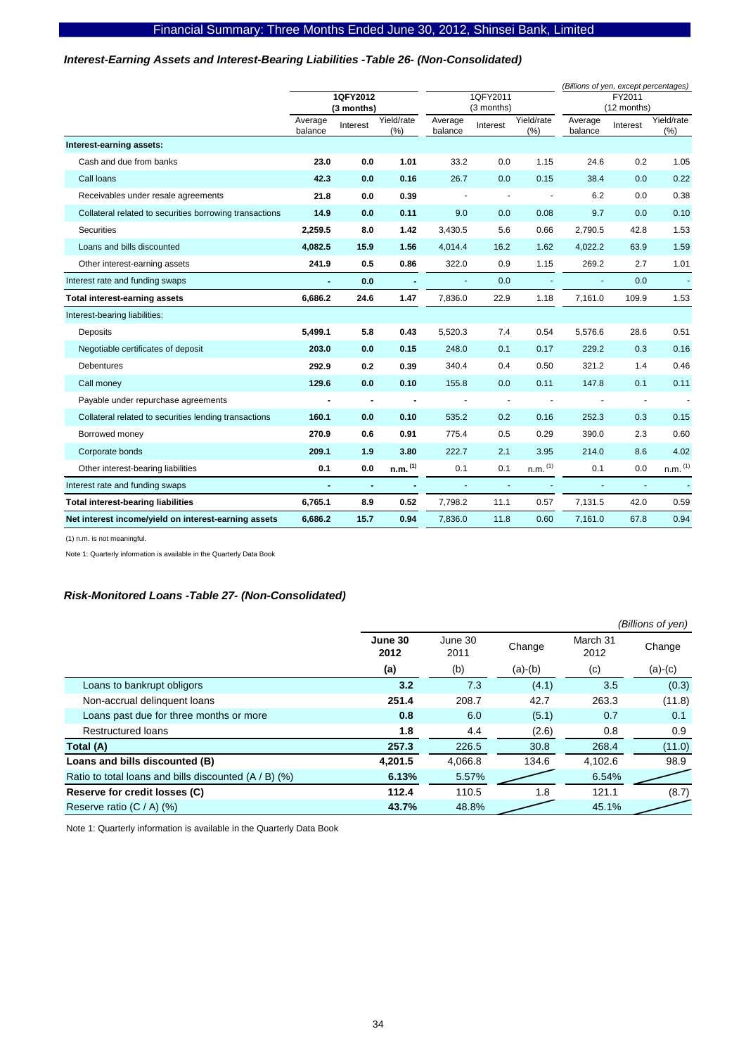### *Interest-Earning Assets and Interest-Bearing Liabilities -Table 26- (Non-Consolidated)*

*(Billions of yen, except percentages)*

| | **1QFY2012 (3 months)** | | | 1QFY2011 (3 months) | | | FY2011 (12 months) | | |
|---|---|---|---|---|---|---|---|---|---|
| | Average balance | Interest | Yield/rate (%) | Average balance | Interest | Yield/rate (%) | Average balance | Interest | Yield/rate (%) |
| **Interest-earning assets:** | | | | | | | | | |
| Cash and due from banks | **23.0** | **0.0** | **1.01** | 33.2 | 0.0 | 1.15 | 24.6 | 0.2 | 1.05 |
| Call loans | **42.3** | **0.0** | **0.16** | 26.7 | 0.0 | 0.15 | 38.4 | 0.0 | 0.22 |
| Receivables under resale agreements | **21.8** | **0.0** | **0.39** | - | - | - | 6.2 | 0.0 | 0.38 |
| Collateral related to securities borrowing transactions | **14.9** | **0.0** | **0.11** | 9.0 | 0.0 | 0.08 | 9.7 | 0.0 | 0.10 |
| Securities | **2,259.5** | **8.0** | **1.42** | 3,430.5 | 5.6 | 0.66 | 2,790.5 | 42.8 | 1.53 |
| Loans and bills discounted | **4,082.5** | **15.9** | **1.56** | 4,014.4 | 16.2 | 1.62 | 4,022.2 | 63.9 | 1.59 |
| Other interest-earning assets | **241.9** | **0.5** | **0.86** | 322.0 | 0.9 | 1.15 | 269.2 | 2.7 | 1.01 |
| Interest rate and funding swaps | **-** | **0.0** | **-** | - | 0.0 | - | - | 0.0 | - |
| **Total interest-earning assets** | **6,686.2** | **24.6** | **1.47** | 7,836.0 | 22.9 | 1.18 | 7,161.0 | 109.9 | 1.53 |
| Interest-bearing liabilities: | | | | | | | | | |
| Deposits | **5,499.1** | **5.8** | **0.43** | 5,520.3 | 7.4 | 0.54 | 5,576.6 | 28.6 | 0.51 |
| Negotiable certificates of deposit | **203.0** | **0.0** | **0.15** | 248.0 | 0.1 | 0.17 | 229.2 | 0.3 | 0.16 |
| Debentures | **292.9** | **0.2** | **0.39** | 340.4 | 0.4 | 0.50 | 321.2 | 1.4 | 0.46 |
| Call money | **129.6** | **0.0** | **0.10** | 155.8 | 0.0 | 0.11 | 147.8 | 0.1 | 0.11 |
| Payable under repurchase agreements | **-** | **-** | **-** | - | - | - | - | - | - |
| Collateral related to securities lending transactions | **160.1** | **0.0** | **0.10** | 535.2 | 0.2 | 0.16 | 252.3 | 0.3 | 0.15 |
| Borrowed money | **270.9** | **0.6** | **0.91** | 775.4 | 0.5 | 0.29 | 390.0 | 2.3 | 0.60 |
| Corporate bonds | **209.1** | **1.9** | **3.80** | 222.7 | 2.1 | 3.95 | 214.0 | 8.6 | 4.02 |
| Other interest-bearing liabilities | **0.1** | **0.0** | **n.m. (1)** | 0.1 | 0.1 | n.m. (1) | 0.1 | 0.0 | n.m. (1) |
| Interest rate and funding swaps | **-** | **-** | **-** | - | - | - | - | - | - |
| **Total interest-bearing liabilities** | **6,765.1** | **8.9** | **0.52** | 7,798.2 | 11.1 | 0.57 | 7,131.5 | 42.0 | 0.59 |
| **Net interest income/yield on interest-earning assets** | **6,686.2** | **15.7** | **0.94** | 7,836.0 | 11.8 | 0.60 | 7,161.0 | 67.8 | 0.94 |

(1) n.m. is not meaningful.

Note 1: Quarterly information is available in the Quarterly Data Book

### *Risk-Monitored Loans -Table 27- (Non-Consolidated)*

*(Billions of yen)*

| | **June 30 2012** | June 30 2011 | Change | March 31 2012 | Change |
|---|---|---|---|---|---|
| | **(a)** | (b) | (a)-(b) | (c) | (a)-(c) |
| Loans to bankrupt obligors | **3.2** | 7.3 | (4.1) | 3.5 | (0.3) |
| Non-accrual delinquent loans | **251.4** | 208.7 | 42.7 | 263.3 | (11.8) |
| Loans past due for three months or more | **0.8** | 6.0 | (5.1) | 0.7 | 0.1 |
| Restructured loans | **1.8** | 4.4 | (2.6) | 0.8 | 0.9 |
| **Total (A)** | **257.3** | 226.5 | 30.8 | 268.4 | (11.0) |
| **Loans and bills discounted (B)** | **4,201.5** | 4,066.8 | 134.6 | 4,102.6 | 98.9 |
| Ratio to total loans and bills discounted (A / B) (%) | **6.13%** | 5.57% | | 6.54% | |
| **Reserve for credit losses (C)** | **112.4** | 110.5 | 1.8 | 121.1 | (8.7) |
| Reserve ratio (C / A) (%) | **43.7%** | 48.8% | | 45.1% | |

Note 1: Quarterly information is available in the Quarterly Data Book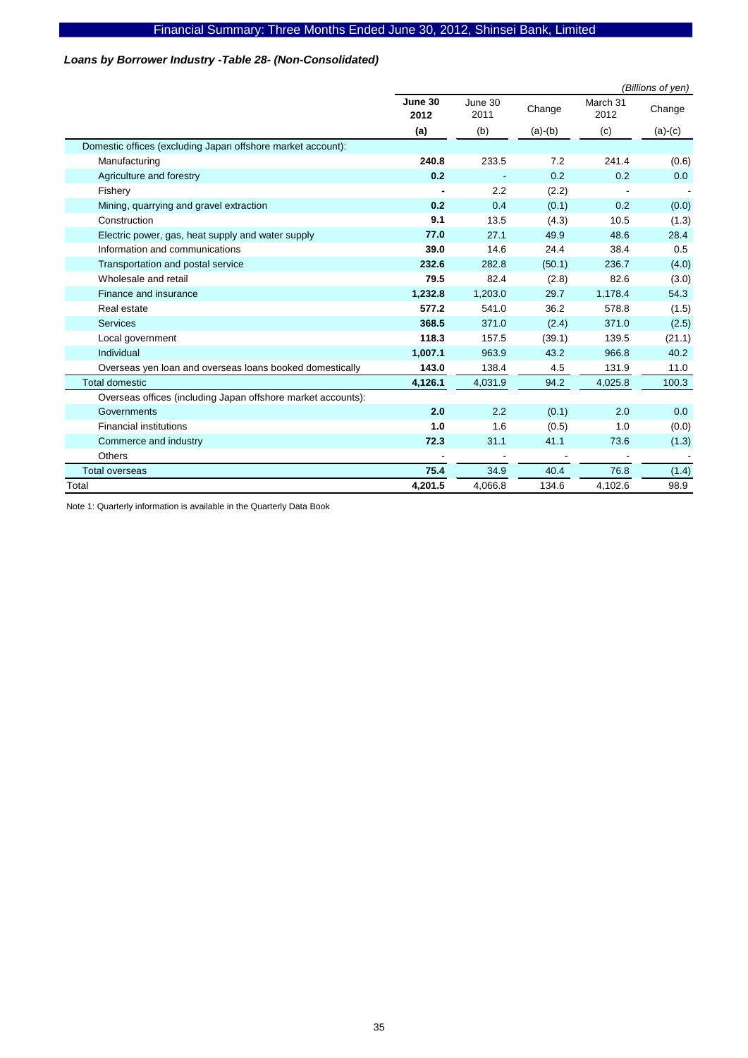## *Loans by Borrower Industry -Table 28- (Non-Consolidated)*

*(Billions of yen)*

| | **June 30 2012** | June 30 2011 | Change | March 31 2012 | Change |
|---|---|---|---|---|---|
| | **(a)** | (b) | (a)-(b) | (c) | (a)-(c) |
| Domestic offices (excluding Japan offshore market account): | | | | | |
| Manufacturing | **240.8** | 233.5 | 7.2 | 241.4 | (0.6) |
| Agriculture and forestry | **0.2** | - | 0.2 | 0.2 | 0.0 |
| Fishery | **-** | 2.2 | (2.2) | - | - |
| Mining, quarrying and gravel extraction | **0.2** | 0.4 | (0.1) | 0.2 | (0.0) |
| Construction | **9.1** | 13.5 | (4.3) | 10.5 | (1.3) |
| Electric power, gas, heat supply and water supply | **77.0** | 27.1 | 49.9 | 48.6 | 28.4 |
| Information and communications | **39.0** | 14.6 | 24.4 | 38.4 | 0.5 |
| Transportation and postal service | **232.6** | 282.8 | (50.1) | 236.7 | (4.0) |
| Wholesale and retail | **79.5** | 82.4 | (2.8) | 82.6 | (3.0) |
| Finance and insurance | **1,232.8** | 1,203.0 | 29.7 | 1,178.4 | 54.3 |
| Real estate | **577.2** | 541.0 | 36.2 | 578.8 | (1.5) |
| Services | **368.5** | 371.0 | (2.4) | 371.0 | (2.5) |
| Local government | **118.3** | 157.5 | (39.1) | 139.5 | (21.1) |
| Individual | **1,007.1** | 963.9 | 43.2 | 966.8 | 40.2 |
| Overseas yen loan and overseas loans booked domestically | **143.0** | 138.4 | 4.5 | 131.9 | 11.0 |
| Total domestic | **4,126.1** | 4,031.9 | 94.2 | 4,025.8 | 100.3 |
| Overseas offices (including Japan offshore market accounts): | | | | | |
| Governments | **2.0** | 2.2 | (0.1) | 2.0 | 0.0 |
| Financial institutions | **1.0** | 1.6 | (0.5) | 1.0 | (0.0) |
| Commerce and industry | **72.3** | 31.1 | 41.1 | 73.6 | (1.3) |
| Others | - | - | - | - | - |
| Total overseas | **75.4** | 34.9 | 40.4 | 76.8 | (1.4) |
| Total | **4,201.5** | 4,066.8 | 134.6 | 4,102.6 | 98.9 |

Note 1: Quarterly information is available in the Quarterly Data Book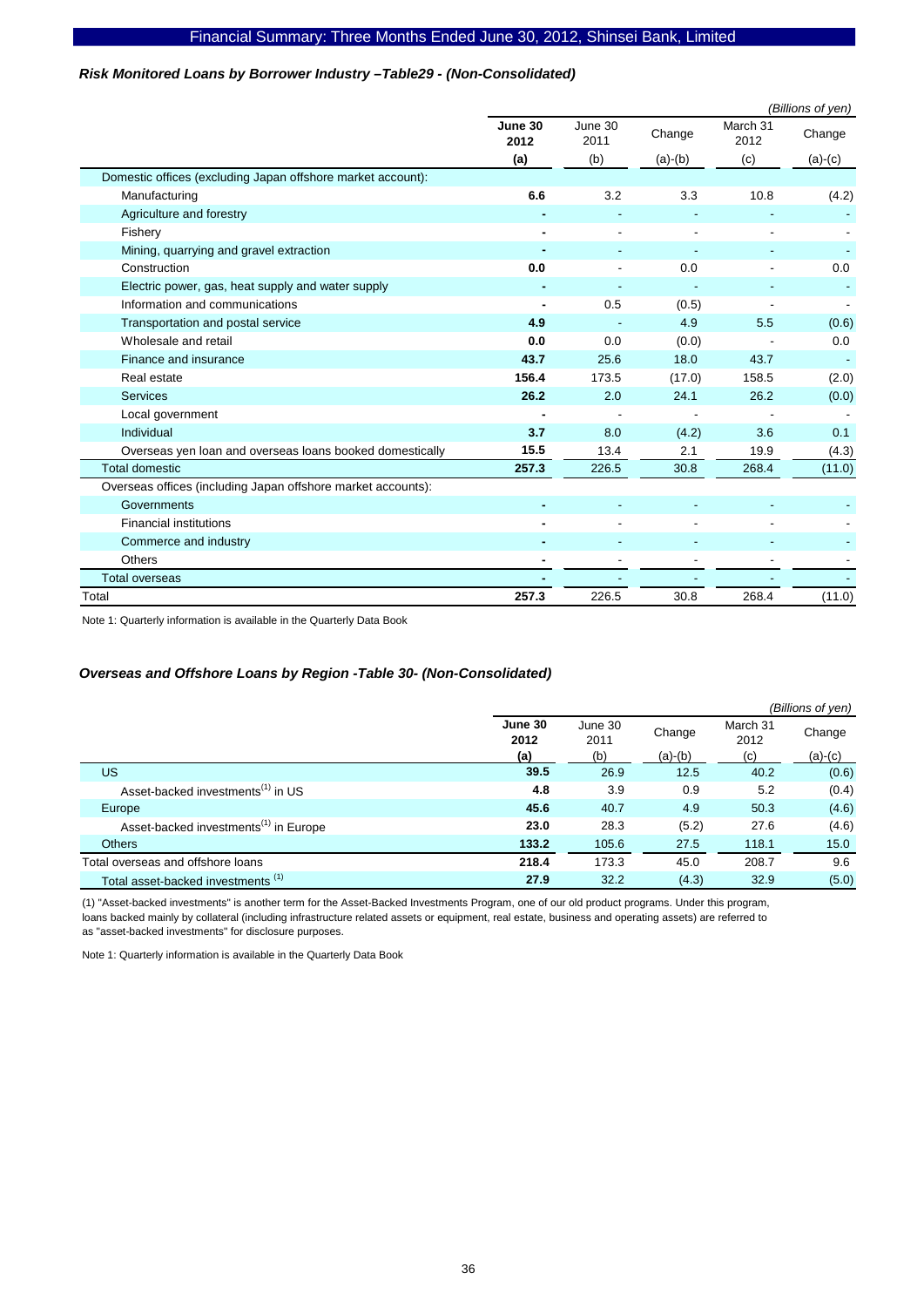### *Risk Monitored Loans by Borrower Industry –Table29 - (Non-Consolidated)*

*(Billions of yen)*

| | **June 30 2012 (a)** | June 30 2011 (b) | Change (a)-(b) | March 31 2012 (c) | Change (a)-(c) |
|---|---|---|---|---|---|
| Domestic offices (excluding Japan offshore market account): | | | | | |
| Manufacturing | **6.6** | 3.2 | 3.3 | 10.8 | (4.2) |
| Agriculture and forestry | **-** | - | - | - | - |
| Fishery | **-** | - | - | - | - |
| Mining, quarrying and gravel extraction | **-** | - | - | - | - |
| Construction | **0.0** | - | 0.0 | - | 0.0 |
| Electric power, gas, heat supply and water supply | **-** | - | - | - | - |
| Information and communications | **-** | 0.5 | (0.5) | - | - |
| Transportation and postal service | **4.9** | - | 4.9 | 5.5 | (0.6) |
| Wholesale and retail | **0.0** | 0.0 | (0.0) | - | 0.0 |
| Finance and insurance | **43.7** | 25.6 | 18.0 | 43.7 | - |
| Real estate | **156.4** | 173.5 | (17.0) | 158.5 | (2.0) |
| Services | **26.2** | 2.0 | 24.1 | 26.2 | (0.0) |
| Local government | **-** | - | - | - | - |
| Individual | **3.7** | 8.0 | (4.2) | 3.6 | 0.1 |
| Overseas yen loan and overseas loans booked domestically | **15.5** | 13.4 | 2.1 | 19.9 | (4.3) |
| Total domestic | **257.3** | 226.5 | 30.8 | 268.4 | (11.0) |
| Overseas offices (including Japan offshore market accounts): | | | | | |
| Governments | **-** | - | - | - | - |
| Financial institutions | **-** | - | - | - | - |
| Commerce and industry | **-** | - | - | - | - |
| Others | **-** | - | - | - | - |
| Total overseas | **-** | - | - | - | - |
| Total | **257.3** | 226.5 | 30.8 | 268.4 | (11.0) |

Note 1: Quarterly information is available in the Quarterly Data Book

### *Overseas and Offshore Loans by Region -Table 30- (Non-Consolidated)*

*(Billions of yen)*

| | **June 30 2012 (a)** | June 30 2011 (b) | Change (a)-(b) | March 31 2012 (c) | Change (a)-(c) |
|---|---|---|---|---|---|
| US | **39.5** | 26.9 | 12.5 | 40.2 | (0.6) |
| Asset-backed investments(1) in US | **4.8** | 3.9 | 0.9 | 5.2 | (0.4) |
| Europe | **45.6** | 40.7 | 4.9 | 50.3 | (4.6) |
| Asset-backed investments(1) in Europe | **23.0** | 28.3 | (5.2) | 27.6 | (4.6) |
| Others | **133.2** | 105.6 | 27.5 | 118.1 | 15.0 |
| Total overseas and offshore loans | **218.4** | 173.3 | 45.0 | 208.7 | 9.6 |
| Total asset-backed investments (1) | **27.9** | 32.2 | (4.3) | 32.9 | (5.0) |

(1) "Asset-backed investments" is another term for the Asset-Backed Investments Program, one of our old product programs. Under this program, loans backed mainly by collateral (including infrastructure related assets or equipment, real estate, business and operating assets) are referred to as "asset-backed investments" for disclosure purposes.

Note 1: Quarterly information is available in the Quarterly Data Book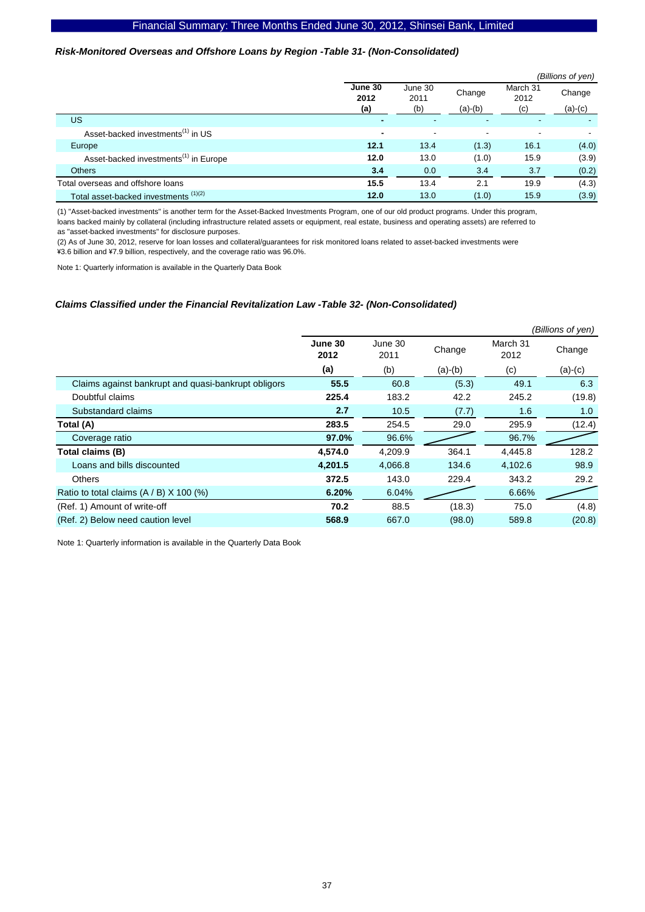### *Risk-Monitored Overseas and Offshore Loans by Region -Table 31- (Non-Consolidated)*

*(Billions of yen)*

| | **June 30 2012 (a)** | June 30 2011 (b) | Change (a)-(b) | March 31 2012 (c) | Change (a)-(c) |
|---|---|---|---|---|---|
| US | **-** | - | - | - | - |
| Asset-backed investments[(1)] in US | **-** | - | - | - | - |
| Europe | **12.1** | 13.4 | (1.3) | 16.1 | (4.0) |
| Asset-backed investments[(1)] in Europe | **12.0** | 13.0 | (1.0) | 15.9 | (3.9) |
| Others | **3.4** | 0.0 | 3.4 | 3.7 | (0.2) |
| Total overseas and offshore loans | **15.5** | 13.4 | 2.1 | 19.9 | (4.3) |
| Total asset-backed investments [(1)(2)] | **12.0** | 13.0 | (1.0) | 15.9 | (3.9) |

(1) "Asset-backed investments" is another term for the Asset-Backed Investments Program, one of our old product programs. Under this program, loans backed mainly by collateral (including infrastructure related assets or equipment, real estate, business and operating assets) are referred to as "asset-backed investments" for disclosure purposes.

(2) As of June 30, 2012, reserve for loan losses and collateral/guarantees for risk monitored loans related to asset-backed investments were ¥3.6 billion and ¥7.9 billion, respectively, and the coverage ratio was 96.0%.

Note 1: Quarterly information is available in the Quarterly Data Book

### *Claims Classified under the Financial Revitalization Law -Table 32- (Non-Consolidated)*

*(Billions of yen)*

| | **June 30 2012 (a)** | June 30 2011 (b) | Change (a)-(b) | March 31 2012 (c) | Change (a)-(c) |
|---|---|---|---|---|---|
| Claims against bankrupt and quasi-bankrupt obligors | **55.5** | 60.8 | (5.3) | 49.1 | 6.3 |
| Doubtful claims | **225.4** | 183.2 | 42.2 | 245.2 | (19.8) |
| Substandard claims | **2.7** | 10.5 | (7.7) | 1.6 | 1.0 |
| **Total (A)** | **283.5** | 254.5 | 29.0 | 295.9 | (12.4) |
| Coverage ratio | **97.0%** | 96.6% | | 96.7% | |
| **Total claims (B)** | **4,574.0** | 4,209.9 | 364.1 | 4,445.8 | 128.2 |
| Loans and bills discounted | **4,201.5** | 4,066.8 | 134.6 | 4,102.6 | 98.9 |
| Others | **372.5** | 143.0 | 229.4 | 343.2 | 29.2 |
| Ratio to total claims (A / B) X 100 (%) | **6.20%** | 6.04% | | 6.66% | |
| (Ref. 1) Amount of write-off | **70.2** | 88.5 | (18.3) | 75.0 | (4.8) |
| (Ref. 2) Below need caution level | **568.9** | 667.0 | (98.0) | 589.8 | (20.8) |

Note 1: Quarterly information is available in the Quarterly Data Book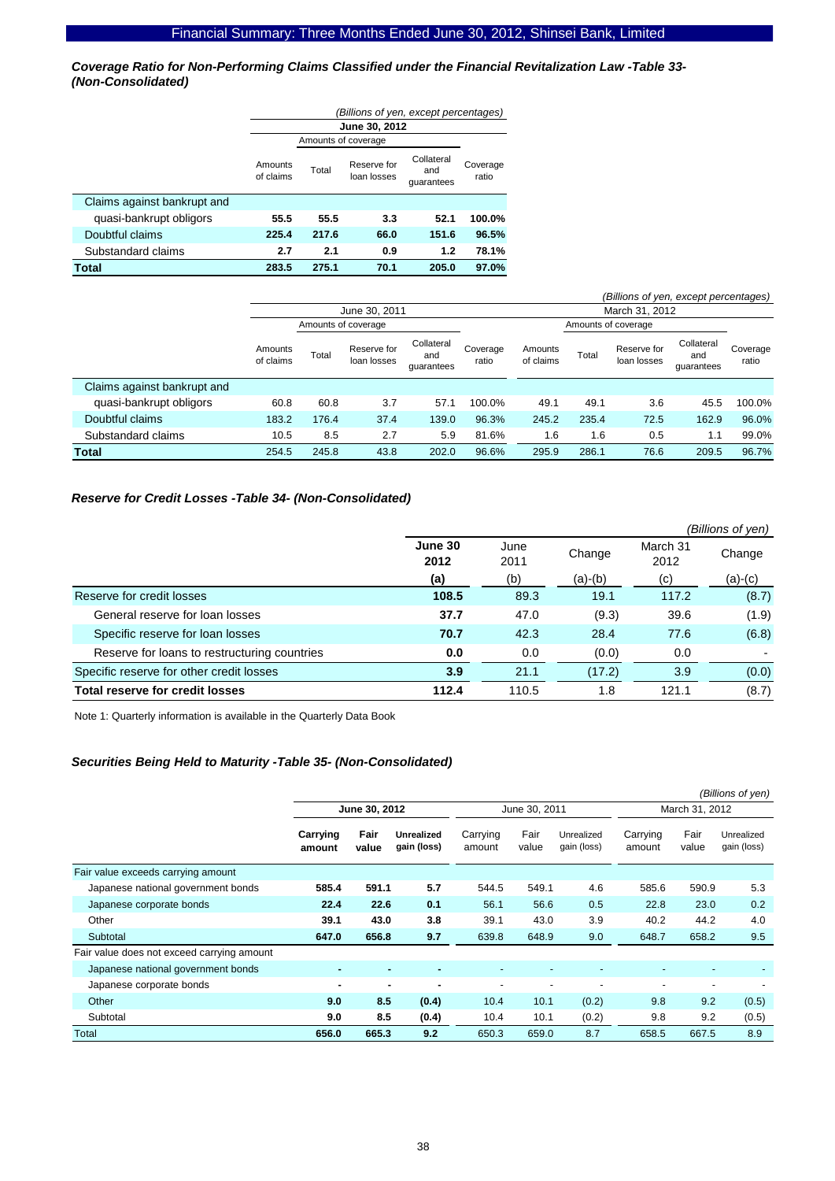### *Coverage Ratio for Non-Performing Claims Classified under the Financial Revitalization Law -Table 33- (Non-Consolidated)*

*(Billions of yen, except percentages)*

| | June 30, 2012 | | | | |
|---|---|---|---|---|---|
| | | Amounts of coverage | | | |
| | Amounts of claims | Total | Reserve for loan losses | Collateral and guarantees | Coverage ratio |
| Claims against bankrupt and quasi-bankrupt obligors | **55.5** | **55.5** | **3.3** | **52.1** | **100.0%** |
| Doubtful claims | **225.4** | **217.6** | **66.0** | **151.6** | **96.5%** |
| Substandard claims | **2.7** | **2.1** | **0.9** | **1.2** | **78.1%** |
| **Total** | **283.5** | **275.1** | **70.1** | **205.0** | **97.0%** |

*(Billions of yen, except percentages)*

| | June 30, 2011 | | | | | March 31, 2012 | | | | |
|---|---|---|---|---|---|---|---|---|---|---|
| | | Amounts of coverage | | | | | Amounts of coverage | | | |
| | Amounts of claims | Total | Reserve for loan losses | Collateral and guarantees | Coverage ratio | Amounts of claims | Total | Reserve for loan losses | Collateral and guarantees | Coverage ratio |
| Claims against bankrupt and quasi-bankrupt obligors | 60.8 | 60.8 | 3.7 | 57.1 | 100.0% | 49.1 | 49.1 | 3.6 | 45.5 | 100.0% |
| Doubtful claims | 183.2 | 176.4 | 37.4 | 139.0 | 96.3% | 245.2 | 235.4 | 72.5 | 162.9 | 96.0% |
| Substandard claims | 10.5 | 8.5 | 2.7 | 5.9 | 81.6% | 1.6 | 1.6 | 0.5 | 1.1 | 99.0% |
| **Total** | 254.5 | 245.8 | 43.8 | 202.0 | 96.6% | 295.9 | 286.1 | 76.6 | 209.5 | 96.7% |

### *Reserve for Credit Losses -Table 34- (Non-Consolidated)*

*(Billions of yen)*

| | **June 30 2012** | June 2011 | Change | March 31 2012 | Change |
|---|---|---|---|---|---|
| | **(a)** | (b) | (a)-(b) | (c) | (a)-(c) |
| Reserve for credit losses | **108.5** | 89.3 | 19.1 | 117.2 | (8.7) |
| General reserve for loan losses | **37.7** | 47.0 | (9.3) | 39.6 | (1.9) |
| Specific reserve for loan losses | **70.7** | 42.3 | 28.4 | 77.6 | (6.8) |
| Reserve for loans to restructuring countries | **0.0** | 0.0 | (0.0) | 0.0 | - |
| Specific reserve for other credit losses | **3.9** | 21.1 | (17.2) | 3.9 | (0.0) |
| **Total reserve for credit losses** | **112.4** | 110.5 | 1.8 | 121.1 | (8.7) |

Note 1: Quarterly information is available in the Quarterly Data Book

### *Securities Being Held to Maturity -Table 35- (Non-Consolidated)*

*(Billions of yen)*

| | **June 30, 2012** | | | June 30, 2011 | | | March 31, 2012 | | |
|---|---|---|---|---|---|---|---|---|---|
| | **Carrying amount** | **Fair value** | **Unrealized gain (loss)** | Carrying amount | Fair value | Unrealized gain (loss) | Carrying amount | Fair value | Unrealized gain (loss) |
| Fair value exceeds carrying amount | | | | | | | | | |
| Japanese national government bonds | **585.4** | **591.1** | **5.7** | 544.5 | 549.1 | 4.6 | 585.6 | 590.9 | 5.3 |
| Japanese corporate bonds | **22.4** | **22.6** | **0.1** | 56.1 | 56.6 | 0.5 | 22.8 | 23.0 | 0.2 |
| Other | **39.1** | **43.0** | **3.8** | 39.1 | 43.0 | 3.9 | 40.2 | 44.2 | 4.0 |
| Subtotal | **647.0** | **656.8** | **9.7** | 639.8 | 648.9 | 9.0 | 648.7 | 658.2 | 9.5 |
| Fair value does not exceed carrying amount | | | | | | | | | |
| Japanese national government bonds | **-** | **-** | **-** | - | - | - | - | - | - |
| Japanese corporate bonds | **-** | **-** | **-** | - | - | - | - | - | - |
| Other | **9.0** | **8.5** | **(0.4)** | 10.4 | 10.1 | (0.2) | 9.8 | 9.2 | (0.5) |
| Subtotal | **9.0** | **8.5** | **(0.4)** | 10.4 | 10.1 | (0.2) | 9.8 | 9.2 | (0.5) |
| Total | **656.0** | **665.3** | **9.2** | 650.3 | 659.0 | 8.7 | 658.5 | 667.5 | 8.9 |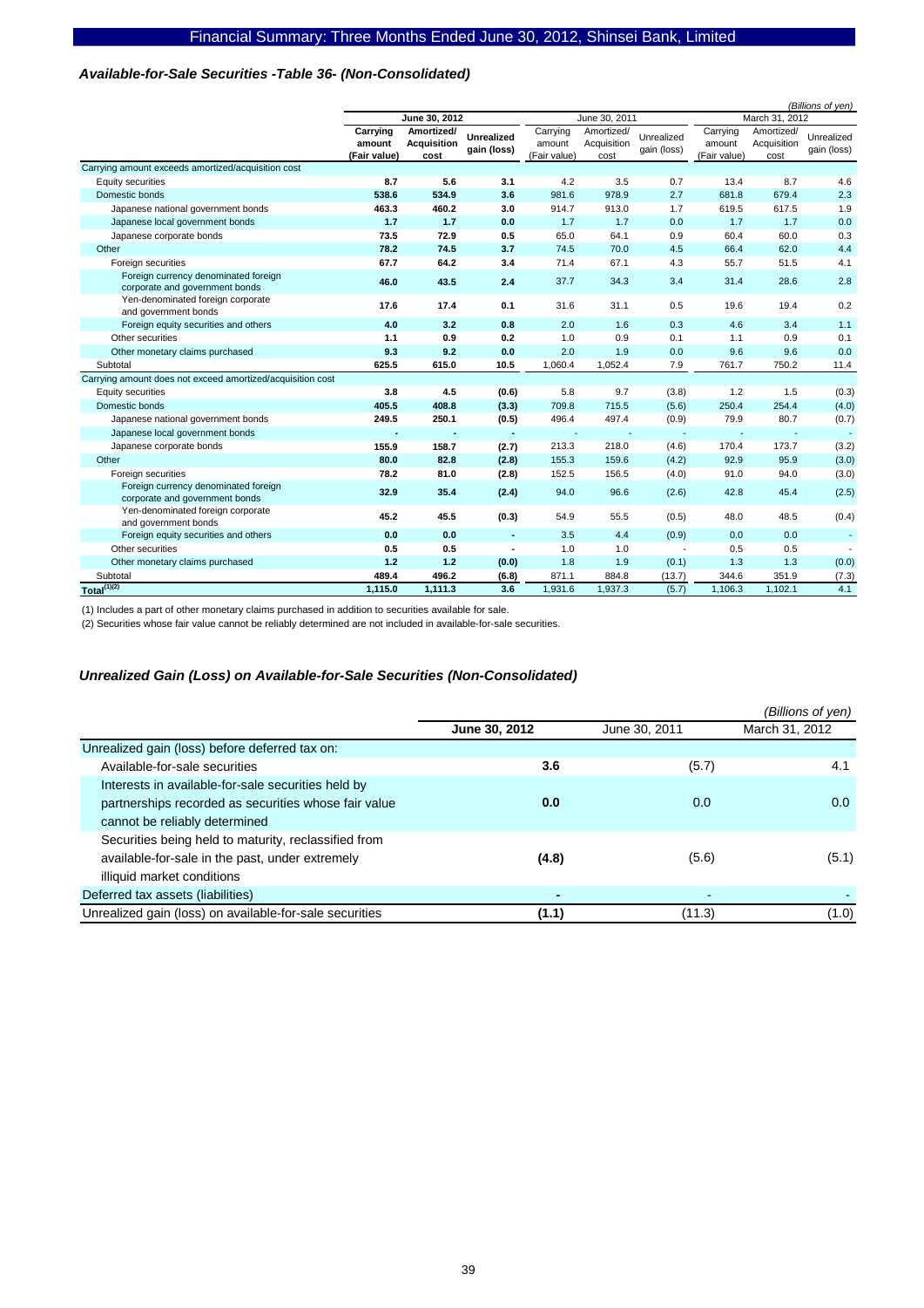### *Available-for-Sale Securities -Table 36- (Non-Consolidated)*

*(Billions of yen)*

| | June 30, 2012 | | | June 30, 2011 | | | March 31, 2012 | | |
|---|---|---|---|---|---|---|---|---|---|
| | **Carrying amount (Fair value)** | **Amortized/ Acquisition cost** | **Unrealized gain (loss)** | Carrying amount (Fair value) | Amortized/ Acquisition cost | Unrealized gain (loss) | Carrying amount (Fair value) | Amortized/ Acquisition cost | Unrealized gain (loss) |
| Carrying amount exceeds amortized/acquisition cost | | | | | | | | | |
| Equity securities | **8.7** | **5.6** | **3.1** | 4.2 | 3.5 | 0.7 | 13.4 | 8.7 | 4.6 |
| Domestic bonds | **538.6** | **534.9** | **3.6** | 981.6 | 978.9 | 2.7 | 681.8 | 679.4 | 2.3 |
| Japanese national government bonds | **463.3** | **460.2** | **3.0** | 914.7 | 913.0 | 1.7 | 619.5 | 617.5 | 1.9 |
| Japanese local government bonds | **1.7** | **1.7** | **0.0** | 1.7 | 1.7 | 0.0 | 1.7 | 1.7 | 0.0 |
| Japanese corporate bonds | **73.5** | **72.9** | **0.5** | 65.0 | 64.1 | 0.9 | 60.4 | 60.0 | 0.3 |
| Other | **78.2** | **74.5** | **3.7** | 74.5 | 70.0 | 4.5 | 66.4 | 62.0 | 4.4 |
| Foreign securities | **67.7** | **64.2** | **3.4** | 71.4 | 67.1 | 4.3 | 55.7 | 51.5 | 4.1 |
| Foreign currency denominated foreign corporate and government bonds | **46.0** | **43.5** | **2.4** | 37.7 | 34.3 | 3.4 | 31.4 | 28.6 | 2.8 |
| Yen-denominated foreign corporate and government bonds | **17.6** | **17.4** | **0.1** | 31.6 | 31.1 | 0.5 | 19.6 | 19.4 | 0.2 |
| Foreign equity securities and others | **4.0** | **3.2** | **0.8** | 2.0 | 1.6 | 0.3 | 4.6 | 3.4 | 1.1 |
| Other securities | **1.1** | **0.9** | **0.2** | 1.0 | 0.9 | 0.1 | 1.1 | 0.9 | 0.1 |
| Other monetary claims purchased | **9.3** | **9.2** | **0.0** | 2.0 | 1.9 | 0.0 | 9.6 | 9.6 | 0.0 |
| Subtotal | **625.5** | **615.0** | **10.5** | 1,060.4 | 1,052.4 | 7.9 | 761.7 | 750.2 | 11.4 |
| Carrying amount does not exceed amortized/acquisition cost | | | | | | | | | |
| Equity securities | **3.8** | **4.5** | **(0.6)** | 5.8 | 9.7 | (3.8) | 1.2 | 1.5 | (0.3) |
| Domestic bonds | **405.5** | **408.8** | **(3.3)** | 709.8 | 715.5 | (5.6) | 250.4 | 254.4 | (4.0) |
| Japanese national government bonds | **249.5** | **250.1** | **(0.5)** | 496.4 | 497.4 | (0.9) | 79.9 | 80.7 | (0.7) |
| Japanese local government bonds | **-** | **-** | **-** | - | - | - | - | - | - |
| Japanese corporate bonds | **155.9** | **158.7** | **(2.7)** | 213.3 | 218.0 | (4.6) | 170.4 | 173.7 | (3.2) |
| Other | **80.0** | **82.8** | **(2.8)** | 155.3 | 159.6 | (4.2) | 92.9 | 95.9 | (3.0) |
| Foreign securities | **78.2** | **81.0** | **(2.8)** | 152.5 | 156.5 | (4.0) | 91.0 | 94.0 | (3.0) |
| Foreign currency denominated foreign corporate and government bonds | **32.9** | **35.4** | **(2.4)** | 94.0 | 96.6 | (2.6) | 42.8 | 45.4 | (2.5) |
| Yen-denominated foreign corporate and government bonds | **45.2** | **45.5** | **(0.3)** | 54.9 | 55.5 | (0.5) | 48.0 | 48.5 | (0.4) |
| Foreign equity securities and others | **0.0** | **0.0** | **-** | 3.5 | 4.4 | (0.9) | 0.0 | 0.0 | - |
| Other securities | **0.5** | **0.5** | **-** | 1.0 | 1.0 | - | 0.5 | 0.5 | - |
| Other monetary claims purchased | **1.2** | **1.2** | **(0.0)** | 1.8 | 1.9 | (0.1) | 1.3 | 1.3 | (0.0) |
| Subtotal | **489.4** | **496.2** | **(6.8)** | 871.1 | 884.8 | (13.7) | 344.6 | 351.9 | (7.3) |
| Total[(1)(2)] | **1,115.0** | **1,111.3** | **3.6** | 1,931.6 | 1,937.3 | (5.7) | 1,106.3 | 1,102.1 | 4.1 |

(1) Includes a part of other monetary claims purchased in addition to securities available for sale.
(2) Securities whose fair value cannot be reliably determined are not included in available-for-sale securities.

### *Unrealized Gain (Loss) on Available-for-Sale Securities (Non-Consolidated)*

*(Billions of yen)*

| | **June 30, 2012** | June 30, 2011 | March 31, 2012 |
|---|---|---|---|
| Unrealized gain (loss) before deferred tax on: | | | |
| Available-for-sale securities | **3.6** | (5.7) | 4.1 |
| Interests in available-for-sale securities held by partnerships recorded as securities whose fair value cannot be reliably determined | **0.0** | 0.0 | 0.0 |
| Securities being held to maturity, reclassified from available-for-sale in the past, under extremely illiquid market conditions | **(4.8)** | (5.6) | (5.1) |
| Deferred tax assets (liabilities) | **-** | - | - |
| Unrealized gain (loss) on available-for-sale securities | **(1.1)** | (11.3) | (1.0) |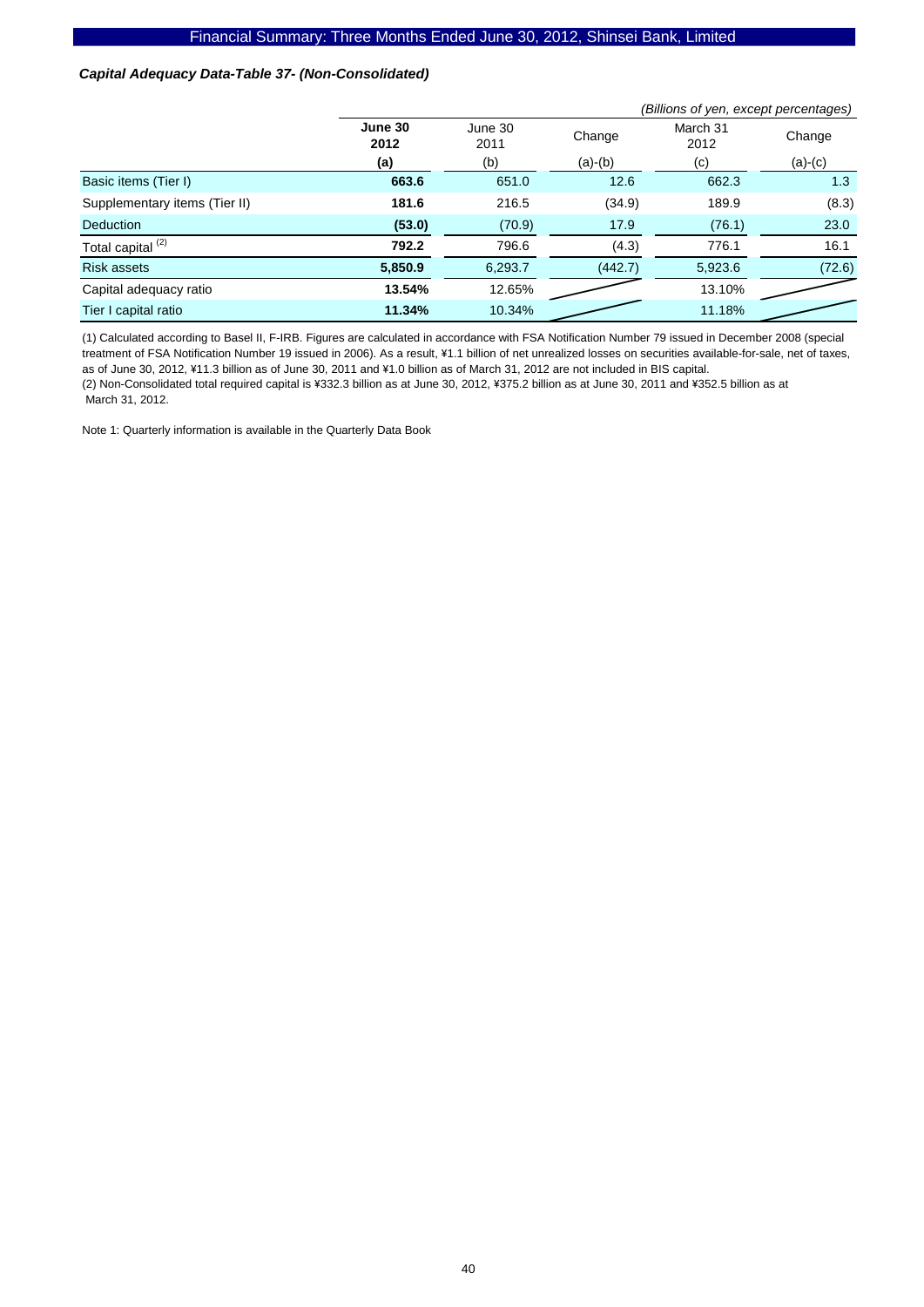### *Capital Adequacy Data-Table 37- (Non-Consolidated)*

*(Billions of yen, except percentages)*

| | **June 30 2012** | June 30 2011 | Change | March 31 2012 | Change |
|---|---|---|---|---|---|
| | **(a)** | (b) | (a)-(b) | (c) | (a)-(c) |
| Basic items (Tier I) | **663.6** | 651.0 | 12.6 | 662.3 | 1.3 |
| Supplementary items (Tier II) | **181.6** | 216.5 | (34.9) | 189.9 | (8.3) |
| Deduction | **(53.0)** | (70.9) | 17.9 | (76.1) | 23.0 |
| Total capital [(2)] | **792.2** | 796.6 | (4.3) | 776.1 | 16.1 |
| Risk assets | **5,850.9** | 6,293.7 | (442.7) | 5,923.6 | (72.6) |
| Capital adequacy ratio | **13.54%** | 12.65% | | 13.10% | |
| Tier I capital ratio | **11.34%** | 10.34% | | 11.18% | |

(1) Calculated according to Basel II, F-IRB. Figures are calculated in accordance with FSA Notification Number 79 issued in December 2008 (special treatment of FSA Notification Number 19 issued in 2006). As a result, ¥1.1 billion of net unrealized losses on securities available-for-sale, net of taxes, as of June 30, 2012, ¥11.3 billion as of June 30, 2011 and ¥1.0 billion as of March 31, 2012 are not included in BIS capital.

(2) Non-Consolidated total required capital is ¥332.3 billion as at June 30, 2012, ¥375.2 billion as at June 30, 2011 and ¥352.5 billion as at March 31, 2012.

Note 1: Quarterly information is available in the Quarterly Data Book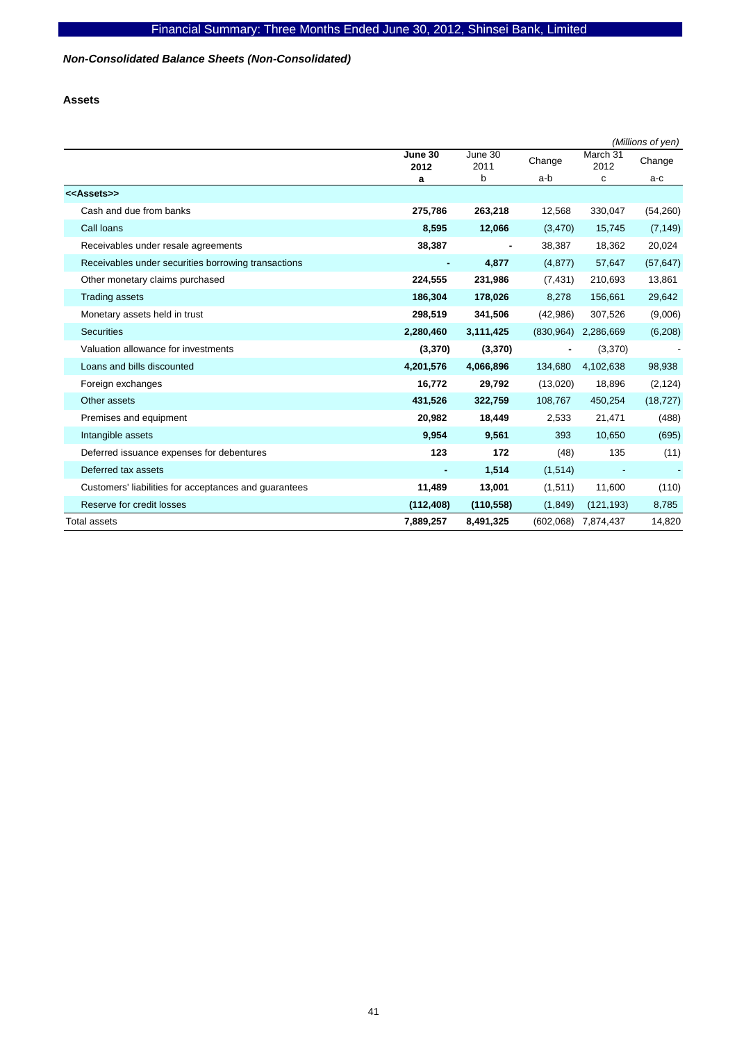*Non-Consolidated Balance Sheets (Non-Consolidated)*

**Assets**

*(Millions of yen)*

| | June 30 2012 a | June 30 2011 b | Change a-b | March 31 2012 c | Change a-c |
|---|---|---|---|---|---|
| **<<Assets>>** | | | | | |
| Cash and due from banks | **275,786** | 263,218 | 12,568 | 330,047 | (54,260) |
| Call loans | **8,595** | 12,066 | (3,470) | 15,745 | (7,149) |
| Receivables under resale agreements | **38,387** | - | 38,387 | 18,362 | 20,024 |
| Receivables under securities borrowing transactions | **-** | 4,877 | (4,877) | 57,647 | (57,647) |
| Other monetary claims purchased | **224,555** | 231,986 | (7,431) | 210,693 | 13,861 |
| Trading assets | **186,304** | 178,026 | 8,278 | 156,661 | 29,642 |
| Monetary assets held in trust | **298,519** | 341,506 | (42,986) | 307,526 | (9,006) |
| Securities | **2,280,460** | 3,111,425 | (830,964) | 2,286,669 | (6,208) |
| Valuation allowance for investments | **(3,370)** | (3,370) | - | (3,370) | - |
| Loans and bills discounted | **4,201,576** | 4,066,896 | 134,680 | 4,102,638 | 98,938 |
| Foreign exchanges | **16,772** | 29,792 | (13,020) | 18,896 | (2,124) |
| Other assets | **431,526** | 322,759 | 108,767 | 450,254 | (18,727) |
| Premises and equipment | **20,982** | 18,449 | 2,533 | 21,471 | (488) |
| Intangible assets | **9,954** | 9,561 | 393 | 10,650 | (695) |
| Deferred issuance expenses for debentures | **123** | 172 | (48) | 135 | (11) |
| Deferred tax assets | **-** | 1,514 | (1,514) | - | - |
| Customers' liabilities for acceptances and guarantees | **11,489** | 13,001 | (1,511) | 11,600 | (110) |
| Reserve for credit losses | **(112,408)** | (110,558) | (1,849) | (121,193) | 8,785 |
| Total assets | **7,889,257** | 8,491,325 | (602,068) | 7,874,437 | 14,820 |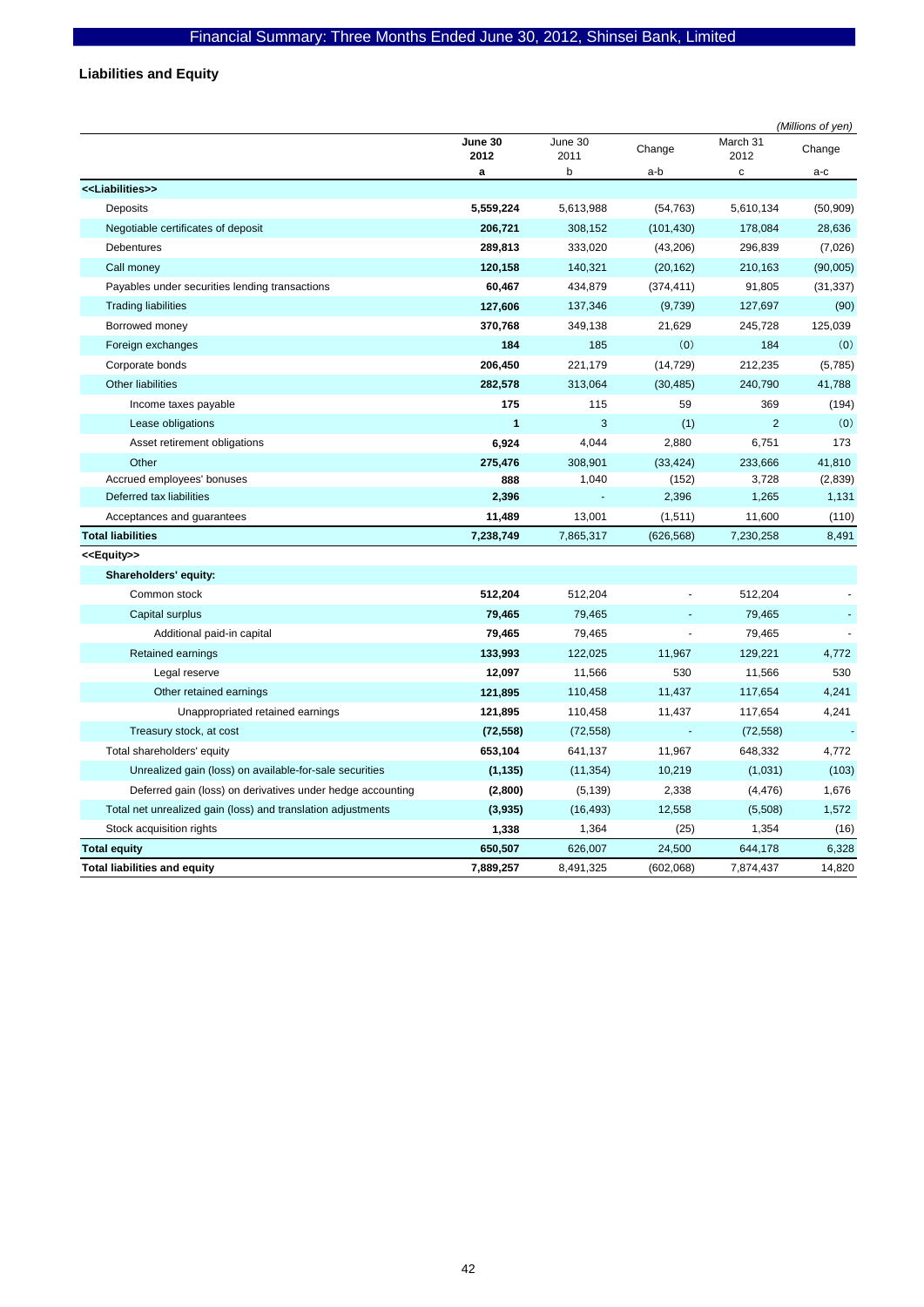## Liabilities and Equity

*(Millions of yen)*

| | June 30 2012 | June 30 2011 | Change | March 31 2012 | Change |
|---|---|---|---|---|---|
| | a | b | a-b | c | a-c |
| **<<Liabilities>>** | | | | | |
| Deposits | **5,559,224** | 5,613,988 | (54,763) | 5,610,134 | (50,909) |
| Negotiable certificates of deposit | **206,721** | 308,152 | (101,430) | 178,084 | 28,636 |
| Debentures | **289,813** | 333,020 | (43,206) | 296,839 | (7,026) |
| Call money | **120,158** | 140,321 | (20,162) | 210,163 | (90,005) |
| Payables under securities lending transactions | **60,467** | 434,879 | (374,411) | 91,805 | (31,337) |
| Trading liabilities | **127,606** | 137,346 | (9,739) | 127,697 | (90) |
| Borrowed money | **370,768** | 349,138 | 21,629 | 245,728 | 125,039 |
| Foreign exchanges | **184** | 185 | (0) | 184 | (0) |
| Corporate bonds | **206,450** | 221,179 | (14,729) | 212,235 | (5,785) |
| Other liabilities | **282,578** | 313,064 | (30,485) | 240,790 | 41,788 |
| Income taxes payable | **175** | 115 | 59 | 369 | (194) |
| Lease obligations | **1** | 3 | (1) | 2 | (0) |
| Asset retirement obligations | **6,924** | 4,044 | 2,880 | 6,751 | 173 |
| Other | **275,476** | 308,901 | (33,424) | 233,666 | 41,810 |
| Accrued employees' bonuses | **888** | 1,040 | (152) | 3,728 | (2,839) |
| Deferred tax liabilities | **2,396** | - | 2,396 | 1,265 | 1,131 |
| Acceptances and guarantees | **11,489** | 13,001 | (1,511) | 11,600 | (110) |
| **Total liabilities** | **7,238,749** | 7,865,317 | (626,568) | 7,230,258 | 8,491 |
| **<<Equity>>** | | | | | |
| **Shareholders' equity:** | | | | | |
| Common stock | **512,204** | 512,204 | - | 512,204 | - |
| Capital surplus | **79,465** | 79,465 | - | 79,465 | - |
| Additional paid-in capital | **79,465** | 79,465 | - | 79,465 | - |
| Retained earnings | **133,993** | 122,025 | 11,967 | 129,221 | 4,772 |
| Legal reserve | **12,097** | 11,566 | 530 | 11,566 | 530 |
| Other retained earnings | **121,895** | 110,458 | 11,437 | 117,654 | 4,241 |
| Unappropriated retained earnings | **121,895** | 110,458 | 11,437 | 117,654 | 4,241 |
| Treasury stock, at cost | **(72,558)** | (72,558) | - | (72,558) | - |
| Total shareholders' equity | **653,104** | 641,137 | 11,967 | 648,332 | 4,772 |
| Unrealized gain (loss) on available-for-sale securities | **(1,135)** | (11,354) | 10,219 | (1,031) | (103) |
| Deferred gain (loss) on derivatives under hedge accounting | **(2,800)** | (5,139) | 2,338 | (4,476) | 1,676 |
| Total net unrealized gain (loss) and translation adjustments | **(3,935)** | (16,493) | 12,558 | (5,508) | 1,572 |
| Stock acquisition rights | **1,338** | 1,364 | (25) | 1,354 | (16) |
| **Total equity** | **650,507** | 626,007 | 24,500 | 644,178 | 6,328 |
| **Total liabilities and equity** | **7,889,257** | 8,491,325 | (602,068) | 7,874,437 | 14,820 |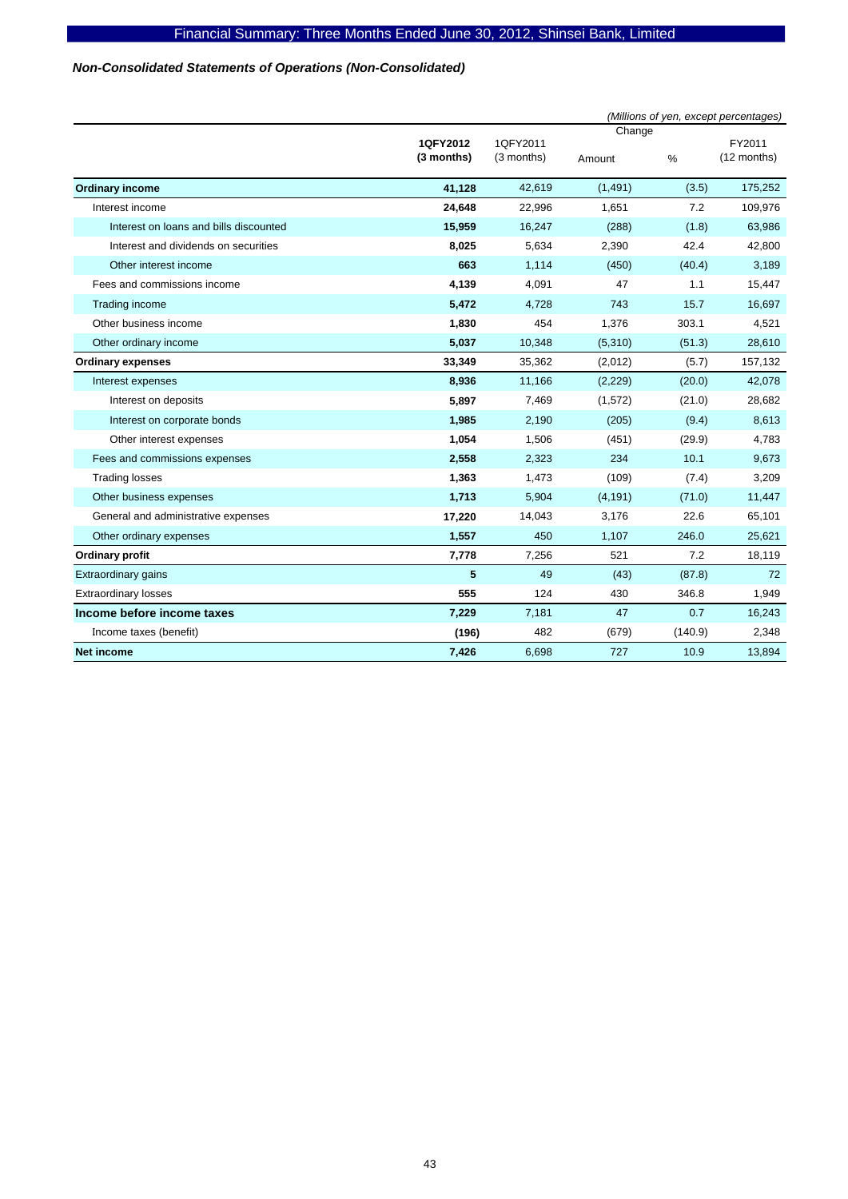*Non-Consolidated Statements of Operations (Non-Consolidated)*

*(Millions of yen, except percentages)*

| | 1QFY2012 (3 months) | 1QFY2011 (3 months) | Change Amount | Change % | FY2011 (12 months) |
|---|---|---|---|---|---|
| **Ordinary income** | **41,128** | 42,619 | (1,491) | (3.5) | 175,252 |
| Interest income | **24,648** | 22,996 | 1,651 | 7.2 | 109,976 |
| Interest on loans and bills discounted | **15,959** | 16,247 | (288) | (1.8) | 63,986 |
| Interest and dividends on securities | **8,025** | 5,634 | 2,390 | 42.4 | 42,800 |
| Other interest income | **663** | 1,114 | (450) | (40.4) | 3,189 |
| Fees and commissions income | **4,139** | 4,091 | 47 | 1.1 | 15,447 |
| Trading income | **5,472** | 4,728 | 743 | 15.7 | 16,697 |
| Other business income | **1,830** | 454 | 1,376 | 303.1 | 4,521 |
| Other ordinary income | **5,037** | 10,348 | (5,310) | (51.3) | 28,610 |
| **Ordinary expenses** | **33,349** | 35,362 | (2,012) | (5.7) | 157,132 |
| Interest expenses | **8,936** | 11,166 | (2,229) | (20.0) | 42,078 |
| Interest on deposits | **5,897** | 7,469 | (1,572) | (21.0) | 28,682 |
| Interest on corporate bonds | **1,985** | 2,190 | (205) | (9.4) | 8,613 |
| Other interest expenses | **1,054** | 1,506 | (451) | (29.9) | 4,783 |
| Fees and commissions expenses | **2,558** | 2,323 | 234 | 10.1 | 9,673 |
| Trading losses | **1,363** | 1,473 | (109) | (7.4) | 3,209 |
| Other business expenses | **1,713** | 5,904 | (4,191) | (71.0) | 11,447 |
| General and administrative expenses | **17,220** | 14,043 | 3,176 | 22.6 | 65,101 |
| Other ordinary expenses | **1,557** | 450 | 1,107 | 246.0 | 25,621 |
| **Ordinary profit** | **7,778** | 7,256 | 521 | 7.2 | 18,119 |
| Extraordinary gains | **5** | 49 | (43) | (87.8) | 72 |
| Extraordinary losses | **555** | 124 | 430 | 346.8 | 1,949 |
| **Income before income taxes** | **7,229** | 7,181 | 47 | 0.7 | 16,243 |
| Income taxes (benefit) | **(196)** | 482 | (679) | (140.9) | 2,348 |
| **Net income** | **7,426** | 6,698 | 727 | 10.9 | 13,894 |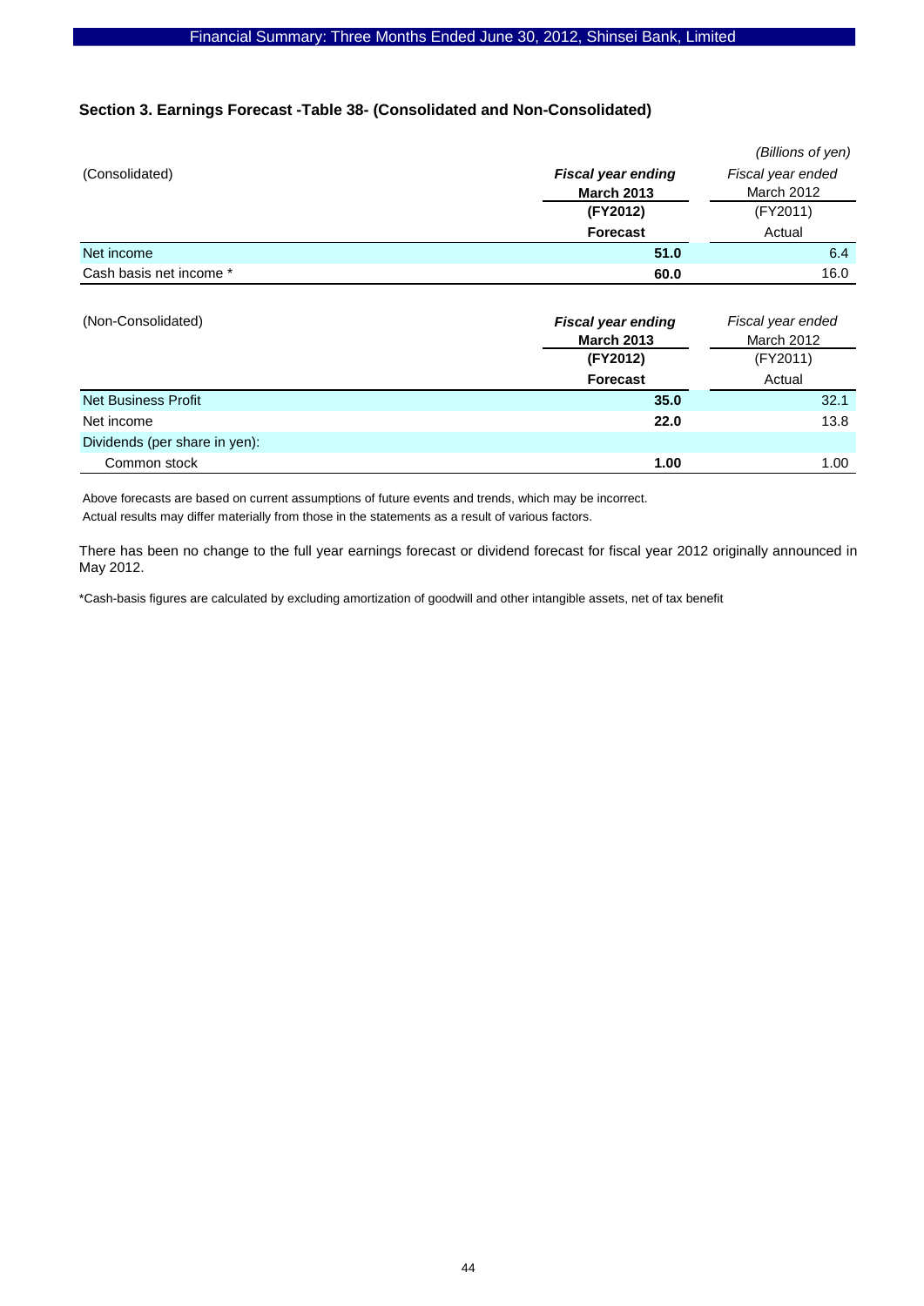### Section 3. Earnings Forecast -Table 38- (Consolidated and Non-Consolidated)

*(Billions of yen)*

| (Consolidated) | ***Fiscal year ending* March 2013 (FY2012) Forecast** | *Fiscal year ended* March 2012 (FY2011) Actual |
|---|---|---|
| Net income | **51.0** | 6.4 |
| Cash basis net income * | **60.0** | 16.0 |

| (Non-Consolidated) | ***Fiscal year ending* March 2013 (FY2012) Forecast** | *Fiscal year ended* March 2012 (FY2011) Actual |
|---|---|---|
| Net Business Profit | **35.0** | 32.1 |
| Net income | **22.0** | 13.8 |
| Dividends (per share in yen): | | |
| Common stock | **1.00** | 1.00 |

Above forecasts are based on current assumptions of future events and trends, which may be incorrect.
Actual results may differ materially from those in the statements as a result of various factors.

There has been no change to the full year earnings forecast or dividend forecast for fiscal year 2012 originally announced in May 2012.

*Cash-basis figures are calculated by excluding amortization of goodwill and other intangible assets, net of tax benefit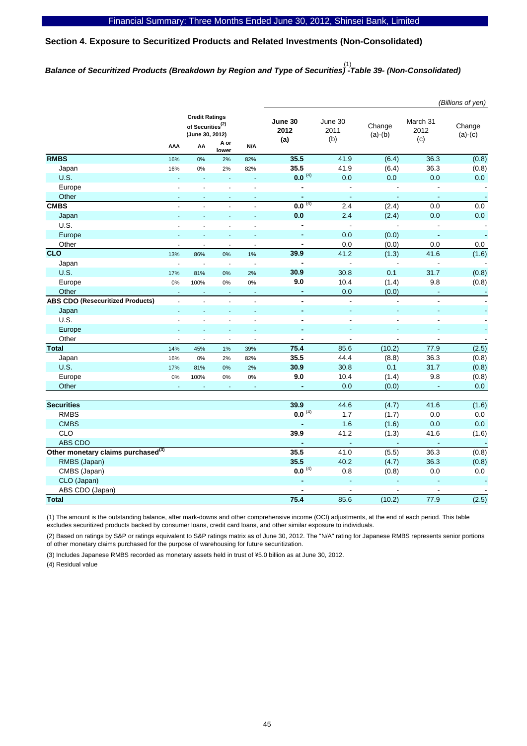## Section 4. Exposure to Securitized Products and Related Investments (Non-Consolidated)

### *Balance of Securitized Products (Breakdown by Region and Type of Securities)[(1)] -Table 39- (Non-Consolidated)*

*(Billions of yen)*

| | Credit Ratings of Securities[(2)] (June 30, 2012) AAA | AA | A or lower | N/A | June 30 2012 (a) | June 30 2011 (b) | Change (a)-(b) | March 31 2012 (c) | Change (a)-(c) |
|---|---|---|---|---|---|---|---|---|---|
| **RMBS** | 16% | 0% | 2% | 82% | **35.5** | 41.9 | (6.4) | 36.3 | (0.8) |
| Japan | 16% | 0% | 2% | 82% | **35.5** | 41.9 | (6.4) | 36.3 | (0.8) |
| U.S. | - | - | - | - | **0.0** [(4)] | 0.0 | 0.0 | 0.0 | 0.0 |
| Europe | - | - | - | - | **-** | - | - | - | - |
| Other | - | - | - | - | **-** | - | - | - | - |
| **CMBS** | - | - | - | - | **0.0** [(4)] | 2.4 | (2.4) | 0.0 | 0.0 |
| Japan | - | - | - | - | **0.0** | 2.4 | (2.4) | 0.0 | 0.0 |
| U.S. | - | - | - | - | **-** | - | - | - | - |
| Europe | - | - | - | - | **-** | 0.0 | (0.0) | - | - |
| Other | - | - | - | - | **-** | 0.0 | (0.0) | 0.0 | 0.0 |
| **CLO** | 13% | 86% | 0% | 1% | **39.9** | 41.2 | (1.3) | 41.6 | (1.6) |
| Japan | - | - | - | - | **-** | - | - | - | - |
| U.S. | 17% | 81% | 0% | 2% | **30.9** | 30.8 | 0.1 | 31.7 | (0.8) |
| Europe | 0% | 100% | 0% | 0% | **9.0** | 10.4 | (1.4) | 9.8 | (0.8) |
| Other | - | - | - | - | **-** | 0.0 | (0.0) | - | - |
| **ABS CDO (Resecuritized Products)** | - | - | - | - | **-** | - | - | - | - |
| Japan | - | - | - | - | **-** | - | - | - | - |
| U.S. | - | - | - | - | **-** | - | - | - | - |
| Europe | - | - | - | - | **-** | - | - | - | - |
| Other | - | - | - | - | **-** | - | - | - | - |
| **Total** | 14% | 45% | 1% | 39% | **75.4** | 85.6 | (10.2) | 77.9 | (2.5) |
| Japan | 16% | 0% | 2% | 82% | **35.5** | 44.4 | (8.8) | 36.3 | (0.8) |
| U.S. | 17% | 81% | 0% | 2% | **30.9** | 30.8 | 0.1 | 31.7 | (0.8) |
| Europe | 0% | 100% | 0% | 0% | **9.0** | 10.4 | (1.4) | 9.8 | (0.8) |
| Other | - | - | - | - | **-** | 0.0 | (0.0) | - | 0.0 |
| | | | | | | | | | |
| **Securities** | | | | | **39.9** | 44.6 | (4.7) | 41.6 | (1.6) |
| RMBS | | | | | **0.0** [(4)] | 1.7 | (1.7) | 0.0 | 0.0 |
| CMBS | | | | | **-** | 1.6 | (1.6) | 0.0 | 0.0 |
| CLO | | | | | **39.9** | 41.2 | (1.3) | 41.6 | (1.6) |
| ABS CDO | | | | | **-** | - | - | - | - |
| **Other monetary claims purchased[(3)]** | | | | | **35.5** | 41.0 | (5.5) | 36.3 | (0.8) |
| RMBS (Japan) | | | | | **35.5** | 40.2 | (4.7) | 36.3 | (0.8) |
| CMBS (Japan) | | | | | **0.0** [(4)] | 0.8 | (0.8) | 0.0 | 0.0 |
| CLO (Japan) | | | | | **-** | - | - | - | - |
| ABS CDO (Japan) | | | | | **-** | - | - | - | - |
| **Total** | | | | | **75.4** | 85.6 | (10.2) | 77.9 | (2.5) |

(1) The amount is the outstanding balance, after mark-downs and other comprehensive income (OCI) adjustments, at the end of each period. This table excludes securitized products backed by consumer loans, credit card loans, and other similar exposure to individuals.

(2) Based on ratings by S&P or ratings equivalent to S&P ratings matrix as of June 30, 2012. The "N/A" rating for Japanese RMBS represents senior portions of other monetary claims purchased for the purpose of warehousing for future securitization.

(3) Includes Japanese RMBS recorded as monetary assets held in trust of ¥5.0 billion as at June 30, 2012.

(4) Residual value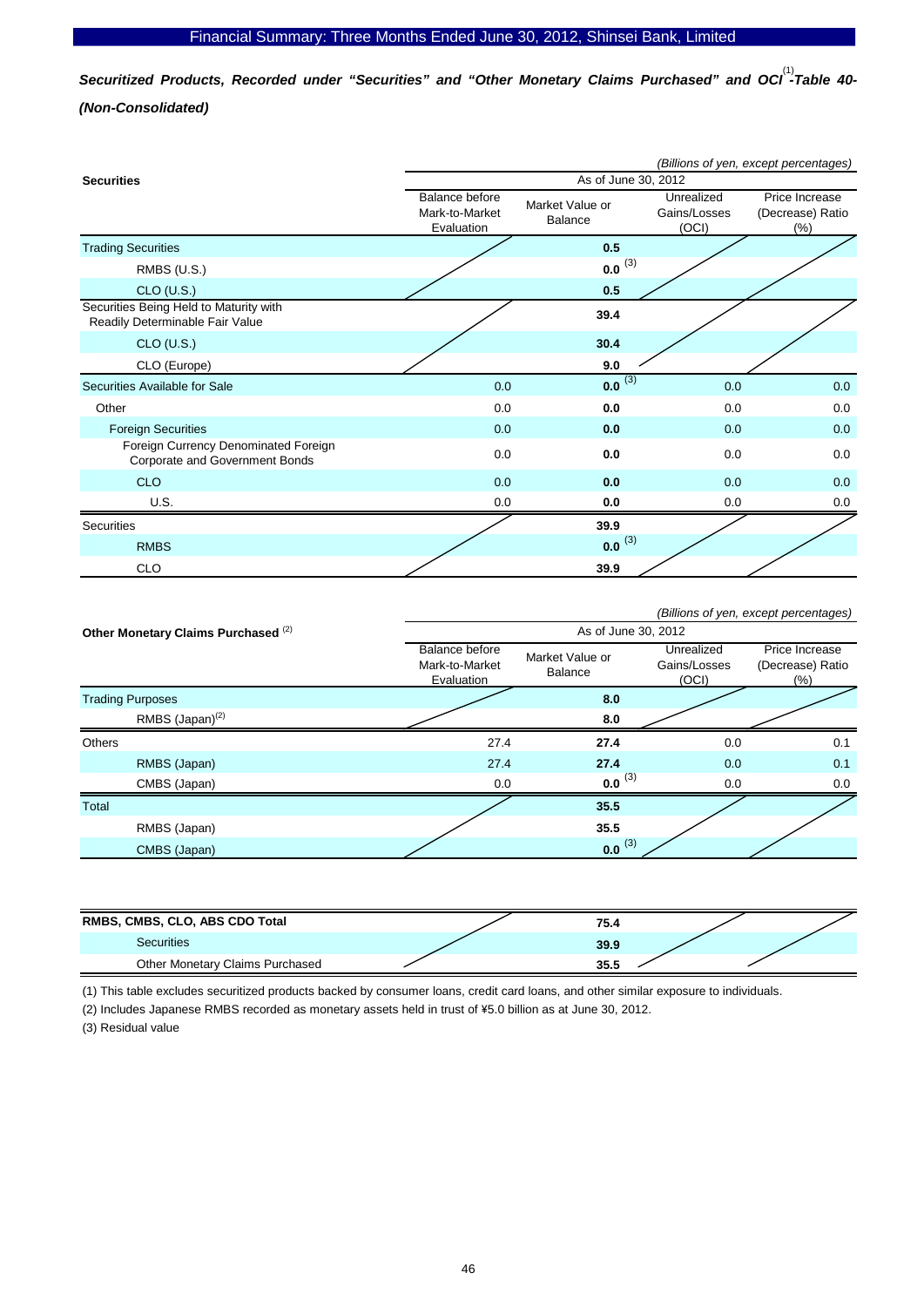### *Securitized Products, Recorded under "Securities" and "Other Monetary Claims Purchased" and OCI[(1)]-Table 40-(Non-Consolidated)*

*(Billions of yen, except percentages)*

| Securities | As of June 30, 2012 | | | |
|---|---|---|---|---|
| | Balance before Mark-to-Market Evaluation | Market Value or Balance | Unrealized Gains/Losses (OCI) | Price Increase (Decrease) Ratio (%) |
| Trading Securities | | **0.5** | | |
| RMBS (U.S.) | | **0.0** [(3)] | | |
| CLO (U.S.) | | **0.5** | | |
| Securities Being Held to Maturity with Readily Determinable Fair Value | | **39.4** | | |
| CLO (U.S.) | | **30.4** | | |
| CLO (Europe) | | **9.0** | | |
| Securities Available for Sale | 0.0 | **0.0** [(3)] | 0.0 | 0.0 |
| Other | 0.0 | **0.0** | 0.0 | 0.0 |
| Foreign Securities | 0.0 | **0.0** | 0.0 | 0.0 |
| Foreign Currency Denominated Foreign Corporate and Government Bonds | 0.0 | **0.0** | 0.0 | 0.0 |
| CLO | 0.0 | **0.0** | 0.0 | 0.0 |
| U.S. | 0.0 | **0.0** | 0.0 | 0.0 |
| Securities | | **39.9** | | |
| RMBS | | **0.0** [(3)] | | |
| CLO | | **39.9** | | |

*(Billions of yen, except percentages)*

| Other Monetary Claims Purchased [(2)] | As of June 30, 2012 | | | |
|---|---|---|---|---|
| | Balance before Mark-to-Market Evaluation | Market Value or Balance | Unrealized Gains/Losses (OCI) | Price Increase (Decrease) Ratio (%) |
| Trading Purposes | | **8.0** | | |
| RMBS (Japan)[(2)] | | **8.0** | | |
| Others | 27.4 | **27.4** | 0.0 | 0.1 |
| RMBS (Japan) | 27.4 | **27.4** | 0.0 | 0.1 |
| CMBS (Japan) | 0.0 | **0.0** [(3)] | 0.0 | 0.0 |
| Total | | **35.5** | | |
| RMBS (Japan) | | **35.5** | | |
| CMBS (Japan) | | **0.0** [(3)] | | |

| RMBS, CMBS, CLO, ABS CDO Total | | **75.4** | | |
|---|---|---|---|---|
| Securities | | **39.9** | | |
| Other Monetary Claims Purchased | | **35.5** | | |

(1) This table excludes securitized products backed by consumer loans, credit card loans, and other similar exposure to individuals.

(2) Includes Japanese RMBS recorded as monetary assets held in trust of ¥5.0 billion as at June 30, 2012.

(3) Residual value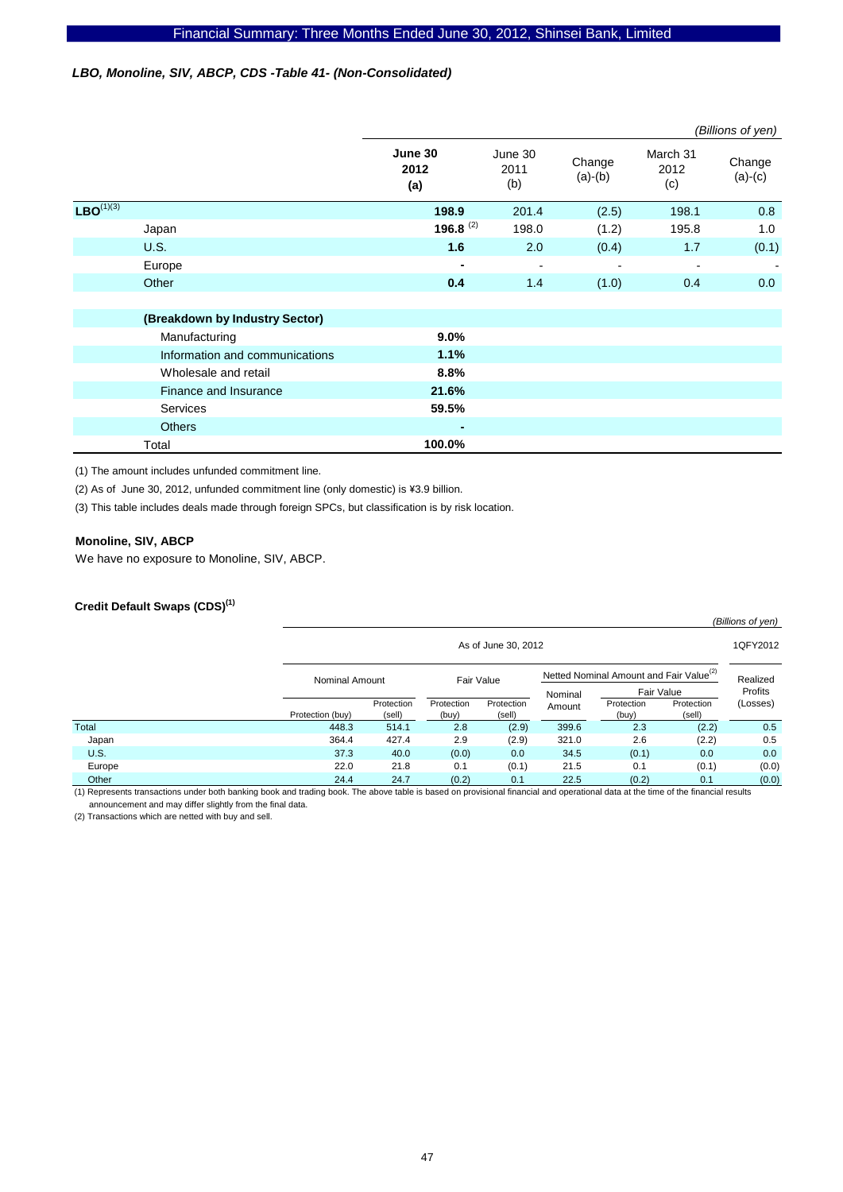*LBO, Monoline, SIV, ABCP, CDS -Table 41- (Non-Consolidated)*

*(Billions of yen)*

| | June 30 2012 (a) | June 30 2011 (b) | Change (a)-(b) | March 31 2012 (c) | Change (a)-(c) |
|---|---|---|---|---|---|
| **LBO**[(1)(3)] | **198.9** | 201.4 | (2.5) | 198.1 | 0.8 |
| Japan | **196.8** [(2)] | 198.0 | (1.2) | 195.8 | 1.0 |
| U.S. | **1.6** | 2.0 | (0.4) | 1.7 | (0.1) |
| Europe | **-** | - | - | - | - |
| Other | **0.4** | 1.4 | (1.0) | 0.4 | 0.0 |
| | | | | | |
| **(Breakdown by Industry Sector)** | | | | | |
| Manufacturing | **9.0%** | | | | |
| Information and communications | **1.1%** | | | | |
| Wholesale and retail | **8.8%** | | | | |
| Finance and Insurance | **21.6%** | | | | |
| Services | **59.5%** | | | | |
| Others | **-** | | | | |
| Total | **100.0%** | | | | |

(1) The amount includes unfunded commitment line.

(2) As of June 30, 2012, unfunded commitment line (only domestic) is ¥3.9 billion.

(3) This table includes deals made through foreign SPCs, but classification is by risk location.

**Monoline, SIV, ABCP**

We have no exposure to Monoline, SIV, ABCP.

**Credit Default Swaps (CDS)[(1)]**

*(Billions of yen)*

| | As of June 30, 2012 | | | | | | | 1QFY2012 |
|---|---|---|---|---|---|---|---|---|
| | Nominal Amount | | Fair Value | | Netted Nominal Amount and Fair Value[(2)] | | | Realized Profits (Losses) |
| | | | | | Nominal Amount | Fair Value | | |
| | Protection (buy) | Protection (sell) | Protection (buy) | Protection (sell) | | Protection (buy) | Protection (sell) | |
| Total | 448.3 | 514.1 | 2.8 | (2.9) | 399.6 | 2.3 | (2.2) | 0.5 |
| Japan | 364.4 | 427.4 | 2.9 | (2.9) | 321.0 | 2.6 | (2.2) | 0.5 |
| U.S. | 37.3 | 40.0 | (0.0) | 0.0 | 34.5 | (0.1) | 0.0 | 0.0 |
| Europe | 22.0 | 21.8 | 0.1 | (0.1) | 21.5 | 0.1 | (0.1) | (0.0) |
| Other | 24.4 | 24.7 | (0.2) | 0.1 | 22.5 | (0.2) | 0.1 | (0.0) |

(1) Represents transactions under both banking book and trading book. The above table is based on provisional financial and operational data at the time of the financial results announcement and may differ slightly from the final data.

(2) Transactions which are netted with buy and sell.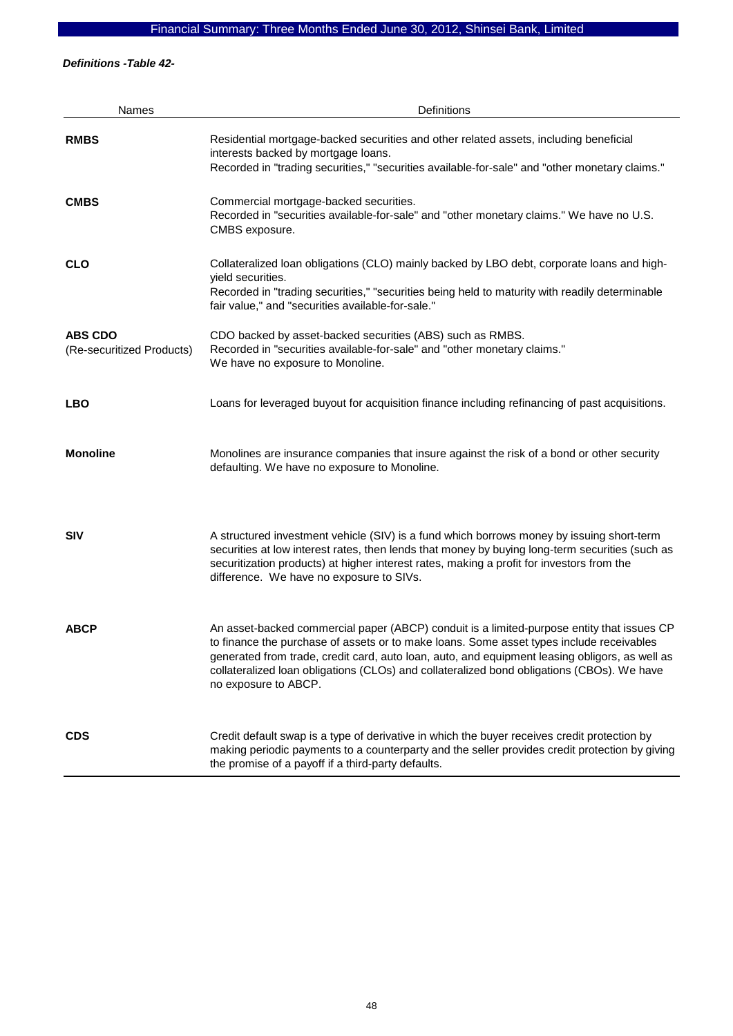***Definitions -Table 42-***

| Names | Definitions |
|---|---|
| **RMBS** | Residential mortgage-backed securities and other related assets, including beneficial interests backed by mortgage loans.<br>Recorded in "trading securities," "securities available-for-sale" and "other monetary claims." |
| **CMBS** | Commercial mortgage-backed securities.<br>Recorded in "securities available-for-sale" and "other monetary claims." We have no U.S. CMBS exposure. |
| **CLO** | Collateralized loan obligations (CLO) mainly backed by LBO debt, corporate loans and high-yield securities.<br>Recorded in "trading securities," "securities being held to maturity with readily determinable fair value," and "securities available-for-sale." |
| **ABS CDO** (Re-securitized Products) | CDO backed by asset-backed securities (ABS) such as RMBS.<br>Recorded in "securities available-for-sale" and "other monetary claims."<br>We have no exposure to Monoline. |
| **LBO** | Loans for leveraged buyout for acquisition finance including refinancing of past acquisitions. |
| **Monoline** | Monolines are insurance companies that insure against the risk of a bond or other security defaulting. We have no exposure to Monoline. |
| **SIV** | A structured investment vehicle (SIV) is a fund which borrows money by issuing short-term securities at low interest rates, then lends that money by buying long-term securities (such as securitization products) at higher interest rates, making a profit for investors from the difference. We have no exposure to SIVs. |
| **ABCP** | An asset-backed commercial paper (ABCP) conduit is a limited-purpose entity that issues CP to finance the purchase of assets or to make loans. Some asset types include receivables generated from trade, credit card, auto loan, auto, and equipment leasing obligors, as well as collateralized loan obligations (CLOs) and collateralized bond obligations (CBOs). We have no exposure to ABCP. |
| **CDS** | Credit default swap is a type of derivative in which the buyer receives credit protection by making periodic payments to a counterparty and the seller provides credit protection by giving the promise of a payoff if a third-party defaults. |